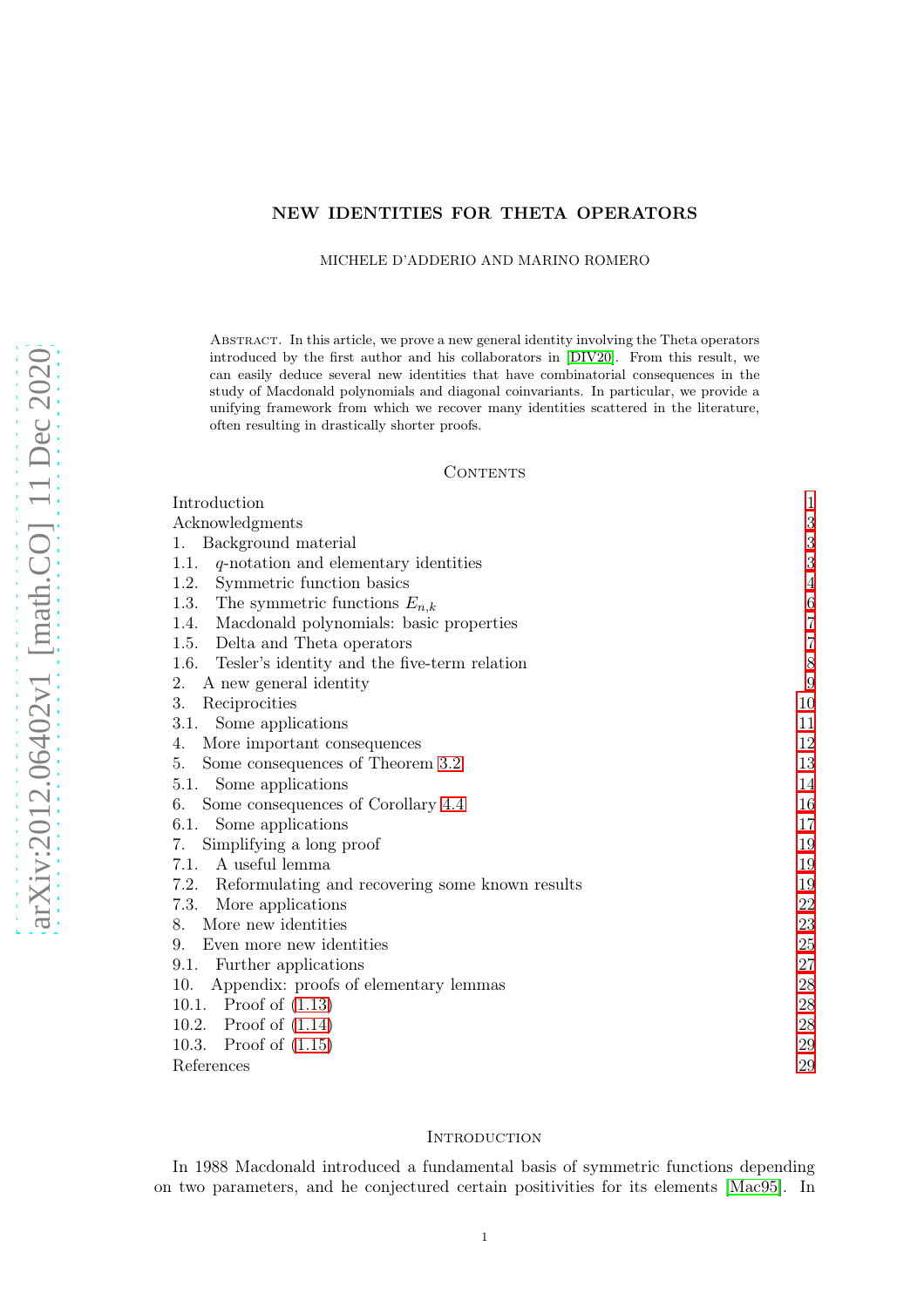# NEW IDENTITIES FOR THETA OPERATORS

MICHELE D'ADDERIO AND MARINO ROMERO

Abstract. In this article, we prove a new general identity involving the Theta operators introduced by the first author and his collaborators in [DIV20]. From this result, we can easily deduce several new identities that have combinatorial consequences in the study of Macdonald polynomials and diagonal coinvariants. In particular, we provide a unifying framework from which we recover many identities scattered in the literature, often resulting in drastically shorter proofs.

## Contents

| | |
|---|---|
| Introduction | 1 |
| Acknowledgments | 3 |
| 1. Background material | 3 |
| 1.1. $q$-notation and elementary identities | 3 |
| 1.2. Symmetric function basics | 4 |
| 1.3. The symmetric functions $E_{n,k}$ | 6 |
| 1.4. Macdonald polynomials: basic properties | 7 |
| 1.5. Delta and Theta operators | 7 |
| 1.6. Tesler's identity and the five-term relation | 8 |
| 2. A new general identity | 9 |
| 3. Reciprocities | 10 |
| 3.1. Some applications | 11 |
| 4. More important consequences | 12 |
| 5. Some consequences of Theorem 3.2 | 13 |
| 5.1. Some applications | 14 |
| 6. Some consequences of Corollary 4.4 | 16 |
| 6.1. Some applications | 17 |
| 7. Simplifying a long proof | 19 |
| 7.1. A useful lemma | 19 |
| 7.2. Reformulating and recovering some known results | 19 |
| 7.3. More applications | 22 |
| 8. More new identities | 23 |
| 9. Even more new identities | 25 |
| 9.1. Further applications | 27 |
| 10. Appendix: proofs of elementary lemmas | 28 |
| 10.1. Proof of (1.13) | 28 |
| 10.2. Proof of (1.14) | 28 |
| 10.3. Proof of (1.15) | 29 |
| References | 29 |

## Introduction

In 1988 Macdonald introduced a fundamental basis of symmetric functions depending on two parameters, and he conjectured certain positivities for its elements [Mac95]. In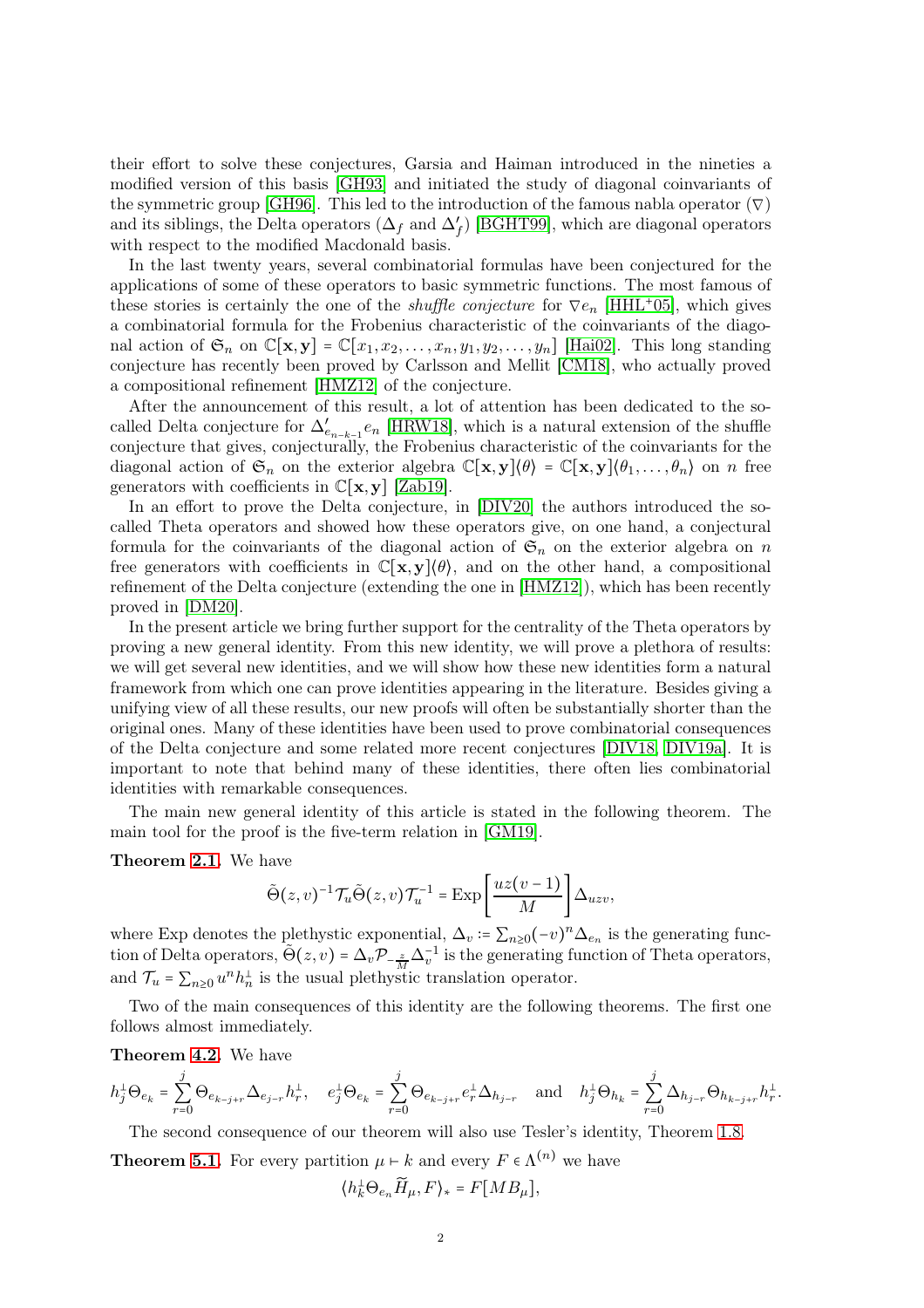their effort to solve these conjectures, Garsia and Haiman introduced in the nineties a modified version of this basis [GH93] and initiated the study of diagonal coinvariants of the symmetric group [GH96]. This led to the introduction of the famous nabla operator ($\nabla$) and its siblings, the Delta operators ($\Delta_f$ and $\Delta'_f$) [BGHT99], which are diagonal operators with respect to the modified Macdonald basis.

In the last twenty years, several combinatorial formulas have been conjectured for the applications of some of these operators to basic symmetric functions. The most famous of these stories is certainly the one of the *shuffle conjecture* for $\nabla e_n$ [HHL+05], which gives a combinatorial formula for the Frobenius characteristic of the coinvariants of the diagonal action of $\mathfrak{S}_n$ on $\mathbb{C}[\mathbf{x},\mathbf{y}] = \mathbb{C}[x_1,x_2,\dots,x_n,y_1,y_2,\dots,y_n]$ [Hai02]. This long standing conjecture has recently been proved by Carlsson and Mellit [CM18], who actually proved a compositional refinement [HMZ12] of the conjecture.

After the announcement of this result, a lot of attention has been dedicated to the so-called Delta conjecture for $\Delta'_{e_{n-k-1}}e_n$ [HRW18], which is a natural extension of the shuffle conjecture that gives, conjecturally, the Frobenius characteristic of the coinvariants for the diagonal action of $\mathfrak{S}_n$ on the exterior algebra $\mathbb{C}[\mathbf{x},\mathbf{y}]\langle\theta\rangle = \mathbb{C}[\mathbf{x},\mathbf{y}]\langle\theta_1,\dots,\theta_n\rangle$ on $n$ free generators with coefficients in $\mathbb{C}[\mathbf{x},\mathbf{y}]$ [Zab19].

In an effort to prove the Delta conjecture, in [DIV20] the authors introduced the so-called Theta operators and showed how these operators give, on one hand, a conjectural formula for the coinvariants of the diagonal action of $\mathfrak{S}_n$ on the exterior algebra on $n$ free generators with coefficients in $\mathbb{C}[\mathbf{x},\mathbf{y}]\langle\theta\rangle$, and on the other hand, a compositional refinement of the Delta conjecture (extending the one in [HMZ12]), which has been recently proved in [DM20].

In the present article we bring further support for the centrality of the Theta operators by proving a new general identity. From this new identity, we will prove a plethora of results: we will get several new identities, and we will show how these new identities form a natural framework from which one can prove identities appearing in the literature. Besides giving a unifying view of all these results, our new proofs will often be substantially shorter than the original ones. Many of these identities have been used to prove combinatorial consequences of the Delta conjecture and some related more recent conjectures [DIV18, DIV19a]. It is important to note that behind many of these identities, there often lies combinatorial identities with remarkable consequences.

The main new general identity of this article is stated in the following theorem. The main tool for the proof is the five-term relation in [GM19].

**Theorem 2.1.** We have

$$\tilde{\Theta}(z,v)^{-1}\mathcal{T}_u\tilde{\Theta}(z,v)\mathcal{T}_u^{-1} = \operatorname{Exp}\left[\frac{uz(v-1)}{M}\right]\Delta_{uzv},$$

where Exp denotes the plethystic exponential, $\Delta_v \coloneqq \sum_{n\geq 0}(-v)^n\Delta_{e_n}$ is the generating function of Delta operators, $\widetilde{\Theta}(z,v) = \Delta_v\mathcal{P}_{-\frac{z}{M}}\Delta_v^{-1}$ is the generating function of Theta operators, and $\mathcal{T}_u = \sum_{n\geq 0}u^n h_n^\perp$ is the usual plethystic translation operator.

Two of the main consequences of this identity are the following theorems. The first one follows almost immediately.

**Theorem 4.2.** We have

$$h_j^\perp\Theta_{e_k} = \sum_{r=0}^{j}\Theta_{e_{k-j+r}}\Delta_{e_{j-r}}h_r^\perp,\quad e_j^\perp\Theta_{e_k} = \sum_{r=0}^{j}\Theta_{e_{k-j+r}}e_r^\perp\Delta_{h_{j-r}}\quad\text{and}\quad h_j^\perp\Theta_{h_k} = \sum_{r=0}^{j}\Delta_{h_{j-r}}\Theta_{h_{k-j+r}}h_r^\perp.$$

The second consequence of our theorem will also use Tesler's identity, Theorem 1.8.

**Theorem 5.1.** For every partition $\mu\vdash k$ and every $F\in\Lambda^{(n)}$ we have

$$\langle h_k^\perp\Theta_{e_n}\widetilde{H}_\mu, F\rangle_* = F[MB_\mu],$$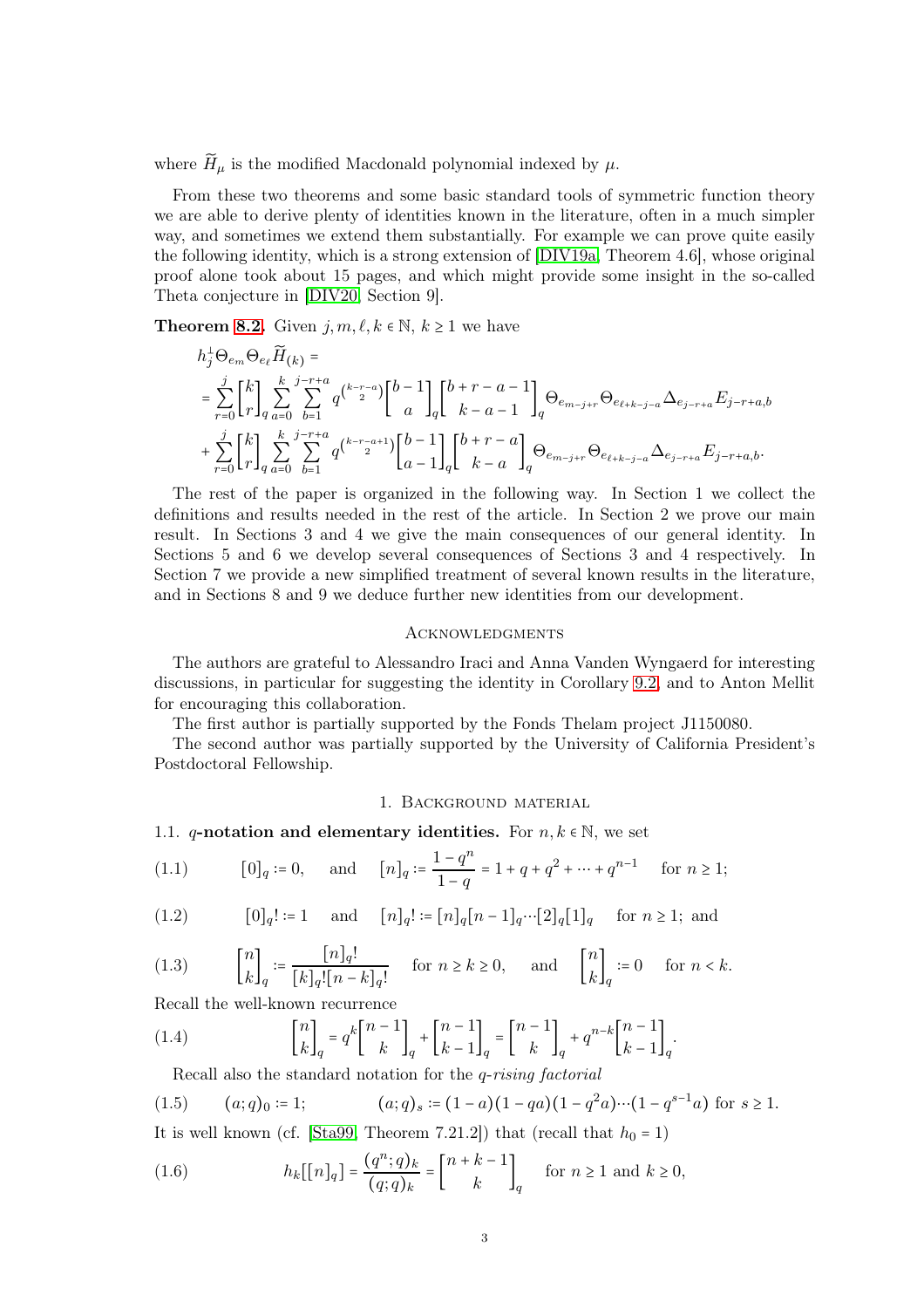where $\widetilde{H}_\mu$ is the modified Macdonald polynomial indexed by $\mu$.

From these two theorems and some basic standard tools of symmetric function theory we are able to derive plenty of identities known in the literature, often in a much simpler way, and sometimes we extend them substantially. For example we can prove quite easily the following identity, which is a strong extension of [DIV19a, Theorem 4.6], whose original proof alone took about 15 pages, and which might provide some insight in the so-called Theta conjecture in [DIV20, Section 9].

**Theorem 8.2.** Given $j, m, \ell, k \in \mathbb{N}$, $k \geq 1$ we have

$$
\begin{aligned}
&h_j^\perp \Theta_{e_m} \Theta_{e_\ell} \widetilde{H}_{(k)} = \\
&= \sum_{r=0}^{j} \begin{bmatrix} k \\ r \end{bmatrix}_q \sum_{a=0}^{k} \sum_{b=1}^{j-r+a} q^{\binom{k-r-a}{2}} \begin{bmatrix} b-1 \\ a \end{bmatrix}_q \begin{bmatrix} b+r-a-1 \\ k-a-1 \end{bmatrix}_q \Theta_{e_{m-j+r}} \Theta_{e_{\ell+k-j-a}} \Delta_{e_{j-r+a}} E_{j-r+a,b} \\
&+ \sum_{r=0}^{j} \begin{bmatrix} k \\ r \end{bmatrix}_q \sum_{a=0}^{k} \sum_{b=1}^{j-r+a} q^{\binom{k-r-a+1}{2}} \begin{bmatrix} b-1 \\ a-1 \end{bmatrix}_q \begin{bmatrix} b+r-a \\ k-a \end{bmatrix}_q \Theta_{e_{m-j+r}} \Theta_{e_{\ell+k-j-a}} \Delta_{e_{j-r+a}} E_{j-r+a,b}.
\end{aligned}
$$

The rest of the paper is organized in the following way. In Section 1 we collect the definitions and results needed in the rest of the article. In Section 2 we prove our main result. In Sections 3 and 4 we give the main consequences of our general identity. In Sections 5 and 6 we develop several consequences of Sections 3 and 4 respectively. In Section 7 we provide a new simplified treatment of several known results in the literature, and in Sections 8 and 9 we deduce further new identities from our development.

## Acknowledgments

The authors are grateful to Alessandro Iraci and Anna Vanden Wyngaerd for interesting discussions, in particular for suggesting the identity in Corollary 9.2, and to Anton Mellit for encouraging this collaboration.

The first author is partially supported by the Fonds Thelam project J1150080.

The second author was partially supported by the University of California President's Postdoctoral Fellowship.

## 1. Background material

### 1.1. $q$-notation and elementary identities.

For $n, k \in \mathbb{N}$, we set

$$
[0]_q := 0, \quad \text{and} \quad [n]_q := \frac{1-q^n}{1-q} = 1 + q + q^2 + \cdots + q^{n-1} \quad \text{for } n \geq 1; \tag{1.1}
$$

$$
[0]_q! := 1 \quad \text{and} \quad [n]_q! := [n]_q [n-1]_q \cdots [2]_q [1]_q \quad \text{for } n \geq 1; \text{ and} \tag{1.2}
$$

$$
\begin{bmatrix} n \\ k \end{bmatrix}_q := \frac{[n]_q!}{[k]_q! [n-k]_q!} \quad \text{for } n \geq k \geq 0, \quad \text{and} \quad \begin{bmatrix} n \\ k \end{bmatrix}_q := 0 \quad \text{for } n < k. \tag{1.3}
$$

Recall the well-known recurrence

$$
\begin{bmatrix} n \\ k \end{bmatrix}_q = q^k \begin{bmatrix} n-1 \\ k \end{bmatrix}_q + \begin{bmatrix} n-1 \\ k-1 \end{bmatrix}_q = \begin{bmatrix} n-1 \\ k \end{bmatrix}_q + q^{n-k} \begin{bmatrix} n-1 \\ k-1 \end{bmatrix}_q. \tag{1.4}
$$

Recall also the standard notation for the *$q$-rising factorial*

$$
(a;q)_0 := 1; \qquad (a;q)_s := (1-a)(1-qa)(1-q^2 a) \cdots (1-q^{s-1} a) \text{ for } s \geq 1. \tag{1.5}
$$

It is well known (cf. [Sta99, Theorem 7.21.2]) that (recall that $h_0 = 1$)

$$
h_k[[n]_q] = \frac{(q^n;q)_k}{(q;q)_k} = \begin{bmatrix} n+k-1 \\ k \end{bmatrix}_q \quad \text{for } n \geq 1 \text{ and } k \geq 0, \tag{1.6}
$$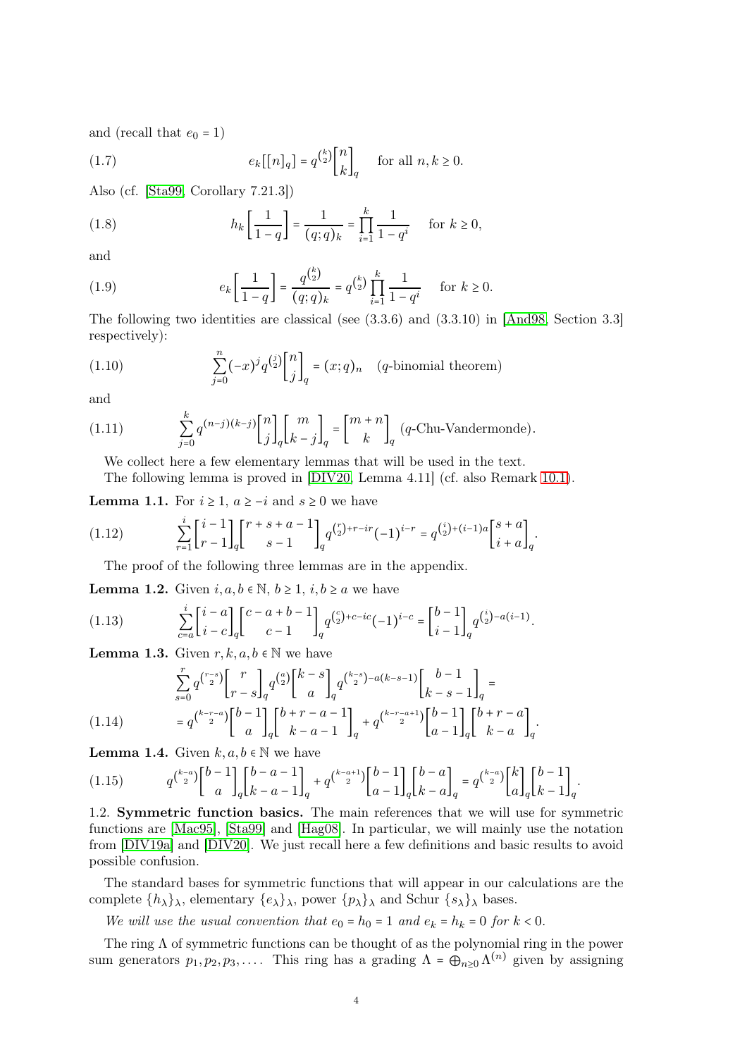and (recall that $e_0 = 1$)

$$e_k[[n]_q] = q^{\binom{k}{2}} \begin{bmatrix} n \\ k \end{bmatrix}_q \quad \text{for all } n, k \geq 0. \tag{1.7}$$

Also (cf. [Sta99, Corollary 7.21.3])

$$h_k\left[\frac{1}{1-q}\right] = \frac{1}{(q;q)_k} = \prod_{i=1}^{k} \frac{1}{1-q^i} \quad \text{for } k \geq 0, \tag{1.8}$$

and

$$e_k\left[\frac{1}{1-q}\right] = \frac{q^{\binom{k}{2}}}{(q;q)_k} = q^{\binom{k}{2}} \prod_{i=1}^{k} \frac{1}{1-q^i} \quad \text{for } k \geq 0. \tag{1.9}$$

The following two identities are classical (see (3.3.6) and (3.3.10) in [And98, Section 3.3] respectively):

$$\sum_{j=0}^{n} (-x)^j q^{\binom{j}{2}} \begin{bmatrix} n \\ j \end{bmatrix}_q = (x;q)_n \quad (q\text{-binomial theorem}) \tag{1.10}$$

and

$$\sum_{j=0}^{k} q^{(n-j)(k-j)} \begin{bmatrix} n \\ j \end{bmatrix}_q \begin{bmatrix} m \\ k-j \end{bmatrix}_q = \begin{bmatrix} m+n \\ k \end{bmatrix}_q \ (q\text{-Chu-Vandermonde}). \tag{1.11}$$

We collect here a few elementary lemmas that will be used in the text.

The following lemma is proved in [DIV20, Lemma 4.11] (cf. also Remark 10.1).

**Lemma 1.1.** For $i \geq 1$, $a \geq -i$ and $s \geq 0$ we have

$$\sum_{r=1}^{i} \begin{bmatrix} i-1 \\ r-1 \end{bmatrix}_q \begin{bmatrix} r+s+a-1 \\ s-1 \end{bmatrix}_q q^{\binom{r}{2}+r-ir} (-1)^{i-r} = q^{\binom{i}{2}+(i-1)a} \begin{bmatrix} s+a \\ i+a \end{bmatrix}_q. \tag{1.12}$$

The proof of the following three lemmas are in the appendix.

**Lemma 1.2.** Given $i, a, b \in \mathbb{N}$, $b \geq 1$, $i, b \geq a$ we have

$$\sum_{c=a}^{i} \begin{bmatrix} i-a \\ i-c \end{bmatrix}_q \begin{bmatrix} c-a+b-1 \\ c-1 \end{bmatrix}_q q^{\binom{c}{2}+c-ic} (-1)^{i-c} = \begin{bmatrix} b-1 \\ i-1 \end{bmatrix}_q q^{\binom{i}{2}-a(i-1)}. \tag{1.13}$$

**Lemma 1.3.** Given $r, k, a, b \in \mathbb{N}$ we have

$$\begin{aligned} &\sum_{s=0}^{r} q^{\binom{r-s}{2}} \begin{bmatrix} r \\ r-s \end{bmatrix}_q q^{\binom{a}{2}} \begin{bmatrix} k-s \\ a \end{bmatrix}_q q^{\binom{k-s}{2}-a(k-s-1)} \begin{bmatrix} b-1 \\ k-s-1 \end{bmatrix}_q = \\ &= q^{\binom{k-r-a}{2}} \begin{bmatrix} b-1 \\ a \end{bmatrix}_q \begin{bmatrix} b+r-a-1 \\ k-a-1 \end{bmatrix}_q + q^{\binom{k-r-a+1}{2}} \begin{bmatrix} b-1 \\ a-1 \end{bmatrix}_q \begin{bmatrix} b+r-a \\ k-a \end{bmatrix}_q. \end{aligned} \tag{1.14}$$

**Lemma 1.4.** Given $k, a, b \in \mathbb{N}$ we have

$$q^{\binom{k-a}{2}} \begin{bmatrix} b-1 \\ a \end{bmatrix}_q \begin{bmatrix} b-a-1 \\ k-a-1 \end{bmatrix}_q + q^{\binom{k-a+1}{2}} \begin{bmatrix} b-1 \\ a-1 \end{bmatrix}_q \begin{bmatrix} b-a \\ k-a \end{bmatrix}_q = q^{\binom{k-a}{2}} \begin{bmatrix} k \\ a \end{bmatrix}_q \begin{bmatrix} b-1 \\ k-1 \end{bmatrix}_q. \tag{1.15}$$

### 1.2. Symmetric function basics.

The main references that we will use for symmetric functions are [Mac95], [Sta99] and [Hag08]. In particular, we will mainly use the notation from [DIV19a] and [DIV20]. We just recall here a few definitions and basic results to avoid possible confusion.

The standard bases for symmetric functions that will appear in our calculations are the complete $\{h_\lambda\}_\lambda$, elementary $\{e_\lambda\}_\lambda$, power $\{p_\lambda\}_\lambda$ and Schur $\{s_\lambda\}_\lambda$ bases.

*We will use the usual convention that $e_0 = h_0 = 1$ and $e_k = h_k = 0$ for $k < 0$.*

The ring $\Lambda$ of symmetric functions can be thought of as the polynomial ring in the power sum generators $p_1, p_2, p_3, \dots$. This ring has a grading $\Lambda = \bigoplus_{n \geq 0} \Lambda^{(n)}$ given by assigning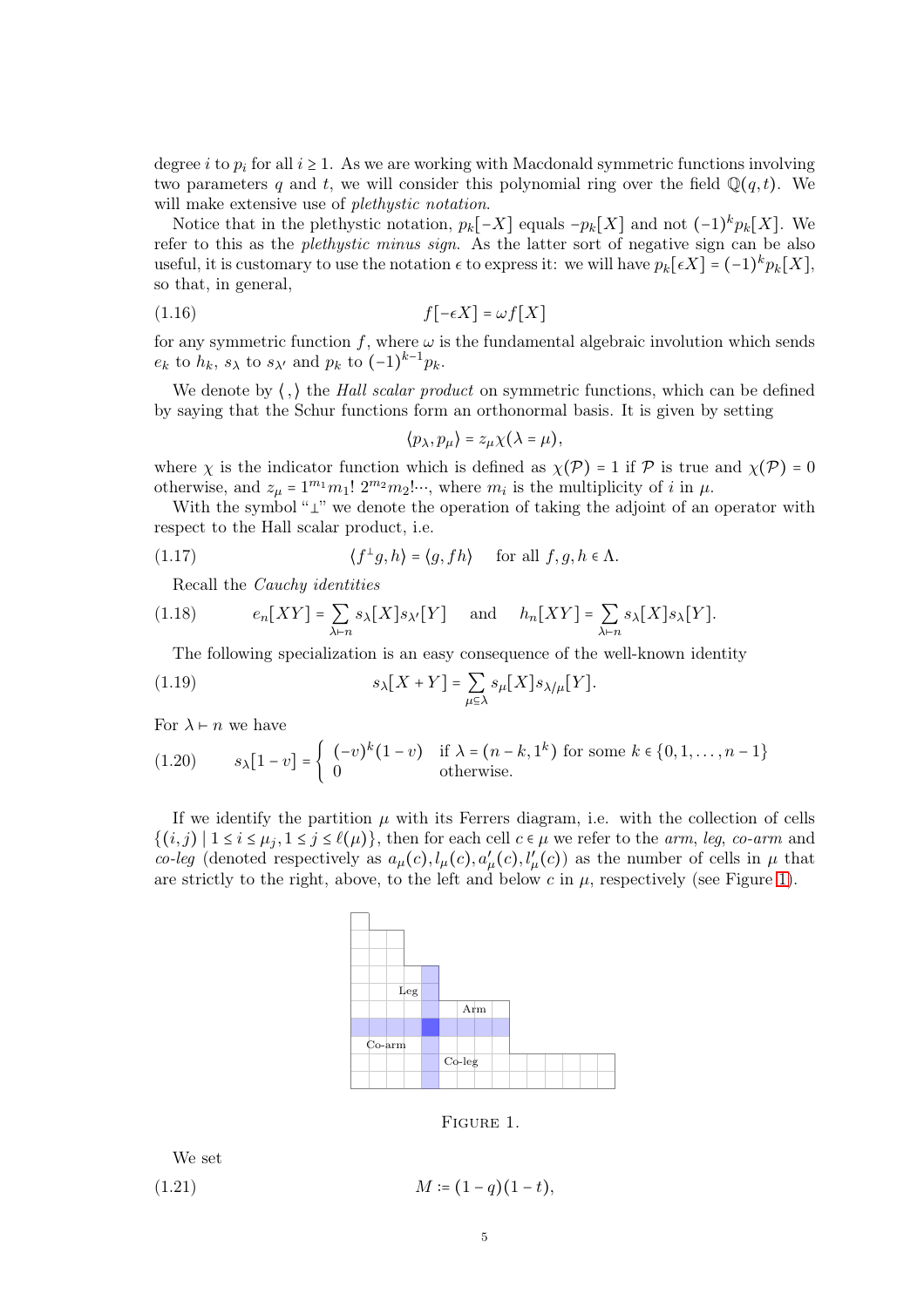degree $i$ to $p_i$ for all $i \geq 1$. As we are working with Macdonald symmetric functions involving two parameters $q$ and $t$, we will consider this polynomial ring over the field $\mathbb{Q}(q,t)$. We will make extensive use of *plethystic notation*.

Notice that in the plethystic notation, $p_k[-X]$ equals $-p_k[X]$ and not $(-1)^k p_k[X]$. We refer to this as the *plethystic minus sign*. As the latter sort of negative sign can be also useful, it is customary to use the notation $\epsilon$ to express it: we will have $p_k[\epsilon X] = (-1)^k p_k[X]$, so that, in general,

$$f[-\epsilon X] = \omega f[X] \tag{1.16}$$

for any symmetric function $f$, where $\omega$ is the fundamental algebraic involution which sends $e_k$ to $h_k$, $s_\lambda$ to $s_{\lambda'}$ and $p_k$ to $(-1)^{k-1}p_k$.

We denote by $\langle \, , \rangle$ the *Hall scalar product* on symmetric functions, which can be defined by saying that the Schur functions form an orthonormal basis. It is given by setting

$$\langle p_\lambda, p_\mu \rangle = z_\mu \chi(\lambda = \mu),$$

where $\chi$ is the indicator function which is defined as $\chi(\mathcal{P}) = 1$ if $\mathcal{P}$ is true and $\chi(\mathcal{P}) = 0$ otherwise, and $z_\mu = 1^{m_1} m_1! \, 2^{m_2} m_2! \cdots$, where $m_i$ is the multiplicity of $i$ in $\mu$.

With the symbol "$\perp$" we denote the operation of taking the adjoint of an operator with respect to the Hall scalar product, i.e.

$$\langle f^\perp g, h \rangle = \langle g, fh \rangle \quad \text{for all } f, g, h \in \Lambda. \tag{1.17}$$

Recall the *Cauchy identities*

$$e_n[XY] = \sum_{\lambda \vdash n} s_\lambda[X] s_{\lambda'}[Y] \quad \text{and} \quad h_n[XY] = \sum_{\lambda \vdash n} s_\lambda[X] s_\lambda[Y]. \tag{1.18}$$

The following specialization is an easy consequence of the well-known identity

$$s_\lambda[X+Y] = \sum_{\mu \subseteq \lambda} s_\mu[X] s_{\lambda/\mu}[Y]. \tag{1.19}$$

For $\lambda \vdash n$ we have

$$s_\lambda[1-v] = \begin{cases} (-v)^k (1-v) & \text{if } \lambda = (n-k, 1^k) \text{ for some } k \in \{0, 1, \dots, n-1\} \\ 0 & \text{otherwise.} \end{cases} \tag{1.20}$$

If we identify the partition $\mu$ with its Ferrers diagram, i.e. with the collection of cells $\{(i,j) \mid 1 \leq i \leq \mu_j, 1 \leq j \leq \ell(\mu)\}$, then for each cell $c \in \mu$ we refer to the *arm*, *leg*, *co-arm* and *co-leg* (denoted respectively as $a_\mu(c), l_\mu(c), a'_\mu(c), l'_\mu(c)$) as the number of cells in $\mu$ that are strictly to the right, above, to the left and below $c$ in $\mu$, respectively (see Figure 1).

Figure 1.

We set

$$M := (1-q)(1-t), \tag{1.21}$$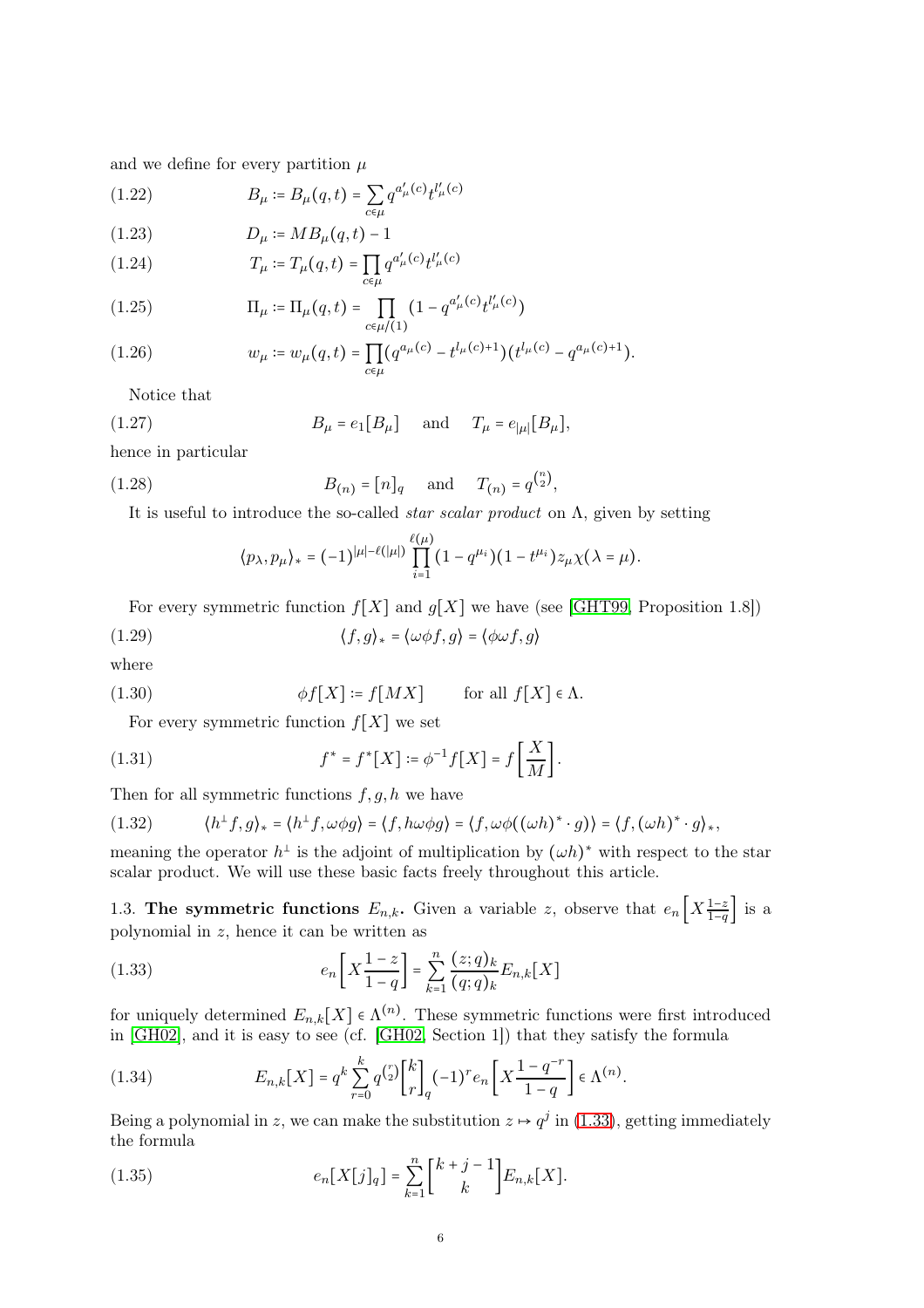and we define for every partition $\mu$

$$B_\mu := B_\mu(q,t) = \sum_{c\in\mu} q^{a'_\mu(c)} t^{l'_\mu(c)} \tag{1.22}$$

$$D_\mu := MB_\mu(q,t) - 1 \tag{1.23}$$

$$T_\mu := T_\mu(q,t) = \prod_{c\in\mu} q^{a'_\mu(c)} t^{l'_\mu(c)} \tag{1.24}$$

$$\Pi_\mu := \Pi_\mu(q,t) = \prod_{c\in\mu/(1)} (1 - q^{a'_\mu(c)} t^{l'_\mu(c)}) \tag{1.25}$$

$$w_\mu := w_\mu(q,t) = \prod_{c\in\mu} (q^{a_\mu(c)} - t^{l_\mu(c)+1})(t^{l_\mu(c)} - q^{a_\mu(c)+1}). \tag{1.26}$$

Notice that

$$B_\mu = e_1[B_\mu] \quad \text{ and } \quad T_\mu = e_{|\mu|}[B_\mu], \tag{1.27}$$

hence in particular

$$B_{(n)} = [n]_q \quad \text{ and } \quad T_{(n)} = q^{\binom{n}{2}}, \tag{1.28}$$

It is useful to introduce the so-called *star scalar product* on $\Lambda$, given by setting

$$\langle p_\lambda, p_\mu \rangle_* = (-1)^{|\mu|-\ell(|\mu|)} \prod_{i=1}^{\ell(\mu)} (1-q^{\mu_i})(1-t^{\mu_i}) z_\mu \chi(\lambda = \mu).$$

For every symmetric function $f[X]$ and $g[X]$ we have (see [GHT99, Proposition 1.8])

$$\langle f, g \rangle_* = \langle \omega\phi f, g \rangle = \langle \phi\omega f, g \rangle \tag{1.29}$$

where

$$\phi f[X] := f[MX] \qquad \text{for all } f[X] \in \Lambda. \tag{1.30}$$

For every symmetric function $f[X]$ we set

$$f^* = f^*[X] := \phi^{-1} f[X] = f\left[\frac{X}{M}\right]. \tag{1.31}$$

Then for all symmetric functions $f, g, h$ we have

$$\langle h^\perp f, g \rangle_* = \langle h^\perp f, \omega\phi g \rangle = \langle f, h\omega\phi g \rangle = \langle f, \omega\phi((\omega h)^* \cdot g) \rangle = \langle f, (\omega h)^* \cdot g \rangle_*, \tag{1.32}$$

meaning the operator $h^\perp$ is the adjoint of multiplication by $(\omega h)^*$ with respect to the star scalar product. We will use these basic facts freely throughout this article.

### 1.3. The symmetric functions $E_{n,k}$.

Given a variable $z$, observe that $e_n\left[X\frac{1-z}{1-q}\right]$ is a polynomial in $z$, hence it can be written as

$$e_n\left[X\frac{1-z}{1-q}\right] = \sum_{k=1}^{n} \frac{(z;q)_k}{(q;q)_k} E_{n,k}[X] \tag{1.33}$$

for uniquely determined $E_{n,k}[X] \in \Lambda^{(n)}$. These symmetric functions were first introduced in [GH02], and it is easy to see (cf. [GH02, Section 1]) that they satisfy the formula

$$E_{n,k}[X] = q^k \sum_{r=0}^{k} q^{\binom{r}{2}} \begin{bmatrix} k \\ r \end{bmatrix}_q (-1)^r e_n\left[X\frac{1-q^{-r}}{1-q}\right] \in \Lambda^{(n)}. \tag{1.34}$$

Being a polynomial in $z$, we can make the substitution $z \mapsto q^j$ in (1.33), getting immediately the formula

$$e_n[X[j]_q] = \sum_{k=1}^{n} \begin{bmatrix} k+j-1 \\ k \end{bmatrix} E_{n,k}[X]. \tag{1.35}$$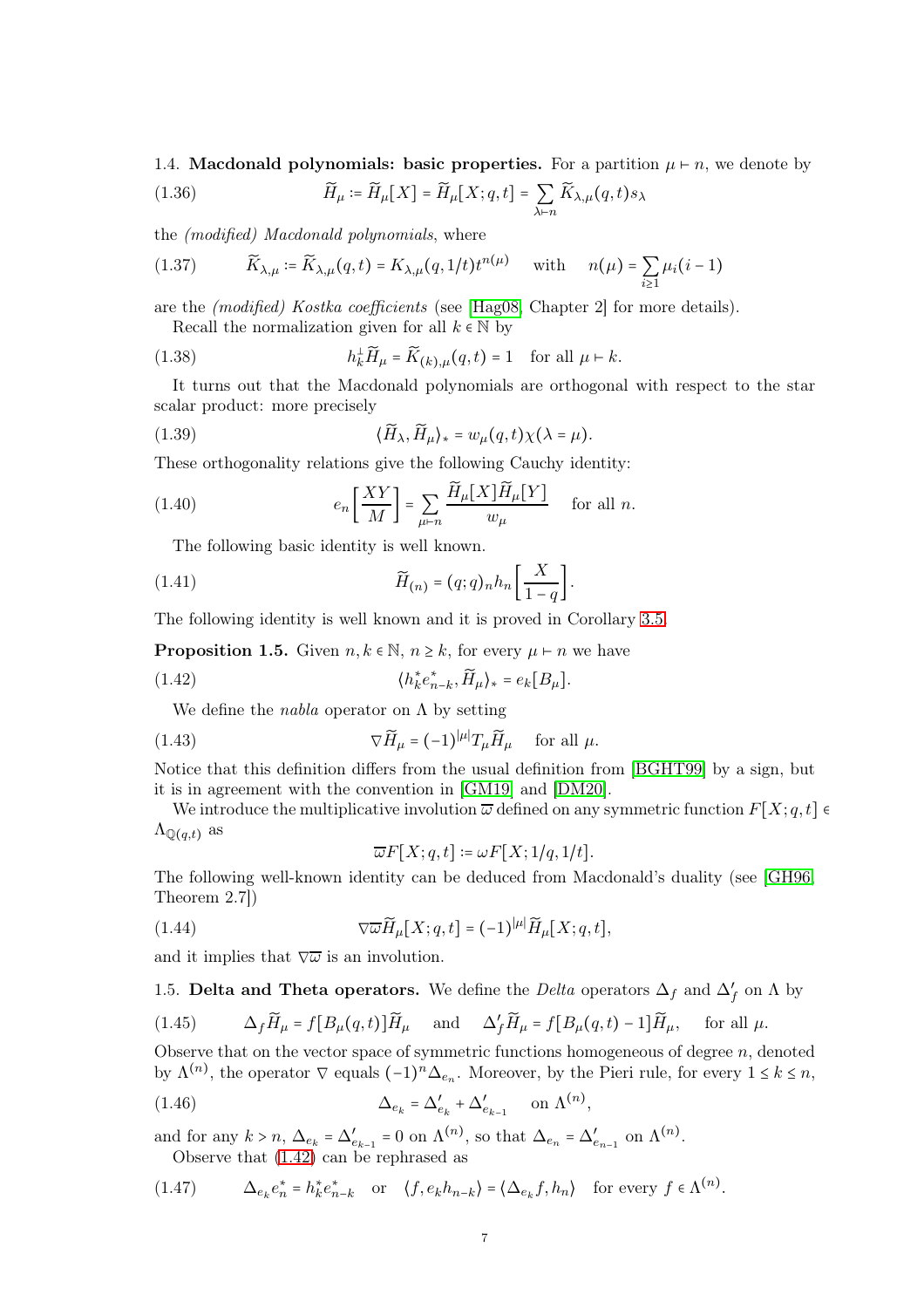1.4. **Macdonald polynomials: basic properties.** For a partition $\mu \vdash n$, we denote by

$$\widetilde{H}_\mu := \widetilde{H}_\mu[X] = \widetilde{H}_\mu[X;q,t] = \sum_{\lambda \vdash n} \widetilde{K}_{\lambda,\mu}(q,t) s_\lambda \tag{1.36}$$

the *(modified) Macdonald polynomials*, where

$$\widetilde{K}_{\lambda,\mu} := \widetilde{K}_{\lambda,\mu}(q,t) = K_{\lambda,\mu}(q,1/t) t^{n(\mu)} \quad \text{with} \quad n(\mu) = \sum_{i\geq 1} \mu_i (i-1) \tag{1.37}$$

are the *(modified) Kostka coefficients* (see [Hag08, Chapter 2] for more details).

Recall the normalization given for all $k \in \mathbb{N}$ by

$$h_k^\perp \widetilde{H}_\mu = \widetilde{K}_{(k),\mu}(q,t) = 1 \quad \text{for all } \mu \vdash k. \tag{1.38}$$

It turns out that the Macdonald polynomials are orthogonal with respect to the star scalar product: more precisely

$$\langle \widetilde{H}_\lambda, \widetilde{H}_\mu \rangle_* = w_\mu(q,t) \chi(\lambda = \mu). \tag{1.39}$$

These orthogonality relations give the following Cauchy identity:

$$e_n\left[\frac{XY}{M}\right] = \sum_{\mu \vdash n} \frac{\widetilde{H}_\mu[X] \widetilde{H}_\mu[Y]}{w_\mu} \quad \text{for all } n. \tag{1.40}$$

The following basic identity is well known.

$$\widetilde{H}_{(n)} = (q;q)_n h_n\left[\frac{X}{1-q}\right]. \tag{1.41}$$

The following identity is well known and it is proved in Corollary 3.5.

**Proposition 1.5.** Given $n,k \in \mathbb{N}$, $n \geq k$, for every $\mu \vdash n$ we have

$$\langle h_k^* e_{n-k}^*, \widetilde{H}_\mu \rangle_* = e_k[B_\mu]. \tag{1.42}$$

We define the *nabla* operator on $\Lambda$ by setting

$$\nabla \widetilde{H}_\mu = (-1)^{|\mu|} T_\mu \widetilde{H}_\mu \quad \text{for all } \mu. \tag{1.43}$$

Notice that this definition differs from the usual definition from [BGHT99] by a sign, but it is in agreement with the convention in [GM19] and [DM20].

We introduce the multiplicative involution $\overline{\omega}$ defined on any symmetric function $F[X;q,t] \in \Lambda_{\mathbb{Q}(q,t)}$ as

$$\overline{\omega} F[X;q,t] := \omega F[X;1/q,1/t].$$

The following well-known identity can be deduced from Macdonald's duality (see [GH96, Theorem 2.7])

$$\nabla \overline{\omega} \widetilde{H}_\mu[X;q,t] = (-1)^{|\mu|} \widetilde{H}_\mu[X;q,t], \tag{1.44}$$

and it implies that $\nabla\overline{\omega}$ is an involution.

1.5. **Delta and Theta operators.** We define the *Delta* operators $\Delta_f$ and $\Delta_f'$ on $\Lambda$ by

$$\Delta_f \widetilde{H}_\mu = f[B_\mu(q,t)] \widetilde{H}_\mu \quad \text{and} \quad \Delta_f' \widetilde{H}_\mu = f[B_\mu(q,t) - 1] \widetilde{H}_\mu, \quad \text{for all } \mu. \tag{1.45}$$

Observe that on the vector space of symmetric functions homogeneous of degree $n$, denoted by $\Lambda^{(n)}$, the operator $\nabla$ equals $(-1)^n \Delta_{e_n}$. Moreover, by the Pieri rule, for every $1 \leq k \leq n$,

$$\Delta_{e_k} = \Delta_{e_k}' + \Delta_{e_{k-1}}' \quad \text{on } \Lambda^{(n)}, \tag{1.46}$$

and for any $k > n$, $\Delta_{e_k} = \Delta_{e_{k-1}}' = 0$ on $\Lambda^{(n)}$, so that $\Delta_{e_n} = \Delta_{e_{n-1}}'$ on $\Lambda^{(n)}$.

Observe that (1.42) can be rephrased as

$$\Delta_{e_k} e_n^* = h_k^* e_{n-k}^* \quad \text{or} \quad \langle f, e_k h_{n-k} \rangle = \langle \Delta_{e_k} f, h_n \rangle \quad \text{for every } f \in \Lambda^{(n)}. \tag{1.47}$$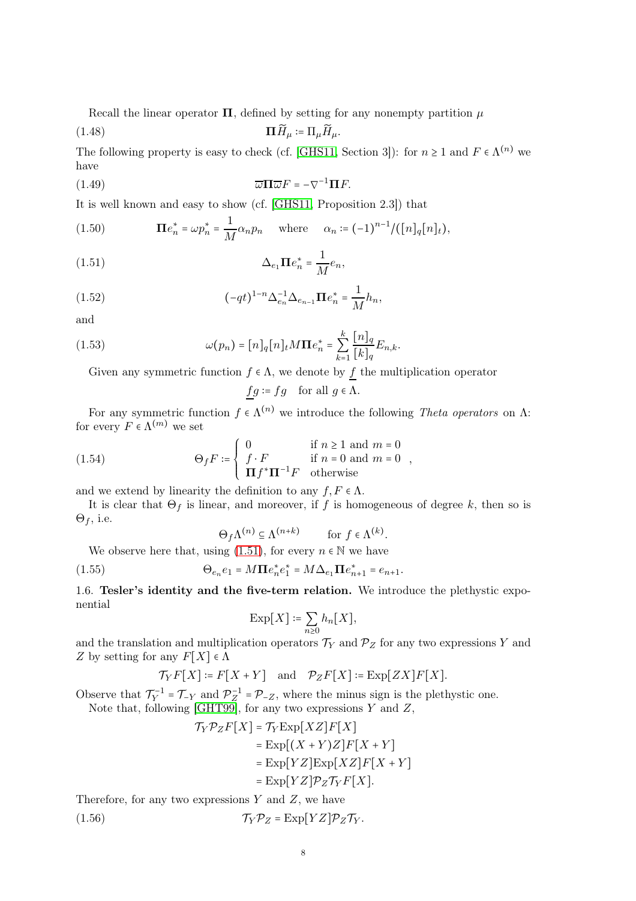Recall the linear operator $\mathbf{\Pi}$, defined by setting for any nonempty partition $\mu$

$$\mathbf{\Pi}\widetilde{H}_\mu := \Pi_\mu \widetilde{H}_\mu. \tag{1.48}$$

The following property is easy to check (cf. [GHS11, Section 3]): for $n \geq 1$ and $F \in \Lambda^{(n)}$ we have

$$\overline{\omega}\mathbf{\Pi}\overline{\omega}F = -\nabla^{-1}\mathbf{\Pi}F. \tag{1.49}$$

It is well known and easy to show (cf. [GHS11, Proposition 2.3]) that

$$\mathbf{\Pi}e_n^* = \omega p_n^* = \frac{1}{M}\alpha_n p_n \quad \text{where} \quad \alpha_n := (-1)^{n-1}/([n]_q[n]_t), \tag{1.50}$$

$$\Delta_{e_1}\mathbf{\Pi}e_n^* = \frac{1}{M}e_n, \tag{1.51}$$

$$(-qt)^{1-n}\Delta_{e_n}^{-1}\Delta_{e_{n-1}}\mathbf{\Pi}e_n^* = \frac{1}{M}h_n, \tag{1.52}$$

and

$$\omega(p_n) = [n]_q[n]_t M\mathbf{\Pi}e_n^* = \sum_{k=1}^{k}\frac{[n]_q}{[k]_q}E_{n,k}. \tag{1.53}$$

Given any symmetric function $f \in \Lambda$, we denote by $\underline{f}$ the multiplication operator

$$\underline{f}g := fg \quad \text{for all } g \in \Lambda.$$

For any symmetric function $f \in \Lambda^{(n)}$ we introduce the following *Theta operators* on $\Lambda$: for every $F \in \Lambda^{(m)}$ we set

$$\Theta_f F := \begin{cases} 0 & \text{if } n \geq 1 \text{ and } m = 0 \\ f \cdot F & \text{if } n = 0 \text{ and } m = 0 \\ \mathbf{\Pi}\underline{f^*}\mathbf{\Pi}^{-1}F & \text{otherwise} \end{cases}, \tag{1.54}$$

and we extend by linearity the definition to any $f, F \in \Lambda$.

It is clear that $\Theta_f$ is linear, and moreover, if $f$ is homogeneous of degree $k$, then so is $\Theta_f$, i.e.

$$\Theta_f\Lambda^{(n)} \subseteq \Lambda^{(n+k)} \qquad \text{for } f \in \Lambda^{(k)}.$$

We observe here that, using (1.51), for every $n \in \mathbb{N}$ we have

$$\Theta_{e_n}e_1 = M\mathbf{\Pi}e_n^*e_1^* = M\Delta_{e_1}\mathbf{\Pi}e_{n+1}^* = e_{n+1}. \tag{1.55}$$

## 1.6. Tesler's identity and the five-term relation.

We introduce the plethystic exponential

$$\operatorname{Exp}[X] := \sum_{n \geq 0} h_n[X],$$

and the translation and multiplication operators $\mathcal{T}_Y$ and $\mathcal{P}_Z$ for any two expressions $Y$ and $Z$ by setting for any $F[X] \in \Lambda$

$$\mathcal{T}_Y F[X] := F[X+Y] \quad \text{and} \quad \mathcal{P}_Z F[X] := \operatorname{Exp}[ZX]F[X].$$

Observe that $\mathcal{T}_Y^{-1} = \mathcal{T}_{-Y}$ and $\mathcal{P}_Z^{-1} = \mathcal{P}_{-Z}$, where the minus sign is the plethystic one.

Note that, following [GHT99], for any two expressions $Y$ and $Z$,

$$\begin{aligned}
\mathcal{T}_Y\mathcal{P}_Z F[X] &= \mathcal{T}_Y \operatorname{Exp}[XZ]F[X] \\
&= \operatorname{Exp}[(X+Y)Z]F[X+Y] \\
&= \operatorname{Exp}[YZ]\operatorname{Exp}[XZ]F[X+Y] \\
&= \operatorname{Exp}[YZ]\mathcal{P}_Z\mathcal{T}_Y F[X].
\end{aligned}$$

Therefore, for any two expressions $Y$ and $Z$, we have

$$\mathcal{T}_Y\mathcal{P}_Z = \operatorname{Exp}[YZ]\mathcal{P}_Z\mathcal{T}_Y. \tag{1.56}$$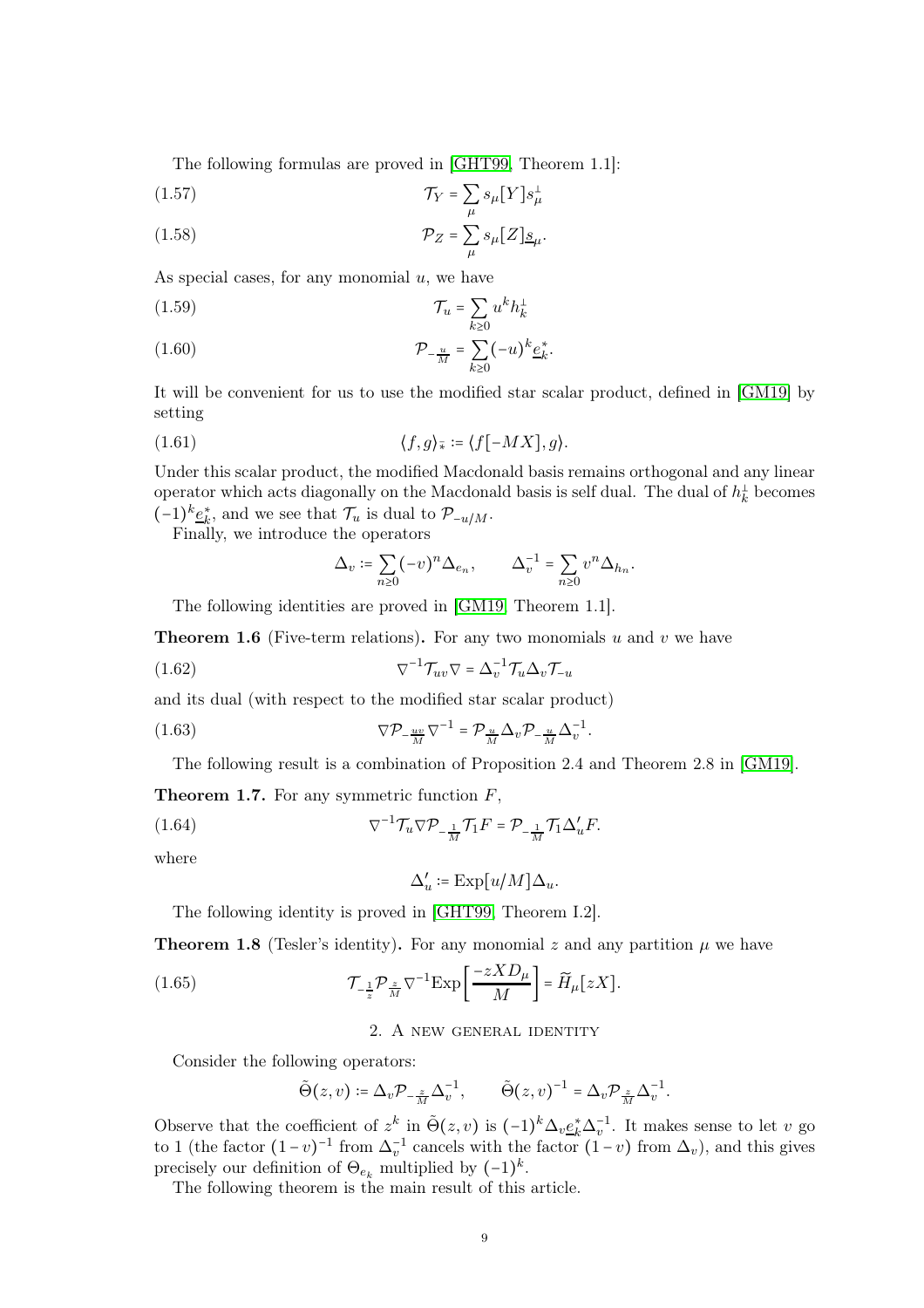The following formulas are proved in [GHT99, Theorem 1.1]:

$$\mathcal{T}_Y = \sum_\mu s_\mu[Y] s_\mu^\perp \tag{1.57}$$

$$\mathcal{P}_Z = \sum_\mu s_\mu[Z] \underline{s}_\mu. \tag{1.58}$$

As special cases, for any monomial $u$, we have

$$\mathcal{T}_u = \sum_{k\geq 0} u^k h_k^\perp \tag{1.59}$$

$$\mathcal{P}_{-\frac{u}{M}} = \sum_{k\geq 0} (-u)^k \underline{e}_k^*. \tag{1.60}$$

It will be convenient for us to use the modified star scalar product, defined in [GM19] by setting

$$\langle f, g\rangle_{\tilde{*}} := \langle f[-MX], g\rangle. \tag{1.61}$$

Under this scalar product, the modified Macdonald basis remains orthogonal and any linear operator which acts diagonally on the Macdonald basis is self dual. The dual of $h_k^\perp$ becomes $(-1)^k \underline{e}_k^*$, and we see that $\mathcal{T}_u$ is dual to $\mathcal{P}_{-u/M}$.

Finally, we introduce the operators

$$\Delta_v := \sum_{n\geq 0} (-v)^n \Delta_{e_n}, \qquad \Delta_v^{-1} = \sum_{n\geq 0} v^n \Delta_{h_n}.$$

The following identities are proved in [GM19, Theorem 1.1].

**Theorem 1.6** (Five-term relations). For any two monomials $u$ and $v$ we have

$$\nabla^{-1} \mathcal{T}_{uv} \nabla = \Delta_v^{-1} \mathcal{T}_u \Delta_v \mathcal{T}_{-u} \tag{1.62}$$

and its dual (with respect to the modified star scalar product)

$$\nabla \mathcal{P}_{-\frac{uv}{M}} \nabla^{-1} = \mathcal{P}_{\frac{u}{M}} \Delta_v \mathcal{P}_{-\frac{u}{M}} \Delta_v^{-1}. \tag{1.63}$$

The following result is a combination of Proposition 2.4 and Theorem 2.8 in [GM19].

**Theorem 1.7.** For any symmetric function $F$,

$$\nabla^{-1} \mathcal{T}_u \nabla \mathcal{P}_{-\frac{1}{M}} \mathcal{T}_1 F = \mathcal{P}_{-\frac{1}{M}} \mathcal{T}_1 \Delta_u' F. \tag{1.64}$$

where

$$\Delta_u' := \mathrm{Exp}[u/M] \Delta_u.$$

The following identity is proved in [GHT99, Theorem I.2].

**Theorem 1.8** (Tesler's identity). For any monomial $z$ and any partition $\mu$ we have

$$\mathcal{T}_{-\frac{1}{z}} \mathcal{P}_{\frac{z}{M}} \nabla^{-1} \mathrm{Exp}\left[\frac{-zXD_\mu}{M}\right] = \widetilde{H}_\mu[zX]. \tag{1.65}$$

## 2. A new general identity

Consider the following operators:

$$\tilde{\Theta}(z,v) := \Delta_v \mathcal{P}_{-\frac{z}{M}} \Delta_v^{-1}, \qquad \tilde{\Theta}(z,v)^{-1} = \Delta_v \mathcal{P}_{\frac{z}{M}} \Delta_v^{-1}.$$

Observe that the coefficient of $z^k$ in $\tilde{\Theta}(z,v)$ is $(-1)^k \Delta_v \underline{e}_k^* \Delta_v^{-1}$. It makes sense to let $v$ go to 1 (the factor $(1-v)^{-1}$ from $\Delta_v^{-1}$ cancels with the factor $(1-v)$ from $\Delta_v$), and this gives precisely our definition of $\Theta_{e_k}$ multiplied by $(-1)^k$.

The following theorem is the main result of this article.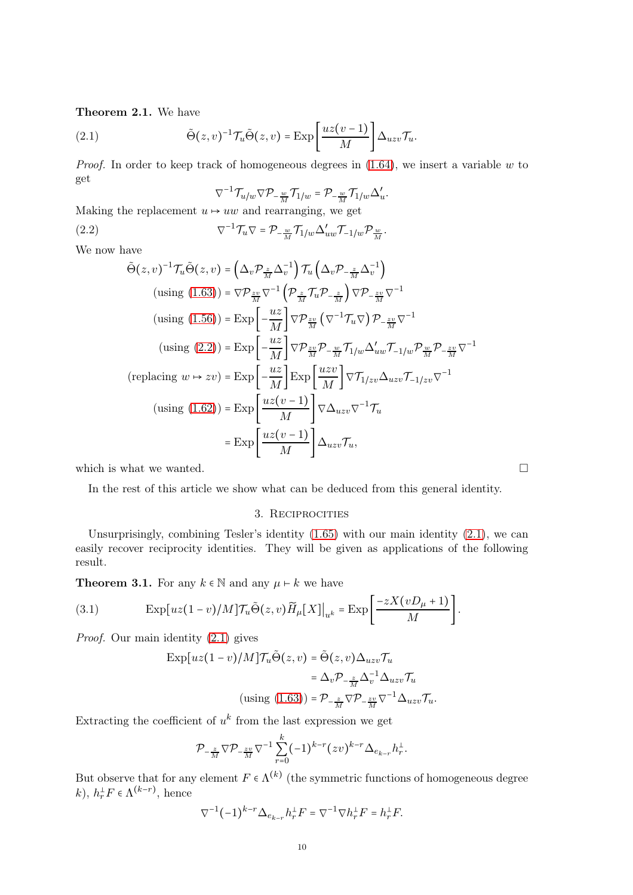**Theorem 2.1.** We have

$$\tilde{\Theta}(z,v)^{-1}\mathcal{T}_u\tilde{\Theta}(z,v) = \mathrm{Exp}\left[\frac{uz(v-1)}{M}\right]\Delta_{uzv}\mathcal{T}_u. \tag{2.1}$$

*Proof.* In order to keep track of homogeneous degrees in (1.64), we insert a variable $w$ to get

$$\nabla^{-1}\mathcal{T}_{u/w}\nabla\mathcal{P}_{-\frac{w}{M}}\mathcal{T}_{1/w} = \mathcal{P}_{-\frac{w}{M}}\mathcal{T}_{1/w}\Delta'_u.$$

Making the replacement $u \mapsto uw$ and rearranging, we get

$$\nabla^{-1}\mathcal{T}_u\nabla = \mathcal{P}_{-\frac{w}{M}}\mathcal{T}_{1/w}\Delta'_{uw}\mathcal{T}_{-1/w}\mathcal{P}_{\frac{w}{M}}. \tag{2.2}$$

We now have

$$\begin{aligned}
\tilde{\Theta}(z,v)^{-1}\mathcal{T}_u\tilde{\Theta}(z,v) &= \left(\Delta_v\mathcal{P}_{\frac{z}{M}}\Delta_v^{-1}\right)\mathcal{T}_u\left(\Delta_v\mathcal{P}_{-\frac{z}{M}}\Delta_v^{-1}\right)\\
(\text{using } (1.63)) &= \nabla\mathcal{P}_{\frac{zv}{M}}\nabla^{-1}\left(\mathcal{P}_{\frac{z}{M}}\mathcal{T}_u\mathcal{P}_{-\frac{z}{M}}\right)\nabla\mathcal{P}_{-\frac{zv}{M}}\nabla^{-1}\\
(\text{using } (1.56)) &= \mathrm{Exp}\left[-\frac{uz}{M}\right]\nabla\mathcal{P}_{\frac{zv}{M}}\left(\nabla^{-1}\mathcal{T}_u\nabla\right)\mathcal{P}_{-\frac{zv}{M}}\nabla^{-1}\\
(\text{using } (2.2)) &= \mathrm{Exp}\left[-\frac{uz}{M}\right]\nabla\mathcal{P}_{\frac{zv}{M}}\mathcal{P}_{-\frac{w}{M}}\mathcal{T}_{1/w}\Delta'_{uw}\mathcal{T}_{-1/w}\mathcal{P}_{\frac{w}{M}}\mathcal{P}_{-\frac{zv}{M}}\nabla^{-1}\\
(\text{replacing } w \mapsto zv) &= \mathrm{Exp}\left[-\frac{uz}{M}\right]\mathrm{Exp}\left[\frac{uzv}{M}\right]\nabla\mathcal{T}_{1/zv}\Delta_{uzv}\mathcal{T}_{-1/zv}\nabla^{-1}\\
(\text{using } (1.62)) &= \mathrm{Exp}\left[\frac{uz(v-1)}{M}\right]\nabla\Delta_{uzv}\nabla^{-1}\mathcal{T}_u\\
&= \mathrm{Exp}\left[\frac{uz(v-1)}{M}\right]\Delta_{uzv}\mathcal{T}_u,
\end{aligned}$$

which is what we wanted. $\square$

In the rest of this article we show what can be deduced from this general identity.

## 3. Reciprocities

Unsurprisingly, combining Tesler's identity (1.65) with our main identity (2.1), we can easily recover reciprocity identities. They will be given as applications of the following result.

**Theorem 3.1.** For any $k \in \mathbb{N}$ and any $\mu \vdash k$ we have

$$\mathrm{Exp}[uz(1-v)/M]\mathcal{T}_u\tilde{\Theta}(z,v)\widetilde{H}_\mu[X]\big|_{u^k} = \mathrm{Exp}\left[\frac{-zX(vD_\mu+1)}{M}\right]. \tag{3.1}$$

*Proof.* Our main identity (2.1) gives

$$\begin{aligned}
\mathrm{Exp}[uz(1-v)/M]\mathcal{T}_u\tilde{\Theta}(z,v) &= \tilde{\Theta}(z,v)\Delta_{uzv}\mathcal{T}_u\\
&= \Delta_v\mathcal{P}_{-\frac{z}{M}}\Delta_v^{-1}\Delta_{uzv}\mathcal{T}_u\\
(\text{using } (1.63)) &= \mathcal{P}_{-\frac{z}{M}}\nabla\mathcal{P}_{-\frac{zv}{M}}\nabla^{-1}\Delta_{uzv}\mathcal{T}_u.
\end{aligned}$$

Extracting the coefficient of $u^k$ from the last expression we get

$$\mathcal{P}_{-\frac{z}{M}}\nabla\mathcal{P}_{-\frac{zv}{M}}\nabla^{-1}\sum_{r=0}^{k}(-1)^{k-r}(zv)^{k-r}\Delta_{e_{k-r}}h_r^\perp.$$

But observe that for any element $F \in \Lambda^{(k)}$ (the symmetric functions of homogeneous degree $k$), $h_r^\perp F \in \Lambda^{(k-r)}$, hence

$$\nabla^{-1}(-1)^{k-r}\Delta_{e_{k-r}}h_r^\perp F = \nabla^{-1}\nabla h_r^\perp F = h_r^\perp F.$$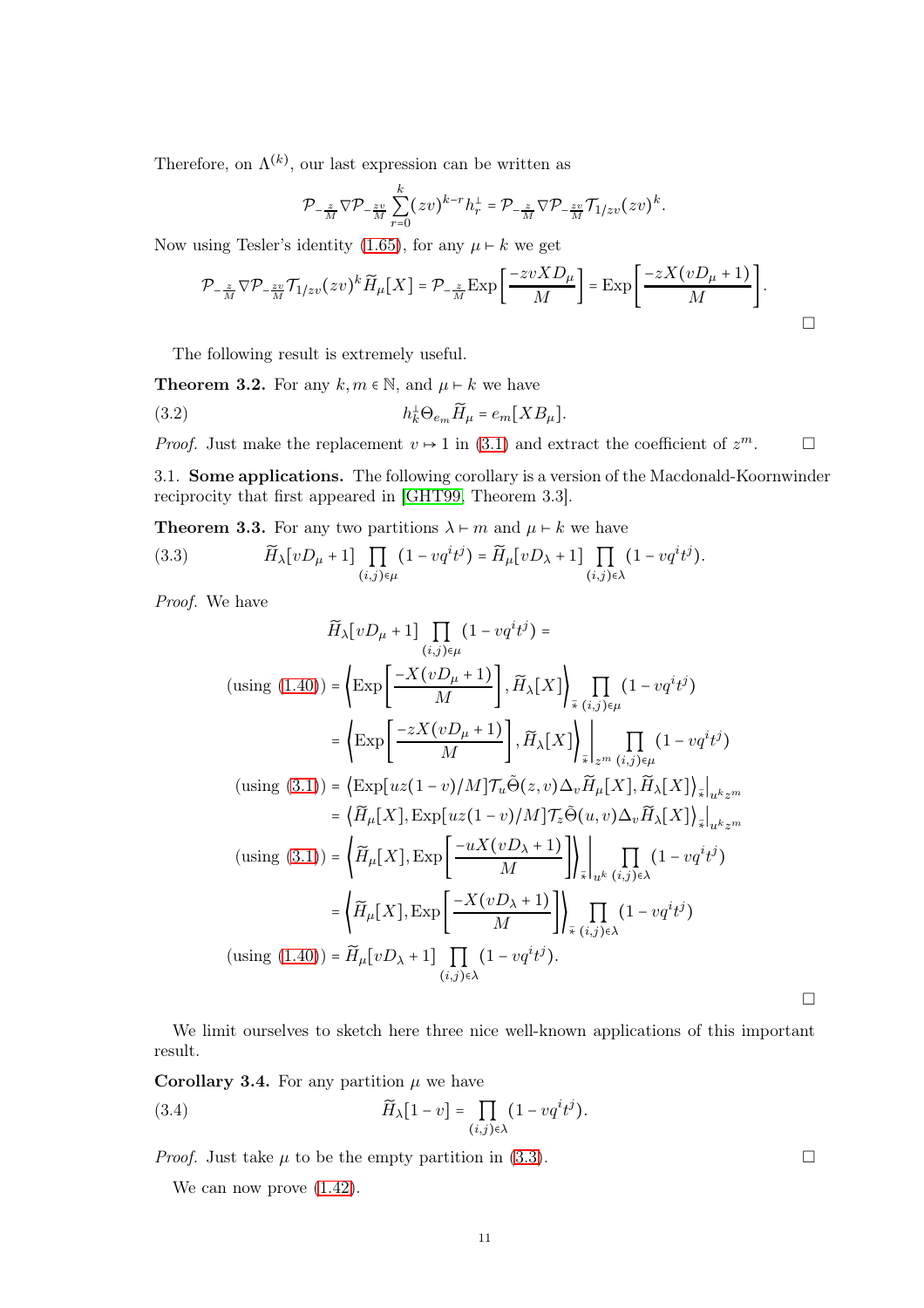Therefore, on $\Lambda^{(k)}$, our last expression can be written as

$$\mathcal{P}_{-\frac{z}{M}}\nabla\mathcal{P}_{-\frac{zv}{M}}\sum_{r=0}^{k}(zv)^{k-r}h_r^{\perp} = \mathcal{P}_{-\frac{z}{M}}\nabla\mathcal{P}_{-\frac{zv}{M}}\mathcal{T}_{1/zv}(zv)^k.$$

Now using Tesler's identity (1.65), for any $\mu \vdash k$ we get

$$\mathcal{P}_{-\frac{z}{M}}\nabla\mathcal{P}_{-\frac{zv}{M}}\mathcal{T}_{1/zv}(zv)^k\widetilde{H}_\mu[X] = \mathcal{P}_{-\frac{z}{M}}\mathrm{Exp}\left[\frac{-zvXD_\mu}{M}\right] = \mathrm{Exp}\left[\frac{-zX(vD_\mu+1)}{M}\right].$$

□

The following result is extremely useful.

**Theorem 3.2.** For any $k,m\in\mathbb{N}$, and $\mu\vdash k$ we have

$$h_k^{\perp}\Theta_{e_m}\widetilde{H}_\mu = e_m[XB_\mu]. \tag{3.2}$$

*Proof.* Just make the replacement $v\mapsto 1$ in (3.1) and extract the coefficient of $z^m$. □

3.1. **Some applications.** The following corollary is a version of the Macdonald-Koornwinder reciprocity that first appeared in [GHT99, Theorem 3.3].

**Theorem 3.3.** For any two partitions $\lambda\vdash m$ and $\mu\vdash k$ we have

$$\widetilde{H}_\lambda[vD_\mu+1]\prod_{(i,j)\in\mu}(1-vq^it^j) = \widetilde{H}_\mu[vD_\lambda+1]\prod_{(i,j)\in\lambda}(1-vq^it^j). \tag{3.3}$$

*Proof.* We have

$$\begin{aligned}
&\widetilde{H}_\lambda[vD_\mu+1]\prod_{(i,j)\in\mu}(1-vq^it^j) = \\
\text{(using (1.40))} &= \left\langle \mathrm{Exp}\left[\frac{-X(vD_\mu+1)}{M}\right], \widetilde{H}_\lambda[X]\right\rangle_{*}\prod_{(i,j)\in\mu}(1-vq^it^j)\\
&= \left\langle \mathrm{Exp}\left[\frac{-zX(vD_\mu+1)}{M}\right], \widetilde{H}_\lambda[X]\right\rangle_{*}\Big|_{z^m}\prod_{(i,j)\in\mu}(1-vq^it^j)\\
\text{(using (3.1))} &= \langle \mathrm{Exp}[uz(1-v)/M]\mathcal{T}_u\tilde{\Theta}(z,v)\Delta_v\widetilde{H}_\mu[X], \widetilde{H}_\lambda[X]\rangle_{*}\big|_{u^kz^m}\\
&= \langle \widetilde{H}_\mu[X], \mathrm{Exp}[uz(1-v)/M]\mathcal{T}_z\tilde{\Theta}(u,v)\Delta_v\widetilde{H}_\lambda[X]\rangle_{*}\big|_{u^kz^m}\\
\text{(using (3.1))} &= \left\langle \widetilde{H}_\mu[X], \mathrm{Exp}\left[\frac{-uX(vD_\lambda+1)}{M}\right]\right\rangle_{*}\Big|_{u^k}\prod_{(i,j)\in\lambda}(1-vq^it^j)\\
&= \left\langle \widetilde{H}_\mu[X], \mathrm{Exp}\left[\frac{-X(vD_\lambda+1)}{M}\right]\right\rangle_{*}\prod_{(i,j)\in\lambda}(1-vq^it^j)\\
\text{(using (1.40))} &= \widetilde{H}_\mu[vD_\lambda+1]\prod_{(i,j)\in\lambda}(1-vq^it^j).
\end{aligned}$$

□

We limit ourselves to sketch here three nice well-known applications of this important result.

**Corollary 3.4.** For any partition $\mu$ we have

$$\widetilde{H}_\lambda[1-v] = \prod_{(i,j)\in\lambda}(1-vq^it^j). \tag{3.4}$$

*Proof.* Just take $\mu$ to be the empty partition in (3.3). □

We can now prove (1.42).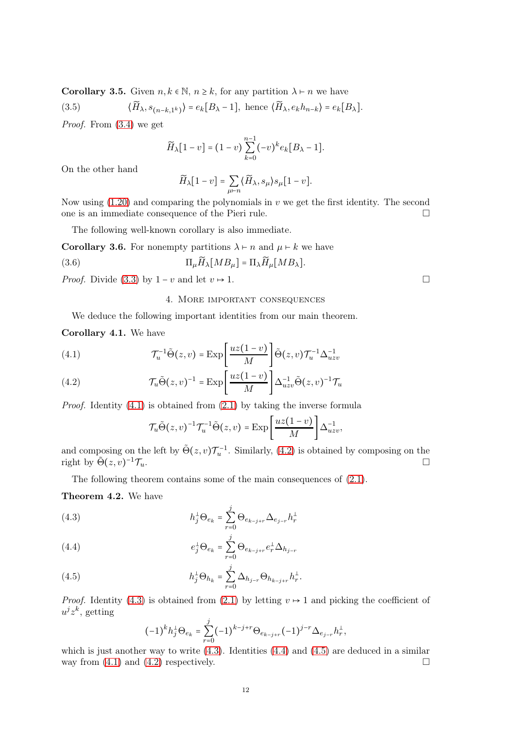**Corollary 3.5.** Given $n, k \in \mathbb{N}$, $n \geq k$, for any partition $\lambda \vdash n$ we have

$$\langle \widetilde{H}_\lambda, s_{(n-k,1^k)} \rangle = e_k[B_\lambda - 1], \text{ hence } \langle \widetilde{H}_\lambda, e_k h_{n-k} \rangle = e_k[B_\lambda]. \tag{3.5}$$

*Proof.* From (3.4) we get

$$\widetilde{H}_\lambda[1-v] = (1-v) \sum_{k=0}^{n-1} (-v)^k e_k[B_\lambda - 1].$$

On the other hand

$$\widetilde{H}_\lambda[1-v] = \sum_{\mu \vdash n} \langle \widetilde{H}_\lambda, s_\mu \rangle s_\mu[1-v].$$

Now using (1.20) and comparing the polynomials in $v$ we get the first identity. The second one is an immediate consequence of the Pieri rule. □

The following well-known corollary is also immediate.

**Corollary 3.6.** For nonempty partitions $\lambda \vdash n$ and $\mu \vdash k$ we have

$$\Pi_\mu \widetilde{H}_\lambda[MB_\mu] = \Pi_\lambda \widetilde{H}_\mu[MB_\lambda]. \tag{3.6}$$

*Proof.* Divide (3.3) by $1-v$ and let $v \mapsto 1$. □

## 4. More important consequences

We deduce the following important identities from our main theorem.

**Corollary 4.1.** We have

$$\mathcal{T}_u^{-1} \tilde{\Theta}(z,v) = \mathrm{Exp}\left[\frac{uz(1-v)}{M}\right] \tilde{\Theta}(z,v) \mathcal{T}_u^{-1} \Delta_{uzv}^{-1} \tag{4.1}$$

$$\mathcal{T}_u \tilde{\Theta}(z,v)^{-1} = \mathrm{Exp}\left[\frac{uz(1-v)}{M}\right] \Delta_{uzv}^{-1} \tilde{\Theta}(z,v)^{-1} \mathcal{T}_u \tag{4.2}$$

*Proof.* Identity (4.1) is obtained from (2.1) by taking the inverse formula

$$\mathcal{T}_u \tilde{\Theta}(z,v)^{-1} \mathcal{T}_u^{-1} \tilde{\Theta}(z,v) = \mathrm{Exp}\left[\frac{uz(1-v)}{M}\right] \Delta_{uzv}^{-1},$$

and composing on the left by $\tilde{\Theta}(z,v)\mathcal{T}_u^{-1}$. Similarly, (4.2) is obtained by composing on the right by $\tilde{\Theta}(z,v)^{-1}\mathcal{T}_u$. □

The following theorem contains some of the main consequences of (2.1).

**Theorem 4.2.** We have

$$h_j^\perp \Theta_{e_k} = \sum_{r=0}^{j} \Theta_{e_{k-j+r}} \Delta_{e_{j-r}} h_r^\perp \tag{4.3}$$

$$e_j^\perp \Theta_{e_k} = \sum_{r=0}^{j} \Theta_{e_{k-j+r}} e_r^\perp \Delta_{h_{j-r}} \tag{4.4}$$

$$h_j^\perp \Theta_{h_k} = \sum_{r=0}^{j} \Delta_{h_{j-r}} \Theta_{h_{k-j+r}} h_r^\perp. \tag{4.5}$$

*Proof.* Identity (4.3) is obtained from (2.1) by letting $v \mapsto 1$ and picking the coefficient of $u^j z^k$, getting

$$(-1)^k h_j^\perp \Theta_{e_k} = \sum_{r=0}^{j} (-1)^{k-j+r} \Theta_{e_{k-j+r}} (-1)^{j-r} \Delta_{e_{j-r}} h_r^\perp,$$

which is just another way to write (4.3). Identities (4.4) and (4.5) are deduced in a similar way from (4.1) and (4.2) respectively. □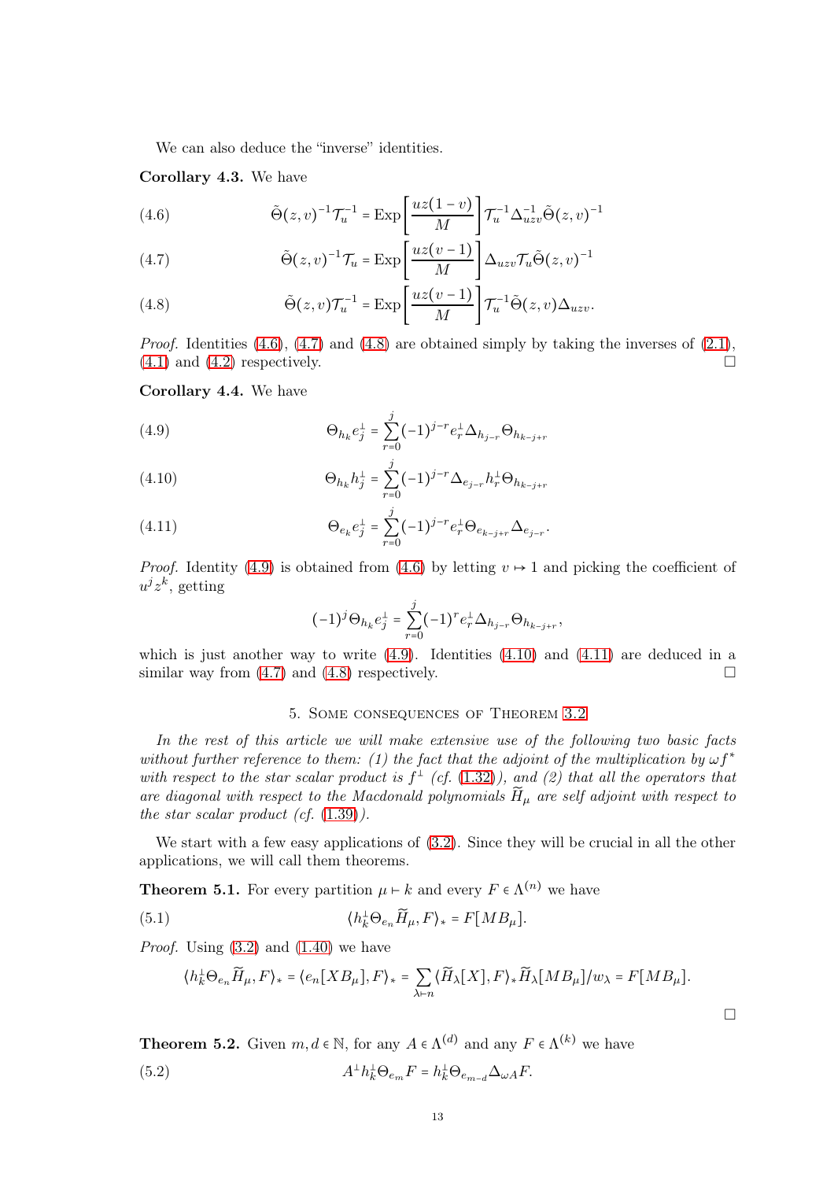We can also deduce the "inverse" identities.

**Corollary 4.3.** We have

$$\tilde{\Theta}(z,v)^{-1}\mathcal{T}_u^{-1} = \mathrm{Exp}\left[\frac{uz(1-v)}{M}\right]\mathcal{T}_u^{-1}\Delta_{uzv}^{-1}\tilde{\Theta}(z,v)^{-1} \tag{4.6}$$

$$\tilde{\Theta}(z,v)^{-1}\mathcal{T}_u = \mathrm{Exp}\left[\frac{uz(v-1)}{M}\right]\Delta_{uzv}\mathcal{T}_u\tilde{\Theta}(z,v)^{-1} \tag{4.7}$$

$$\tilde{\Theta}(z,v)\mathcal{T}_u^{-1} = \mathrm{Exp}\left[\frac{uz(v-1)}{M}\right]\mathcal{T}_u^{-1}\tilde{\Theta}(z,v)\Delta_{uzv}. \tag{4.8}$$

*Proof.* Identities (4.6), (4.7) and (4.8) are obtained simply by taking the inverses of (2.1), (4.1) and (4.2) respectively. □

**Corollary 4.4.** We have

$$\Theta_{h_k}e_j^\perp = \sum_{r=0}^{j}(-1)^{j-r}e_r^\perp\Delta_{h_{j-r}}\Theta_{h_{k-j+r}} \tag{4.9}$$

$$\Theta_{h_k}h_j^\perp = \sum_{r=0}^{j}(-1)^{j-r}\Delta_{e_{j-r}}h_r^\perp\Theta_{h_{k-j+r}} \tag{4.10}$$

$$\Theta_{e_k}e_j^\perp = \sum_{r=0}^{j}(-1)^{j-r}e_r^\perp\Theta_{e_{k-j+r}}\Delta_{e_{j-r}}. \tag{4.11}$$

*Proof.* Identity (4.9) is obtained from (4.6) by letting $v \mapsto 1$ and picking the coefficient of $u^jz^k$, getting

$$(-1)^j\Theta_{h_k}e_j^\perp = \sum_{r=0}^{j}(-1)^r e_r^\perp\Delta_{h_{j-r}}\Theta_{h_{k-j+r}},$$

which is just another way to write (4.9). Identities (4.10) and (4.11) are deduced in a similar way from (4.7) and (4.8) respectively. □

## 5. Some consequences of Theorem 3.2

*In the rest of this article we will make extensive use of the following two basic facts without further reference to them: (1) the fact that the adjoint of the multiplication by $\omega f^*$ with respect to the star scalar product is $f^\perp$ (cf. (1.32)), and (2) that all the operators that are diagonal with respect to the Macdonald polynomials $\widetilde{H}_\mu$ are self adjoint with respect to the star scalar product (cf. (1.39)).*

We start with a few easy applications of (3.2). Since they will be crucial in all the other applications, we will call them theorems.

**Theorem 5.1.** For every partition $\mu \vdash k$ and every $F \in \Lambda^{(n)}$ we have

$$\langle h_k^\perp\Theta_{e_n}\widetilde{H}_\mu, F\rangle_* = F[MB_\mu]. \tag{5.1}$$

*Proof.* Using (3.2) and (1.40) we have

$$\langle h_k^\perp\Theta_{e_n}\widetilde{H}_\mu, F\rangle_* = \langle e_n[XB_\mu], F\rangle_* = \sum_{\lambda\vdash n}\langle\widetilde{H}_\lambda[X], F\rangle_*\widetilde{H}_\lambda[MB_\mu]/w_\lambda = F[MB_\mu].$$

□

**Theorem 5.2.** Given $m, d \in \mathbb{N}$, for any $A \in \Lambda^{(d)}$ and any $F \in \Lambda^{(k)}$ we have

$$A^\perp h_k^\perp\Theta_{e_m}F = h_k^\perp\Theta_{e_{m-d}}\Delta_{\omega A}F. \tag{5.2}$$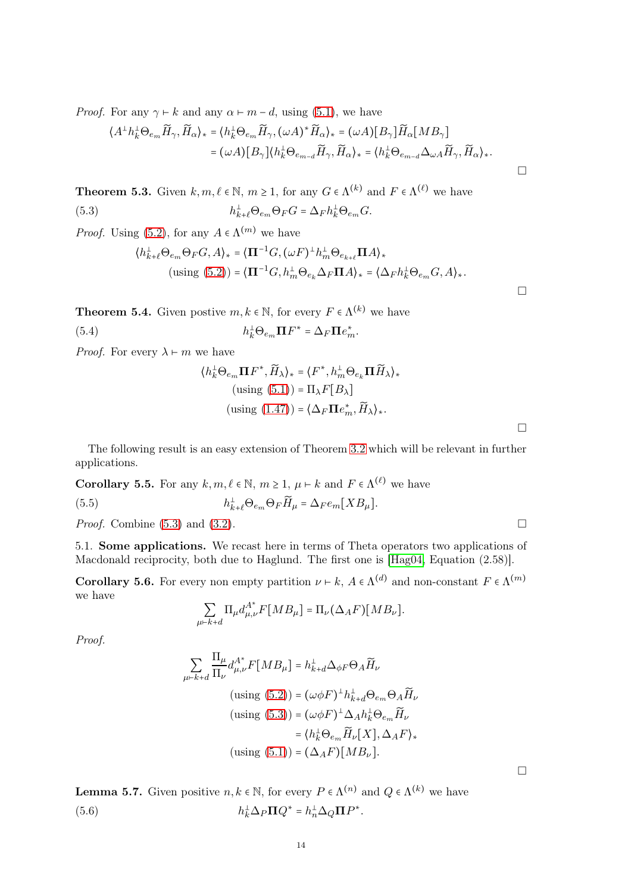*Proof.* For any $\gamma \vdash k$ and any $\alpha \vdash m-d$, using (5.1), we have

$$\langle A^{\perp} h_k^{\perp} \Theta_{e_m} \widetilde{H}_\gamma, \widetilde{H}_\alpha \rangle_* = \langle h_k^{\perp} \Theta_{e_m} \widetilde{H}_\gamma, (\omega A)^* \widetilde{H}_\alpha \rangle_* = (\omega A)[B_\gamma] \widetilde{H}_\alpha [MB_\gamma]$$
$$= (\omega A)[B_\gamma] \langle h_k^{\perp} \Theta_{e_{m-d}} \widetilde{H}_\gamma, \widetilde{H}_\alpha \rangle_* = \langle h_k^{\perp} \Theta_{e_{m-d}} \Delta_{\omega A} \widetilde{H}_\gamma, \widetilde{H}_\alpha \rangle_*.$$

□

**Theorem 5.3.** Given $k, m, \ell \in \mathbb{N}$, $m \geq 1$, for any $G \in \Lambda^{(k)}$ and $F \in \Lambda^{(\ell)}$ we have

$$h_{k+\ell}^{\perp} \Theta_{e_m} \Theta_F G = \Delta_F h_k^{\perp} \Theta_{e_m} G. \tag{5.3}$$

*Proof.* Using (5.2), for any $A \in \Lambda^{(m)}$ we have

$$\langle h_{k+\ell}^{\perp} \Theta_{e_m} \Theta_F G, A \rangle_* = \langle \mathbf{\Pi}^{-1} G, (\omega F)^{\perp} h_m^{\perp} \Theta_{e_{k+\ell}} \mathbf{\Pi} A \rangle_*$$
$$\text{(using (5.2))} = \langle \mathbf{\Pi}^{-1} G, h_m^{\perp} \Theta_{e_k} \Delta_F \mathbf{\Pi} A \rangle_* = \langle \Delta_F h_k^{\perp} \Theta_{e_m} G, A \rangle_*.$$

□

**Theorem 5.4.** Given postive $m, k \in \mathbb{N}$, for every $F \in \Lambda^{(k)}$ we have

$$h_k^{\perp} \Theta_{e_m} \mathbf{\Pi} F^* = \Delta_F \mathbf{\Pi} e_m^*. \tag{5.4}$$

*Proof.* For every $\lambda \vdash m$ we have

$$\langle h_k^{\perp} \Theta_{e_m} \mathbf{\Pi} F^*, \widetilde{H}_\lambda \rangle_* = \langle F^*, h_m^{\perp} \Theta_{e_k} \mathbf{\Pi} \widetilde{H}_\lambda \rangle_*$$
$$\text{(using (5.1))} = \Pi_\lambda F[B_\lambda]$$
$$\text{(using (1.47))} = \langle \Delta_F \mathbf{\Pi} e_m^*, \widetilde{H}_\lambda \rangle_*.$$

□

The following result is an easy extension of Theorem 3.2 which will be relevant in further applications.

**Corollary 5.5.** For any $k, m, \ell \in \mathbb{N}$, $m \geq 1$, $\mu \vdash k$ and $F \in \Lambda^{(\ell)}$ we have

$$h_{k+\ell}^{\perp} \Theta_{e_m} \Theta_F \widetilde{H}_\mu = \Delta_F e_m [X B_\mu]. \tag{5.5}$$

*Proof.* Combine (5.3) and (3.2). □

5.1. **Some applications.** We recast here in terms of Theta operators two applications of Macdonald reciprocity, both due to Haglund. The first one is [Hag04, Equation (2.58)].

**Corollary 5.6.** For every non empty partition $\nu \vdash k$, $A \in \Lambda^{(d)}$ and non-constant $F \in \Lambda^{(m)}$ we have

$$\sum_{\mu \vdash k+d} \Pi_\mu d_{\mu,\nu}^{A^*} F[MB_\mu] = \Pi_\nu (\Delta_A F)[MB_\nu].$$

*Proof.*

$$\sum_{\mu \vdash k+d} \frac{\Pi_\mu}{\Pi_\nu} d_{\mu,\nu}^{A^*} F[MB_\mu] = h_{k+d}^{\perp} \Delta_{\phi F} \Theta_A \widetilde{H}_\nu$$
$$\text{(using (5.2))} = (\omega \phi F)^{\perp} h_{k+d}^{\perp} \Theta_{e_m} \Theta_A \widetilde{H}_\nu$$
$$\text{(using (5.3))} = (\omega \phi F)^{\perp} \Delta_A h_k^{\perp} \Theta_{e_m} \widetilde{H}_\nu$$
$$= \langle h_k^{\perp} \Theta_{e_m} \widetilde{H}_\nu [X], \Delta_A F \rangle_*$$
$$\text{(using (5.1))} = (\Delta_A F)[MB_\nu].$$

□

**Lemma 5.7.** Given positive $n, k \in \mathbb{N}$, for every $P \in \Lambda^{(n)}$ and $Q \in \Lambda^{(k)}$ we have

$$h_k^{\perp} \Delta_P \mathbf{\Pi} Q^* = h_n^{\perp} \Delta_Q \mathbf{\Pi} P^*. \tag{5.6}$$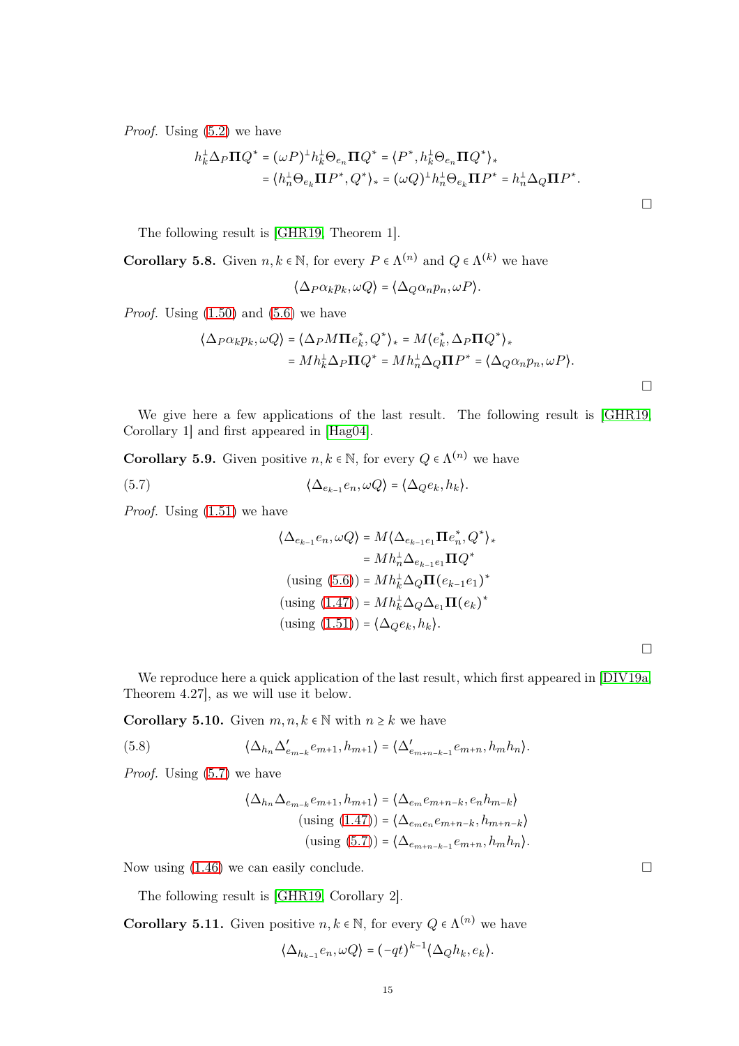*Proof.* Using (5.2) we have

$$\begin{aligned} h_k^\perp \Delta_P \mathbf{\Pi} Q^* &= (\omega P)^\perp h_k^\perp \Theta_{e_n} \mathbf{\Pi} Q^* = \langle P^*, h_k^\perp \Theta_{e_n} \mathbf{\Pi} Q^* \rangle_* \\ &= \langle h_n^\perp \Theta_{e_k} \mathbf{\Pi} P^*, Q^* \rangle_* = (\omega Q)^\perp h_n^\perp \Theta_{e_k} \mathbf{\Pi} P^* = h_n^\perp \Delta_Q \mathbf{\Pi} P^*. \end{aligned}$$

□

The following result is [GHR19, Theorem 1].

**Corollary 5.8.** Given $n, k \in \mathbb{N}$, for every $P \in \Lambda^{(n)}$ and $Q \in \Lambda^{(k)}$ we have

$$\langle \Delta_P \alpha_k p_k, \omega Q \rangle = \langle \Delta_Q \alpha_n p_n, \omega P \rangle.$$

*Proof.* Using (1.50) and (5.6) we have

$$\begin{aligned} \langle \Delta_P \alpha_k p_k, \omega Q \rangle &= \langle \Delta_P M \mathbf{\Pi} e_k^*, Q^* \rangle_* = M \langle e_k^*, \Delta_P \mathbf{\Pi} Q^* \rangle_* \\ &= M h_k^\perp \Delta_P \mathbf{\Pi} Q^* = M h_n^\perp \Delta_Q \mathbf{\Pi} P^* = \langle \Delta_Q \alpha_n p_n, \omega P \rangle. \end{aligned}$$

□

We give here a few applications of the last result. The following result is [GHR19, Corollary 1] and first appeared in [Hag04].

**Corollary 5.9.** Given positive $n, k \in \mathbb{N}$, for every $Q \in \Lambda^{(n)}$ we have

$$\langle \Delta_{e_{k-1}} e_n, \omega Q \rangle = \langle \Delta_Q e_k, h_k \rangle. \tag{5.7}$$

*Proof.* Using (1.51) we have

$$\begin{aligned} \langle \Delta_{e_{k-1}} e_n, \omega Q \rangle &= M \langle \Delta_{e_{k-1} e_1} \mathbf{\Pi} e_n^*, Q^* \rangle_* \\ &= M h_n^\perp \Delta_{e_{k-1} e_1} \mathbf{\Pi} Q^* \\ (\text{using } (5.6)) &= M h_k^\perp \Delta_Q \mathbf{\Pi} (e_{k-1} e_1)^* \\ (\text{using } (1.47)) &= M h_k^\perp \Delta_Q \Delta_{e_1} \mathbf{\Pi} (e_k)^* \\ (\text{using } (1.51)) &= \langle \Delta_Q e_k, h_k \rangle. \end{aligned}$$

□

We reproduce here a quick application of the last result, which first appeared in [DIV19a, Theorem 4.27], as we will use it below.

**Corollary 5.10.** Given $m, n, k \in \mathbb{N}$ with $n \geq k$ we have

$$\langle \Delta_{h_n} \Delta'_{e_{m-k}} e_{m+1}, h_{m+1} \rangle = \langle \Delta'_{e_{m+n-k-1}} e_{m+n}, h_m h_n \rangle. \tag{5.8}$$

*Proof.* Using (5.7) we have

$$\begin{aligned} \langle \Delta_{h_n} \Delta_{e_{m-k}} e_{m+1}, h_{m+1} \rangle &= \langle \Delta_{e_m} e_{m+n-k}, e_n h_{m-k} \rangle \\ (\text{using } (1.47)) &= \langle \Delta_{e_m e_n} e_{m+n-k}, h_{m+n-k} \rangle \\ (\text{using } (5.7)) &= \langle \Delta_{e_{m+n-k-1}} e_{m+n}, h_m h_n \rangle. \end{aligned}$$

Now using (1.46) we can easily conclude. □

The following result is [GHR19, Corollary 2].

**Corollary 5.11.** Given positive $n, k \in \mathbb{N}$, for every $Q \in \Lambda^{(n)}$ we have

$$\langle \Delta_{h_{k-1}} e_n, \omega Q \rangle = (-qt)^{k-1} \langle \Delta_Q h_k, e_k \rangle.$$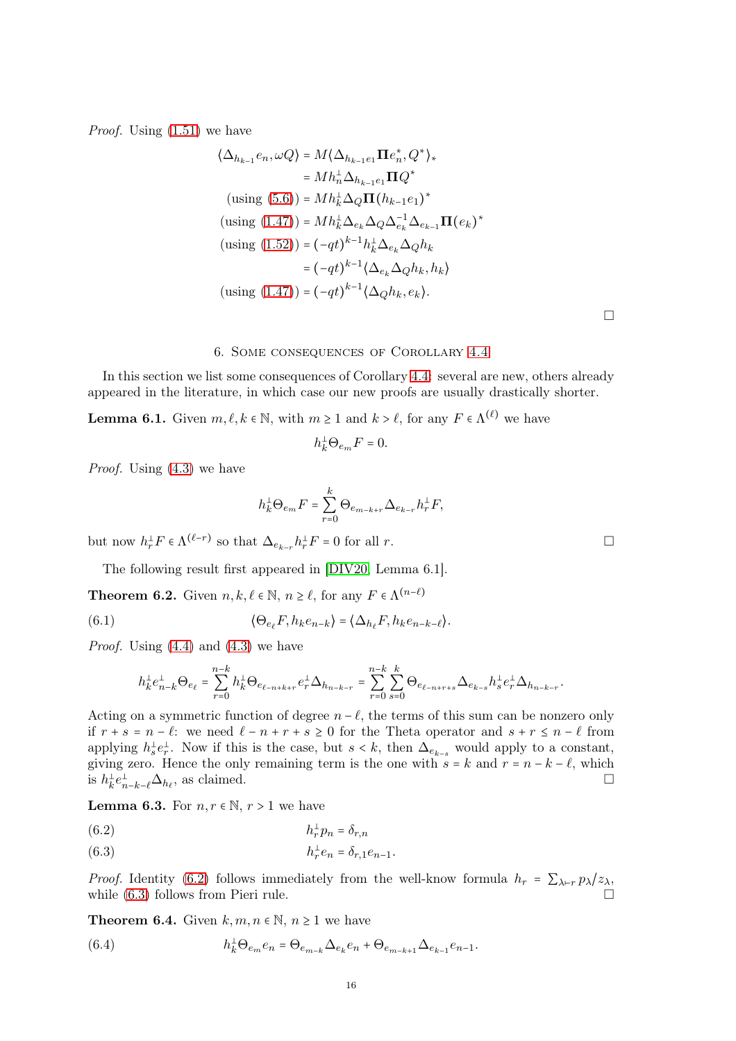*Proof.* Using (1.51) we have

$$\begin{aligned}
\langle \Delta_{h_{k-1}} e_n, \omega Q\rangle &= M\langle \Delta_{h_{k-1}e_1} \mathbf{\Pi} e_n^*, Q^*\rangle_* \\
&= M h_n^\perp \Delta_{h_{k-1}e_1} \mathbf{\Pi} Q^* \\
\text{(using (5.6))} &= M h_k^\perp \Delta_Q \mathbf{\Pi}(h_{k-1}e_1)^* \\
\text{(using (1.47))} &= M h_k^\perp \Delta_{e_k} \Delta_Q \Delta_{e_k}^{-1} \Delta_{e_{k-1}} \mathbf{\Pi}(e_k)^* \\
\text{(using (1.52))} &= (-qt)^{k-1} h_k^\perp \Delta_{e_k} \Delta_Q h_k \\
&= (-qt)^{k-1} \langle \Delta_{e_k} \Delta_Q h_k, h_k\rangle \\
\text{(using (1.47))} &= (-qt)^{k-1} \langle \Delta_Q h_k, e_k\rangle.
\end{aligned}$$

□

## 6. Some consequences of Corollary 4.4

In this section we list some consequences of Corollary 4.4: several are new, others already appeared in the literature, in which case our new proofs are usually drastically shorter.

**Lemma 6.1.** Given $m, \ell, k \in \mathbb{N}$, with $m \geq 1$ and $k > \ell$, for any $F \in \Lambda^{(\ell)}$ we have

$$h_k^\perp \Theta_{e_m} F = 0.$$

*Proof.* Using (4.3) we have

$$h_k^\perp \Theta_{e_m} F = \sum_{r=0}^{k} \Theta_{e_{m-k+r}} \Delta_{e_{k-r}} h_r^\perp F,$$

but now $h_r^\perp F \in \Lambda^{(\ell-r)}$ so that $\Delta_{e_{k-r}} h_r^\perp F = 0$ for all $r$. □

The following result first appeared in [DIV20, Lemma 6.1].

**Theorem 6.2.** Given $n, k, \ell \in \mathbb{N}$, $n \geq \ell$, for any $F \in \Lambda^{(n-\ell)}$

$$\langle \Theta_{e_\ell} F, h_k e_{n-k}\rangle = \langle \Delta_{h_\ell} F, h_k e_{n-k-\ell}\rangle. \tag{6.1}$$

*Proof.* Using (4.4) and (4.3) we have

$$h_k^\perp e_{n-k}^\perp \Theta_{e_\ell} = \sum_{r=0}^{n-k} h_k^\perp \Theta_{e_{\ell-n+k+r}} e_r^\perp \Delta_{h_{n-k-r}} = \sum_{r=0}^{n-k} \sum_{s=0}^{k} \Theta_{e_{\ell-n+r+s}} \Delta_{e_{k-s}} h_s^\perp e_r^\perp \Delta_{h_{n-k-r}}.$$

Acting on a symmetric function of degree $n-\ell$, the terms of this sum can be nonzero only if $r+s = n-\ell$: we need $\ell - n + r + s \geq 0$ for the Theta operator and $s + r \leq n - \ell$ from applying $h_s^\perp e_r^\perp$. Now if this is the case, but $s < k$, then $\Delta_{e_{k-s}}$ would apply to a constant, giving zero. Hence the only remaining term is the one with $s = k$ and $r = n-k-\ell$, which is $h_k^\perp e_{n-k-\ell}^\perp \Delta_{h_\ell}$, as claimed. □

**Lemma 6.3.** For $n, r \in \mathbb{N}$, $r > 1$ we have

$$h_r^\perp p_n = \delta_{r,n} \tag{6.2}$$

$$h_r^\perp e_n = \delta_{r,1} e_{n-1}. \tag{6.3}$$

*Proof.* Identity (6.2) follows immediately from the well-know formula $h_r = \sum_{\lambda \vdash r} p_\lambda / z_\lambda$, while (6.3) follows from Pieri rule. □

**Theorem 6.4.** Given $k, m, n \in \mathbb{N}$, $n \geq 1$ we have

$$h_k^\perp \Theta_{e_m} e_n = \Theta_{e_{m-k}} \Delta_{e_k} e_n + \Theta_{e_{m-k+1}} \Delta_{e_{k-1}} e_{n-1}. \tag{6.4}$$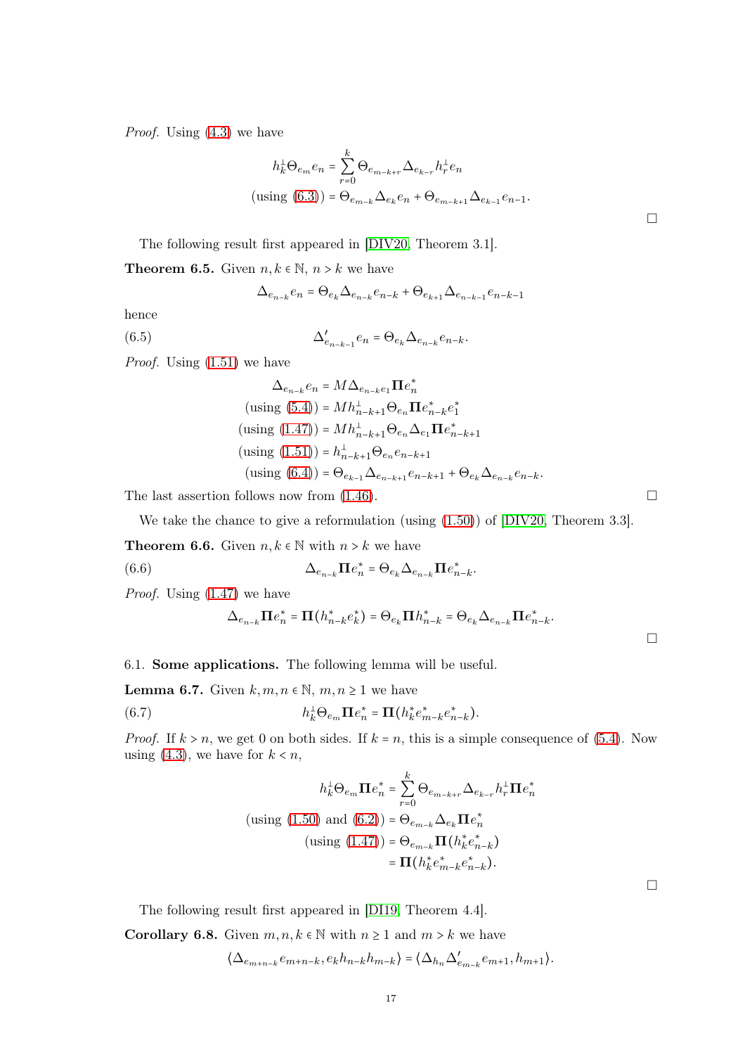*Proof.* Using (4.3) we have

$$
\begin{aligned}
h_k^\perp \Theta_{e_m} e_n &= \sum_{r=0}^{k} \Theta_{e_{m-k+r}} \Delta_{e_{k-r}} h_r^\perp e_n \\
\text{(using (6.3))} &= \Theta_{e_{m-k}} \Delta_{e_k} e_n + \Theta_{e_{m-k+1}} \Delta_{e_{k-1}} e_{n-1}.
\end{aligned}
$$

□

The following result first appeared in [DIV20, Theorem 3.1].

**Theorem 6.5.** Given $n, k \in \mathbb{N}$, $n > k$ we have

$$
\Delta_{e_{n-k}} e_n = \Theta_{e_k} \Delta_{e_{n-k}} e_{n-k} + \Theta_{e_{k+1}} \Delta_{e_{n-k-1}} e_{n-k-1}
$$

hence

$$
\Delta'_{e_{n-k-1}} e_n = \Theta_{e_k} \Delta_{e_{n-k}} e_{n-k}. \tag{6.5}
$$

*Proof.* Using (1.51) we have

$$
\begin{aligned}
\Delta_{e_{n-k}} e_n &= M \Delta_{e_{n-k} e_1} \mathbf{\Pi} e_n^* \\
\text{(using (5.4))} &= M h_{n-k+1}^\perp \Theta_{e_n} \mathbf{\Pi} e_{n-k}^* e_1^* \\
\text{(using (1.47))} &= M h_{n-k+1}^\perp \Theta_{e_n} \Delta_{e_1} \mathbf{\Pi} e_{n-k+1}^* \\
\text{(using (1.51))} &= h_{n-k+1}^\perp \Theta_{e_n} e_{n-k+1} \\
\text{(using (6.4))} &= \Theta_{e_{k-1}} \Delta_{e_{n-k+1}} e_{n-k+1} + \Theta_{e_k} \Delta_{e_{n-k}} e_{n-k}.
\end{aligned}
$$

The last assertion follows now from (1.46). □

We take the chance to give a reformulation (using (1.50)) of [DIV20, Theorem 3.3].

**Theorem 6.6.** Given $n, k \in \mathbb{N}$ with $n > k$ we have

$$
\Delta_{e_{n-k}} \mathbf{\Pi} e_n^* = \Theta_{e_k} \Delta_{e_{n-k}} \mathbf{\Pi} e_{n-k}^*. \tag{6.6}
$$

*Proof.* Using (1.47) we have

$$
\Delta_{e_{n-k}} \mathbf{\Pi} e_n^* = \mathbf{\Pi} (h_{n-k}^* e_k^*) = \Theta_{e_k} \mathbf{\Pi} h_{n-k}^* = \Theta_{e_k} \Delta_{e_{n-k}} \mathbf{\Pi} e_{n-k}^*.
$$

□

6.1. **Some applications.** The following lemma will be useful.

**Lemma 6.7.** Given $k, m, n \in \mathbb{N}$, $m, n \geq 1$ we have

$$
h_k^\perp \Theta_{e_m} \mathbf{\Pi} e_n^* = \mathbf{\Pi} (h_k^* e_{m-k}^* e_{n-k}^*). \tag{6.7}
$$

*Proof.* If $k > n$, we get 0 on both sides. If $k = n$, this is a simple consequence of (5.4). Now using (4.3), we have for $k < n$,

$$
\begin{aligned}
h_k^\perp \Theta_{e_m} \mathbf{\Pi} e_n^* &= \sum_{r=0}^{k} \Theta_{e_{m-k+r}} \Delta_{e_{k-r}} h_r^\perp \mathbf{\Pi} e_n^* \\
\text{(using (1.50) and (6.2))} &= \Theta_{e_{m-k}} \Delta_{e_k} \mathbf{\Pi} e_n^* \\
\text{(using (1.47))} &= \Theta_{e_{m-k}} \mathbf{\Pi} (h_k^* e_{n-k}^*) \\
&= \mathbf{\Pi} (h_k^* e_{m-k}^* e_{n-k}^*).
\end{aligned}
$$

□

The following result first appeared in [DI19, Theorem 4.4].

**Corollary 6.8.** Given $m, n, k \in \mathbb{N}$ with $n \geq 1$ and $m > k$ we have

$$
\langle \Delta_{e_{m+n-k}} e_{m+n-k}, e_k h_{n-k} h_{m-k} \rangle = \langle \Delta_{h_n} \Delta'_{e_{m-k}} e_{m+1}, h_{m+1} \rangle.
$$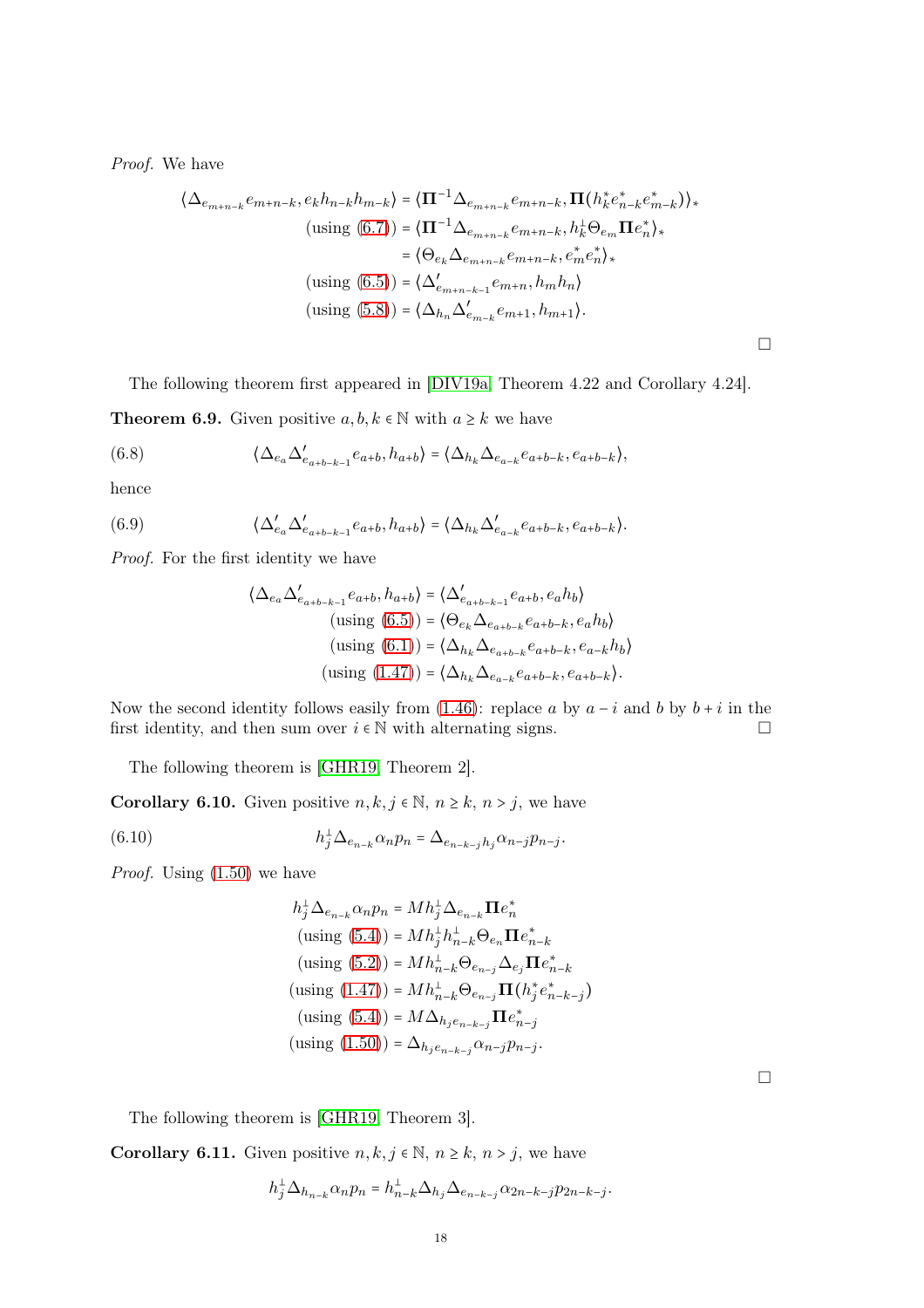*Proof.* We have

$$\begin{aligned}
\langle \Delta_{e_{m+n-k}} e_{m+n-k}, e_k h_{n-k} h_{m-k} \rangle &= \langle \mathbf{\Pi}^{-1} \Delta_{e_{m+n-k}} e_{m+n-k}, \mathbf{\Pi}(h_k^* e_{n-k}^* e_{m-k}^*) \rangle_* \\
\text{(using (6.7))} &= \langle \mathbf{\Pi}^{-1} \Delta_{e_{m+n-k}} e_{m+n-k}, h_k^\perp \Theta_{e_m} \mathbf{\Pi} e_n^* \rangle_* \\
&= \langle \Theta_{e_k} \Delta_{e_{m+n-k}} e_{m+n-k}, e_m^* e_n^* \rangle_* \\
\text{(using (6.5))} &= \langle \Delta'_{e_{m+n-k-1}} e_{m+n}, h_m h_n \rangle \\
\text{(using (5.8))} &= \langle \Delta_{h_n} \Delta'_{e_{m-k}} e_{m+1}, h_{m+1} \rangle.
\end{aligned}$$

$\square$

The following theorem first appeared in [DIV19a, Theorem 4.22 and Corollary 4.24].

**Theorem 6.9.** Given positive $a, b, k \in \mathbb{N}$ with $a \geq k$ we have

$$\langle \Delta_{e_a} \Delta'_{e_{a+b-k-1}} e_{a+b}, h_{a+b} \rangle = \langle \Delta_{h_k} \Delta_{e_{a-k}} e_{a+b-k}, e_{a+b-k} \rangle, \tag{6.8}$$

hence

$$\langle \Delta'_{e_a} \Delta'_{e_{a+b-k-1}} e_{a+b}, h_{a+b} \rangle = \langle \Delta_{h_k} \Delta'_{e_{a-k}} e_{a+b-k}, e_{a+b-k} \rangle. \tag{6.9}$$

*Proof.* For the first identity we have

$$\begin{aligned}
\langle \Delta_{e_a} \Delta'_{e_{a+b-k-1}} e_{a+b}, h_{a+b} \rangle &= \langle \Delta'_{e_{a+b-k-1}} e_{a+b}, e_a h_b \rangle \\
\text{(using (6.5))} &= \langle \Theta_{e_k} \Delta_{e_{a+b-k}} e_{a+b-k}, e_a h_b \rangle \\
\text{(using (6.1))} &= \langle \Delta_{h_k} \Delta_{e_{a+b-k}} e_{a+b-k}, e_{a-k} h_b \rangle \\
\text{(using (1.47))} &= \langle \Delta_{h_k} \Delta_{e_{a-k}} e_{a+b-k}, e_{a+b-k} \rangle.
\end{aligned}$$

Now the second identity follows easily from (1.46): replace $a$ by $a - i$ and $b$ by $b + i$ in the first identity, and then sum over $i \in \mathbb{N}$ with alternating signs. $\square$

The following theorem is [GHR19, Theorem 2].

**Corollary 6.10.** Given positive $n, k, j \in \mathbb{N}$, $n \geq k$, $n > j$, we have

$$h_j^\perp \Delta_{e_{n-k}} \alpha_n p_n = \Delta_{e_{n-k-j} h_j} \alpha_{n-j} p_{n-j}. \tag{6.10}$$

*Proof.* Using (1.50) we have

$$\begin{aligned}
h_j^\perp \Delta_{e_{n-k}} \alpha_n p_n &= M h_j^\perp \Delta_{e_{n-k}} \mathbf{\Pi} e_n^* \\
\text{(using (5.4))} &= M h_j^\perp h_{n-k}^\perp \Theta_{e_n} \mathbf{\Pi} e_{n-k}^* \\
\text{(using (5.2))} &= M h_{n-k}^\perp \Theta_{e_{n-j}} \Delta_{e_j} \mathbf{\Pi} e_{n-k}^* \\
\text{(using (1.47))} &= M h_{n-k}^\perp \Theta_{e_{n-j}} \mathbf{\Pi}(h_j^* e_{n-k-j}^*) \\
\text{(using (5.4))} &= M \Delta_{h_j e_{n-k-j}} \mathbf{\Pi} e_{n-j}^* \\
\text{(using (1.50))} &= \Delta_{h_j e_{n-k-j}} \alpha_{n-j} p_{n-j}.
\end{aligned}$$

$\square$

The following theorem is [GHR19, Theorem 3].

**Corollary 6.11.** Given positive $n, k, j \in \mathbb{N}$, $n \geq k$, $n > j$, we have

$$h_j^\perp \Delta_{h_{n-k}} \alpha_n p_n = h_{n-k}^\perp \Delta_{h_j} \Delta_{e_{n-k-j}} \alpha_{2n-k-j} p_{2n-k-j}.$$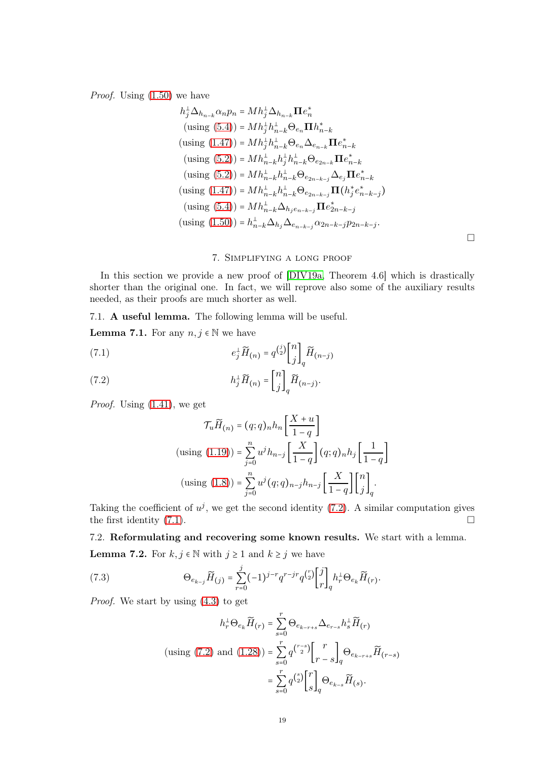*Proof.* Using (1.50) we have

$$
\begin{aligned}
h_j^\perp \Delta_{h_{n-k}} \alpha_n p_n &= M h_j^\perp \Delta_{h_{n-k}} \mathbf{\Pi} e_n^* \\
\text{(using (5.4))} &= M h_j^\perp h_{n-k}^\perp \Theta_{e_n} \mathbf{\Pi} h_{n-k}^* \\
\text{(using (1.47))} &= M h_j^\perp h_{n-k}^\perp \Theta_{e_n} \Delta_{e_{n-k}} \mathbf{\Pi} e_{n-k}^* \\
\text{(using (5.2))} &= M h_{n-k}^\perp h_j^\perp h_{n-k}^\perp \Theta_{e_{2n-k}} \mathbf{\Pi} e_{n-k}^* \\
\text{(using (5.2))} &= M h_{n-k}^\perp h_{n-k}^\perp \Theta_{e_{2n-k-j}} \Delta_{e_j} \mathbf{\Pi} e_{n-k}^* \\
\text{(using (1.47))} &= M h_{n-k}^\perp h_{n-k}^\perp \Theta_{e_{2n-k-j}} \mathbf{\Pi} (h_j^* e_{n-k-j}^*) \\
\text{(using (5.4))} &= M h_{n-k}^\perp \Delta_{h_j e_{n-k-j}} \mathbf{\Pi} e_{2n-k-j}^* \\
\text{(using (1.50))} &= h_{n-k}^\perp \Delta_{h_j} \Delta_{e_{n-k-j}} \alpha_{2n-k-j} p_{2n-k-j}.
\end{aligned}
$$

□

## 7. Simplifying a long proof

In this section we provide a new proof of [DIV19a, Theorem 4.6] which is drastically shorter than the original one. In fact, we will reprove also some of the auxiliary results needed, as their proofs are much shorter as well.

### 7.1. A useful lemma.

The following lemma will be useful.

**Lemma 7.1.** For any $n, j \in \mathbb{N}$ we have

$$
e_j^\perp \widetilde{H}_{(n)} = q^{\binom{j}{2}} \begin{bmatrix} n \\ j \end{bmatrix}_q \widetilde{H}_{(n-j)} \tag{7.1}
$$

$$
h_j^\perp \widetilde{H}_{(n)} = \begin{bmatrix} n \\ j \end{bmatrix}_q \widetilde{H}_{(n-j)}. \tag{7.2}
$$

*Proof.* Using (1.41), we get

$$
\begin{aligned}
\mathcal{T}_u \widetilde{H}_{(n)} &= (q;q)_n h_n \left[ \frac{X+u}{1-q} \right] \\
\text{(using (1.19))} &= \sum_{j=0}^{n} u^j h_{n-j} \left[ \frac{X}{1-q} \right] (q;q)_n h_j \left[ \frac{1}{1-q} \right] \\
\text{(using (1.8))} &= \sum_{j=0}^{n} u^j (q;q)_{n-j} h_{n-j} \left[ \frac{X}{1-q} \right] \begin{bmatrix} n \\ j \end{bmatrix}_q .
\end{aligned}
$$

Taking the coefficient of $u^j$, we get the second identity (7.2). A similar computation gives the first identity (7.1). □

### 7.2. Reformulating and recovering some known results.

We start with a lemma.

**Lemma 7.2.** For $k, j \in \mathbb{N}$ with $j \geq 1$ and $k \geq j$ we have

$$
\Theta_{e_{k-j}} \widetilde{H}_{(j)} = \sum_{r=0}^{j} (-1)^{j-r} q^{r-jr} q^{\binom{r}{2}} \begin{bmatrix} j \\ r \end{bmatrix}_q h_r^\perp \Theta_{e_k} \widetilde{H}_{(r)}. \tag{7.3}
$$

*Proof.* We start by using (4.3) to get

$$
\begin{aligned}
h_r^\perp \Theta_{e_k} \widetilde{H}_{(r)} &= \sum_{s=0}^{r} \Theta_{e_{k-r+s}} \Delta_{e_{r-s}} h_s^\perp \widetilde{H}_{(r)} \\
\text{(using (7.2) and (1.28))} &= \sum_{s=0}^{r} q^{\binom{r-s}{2}} \begin{bmatrix} r \\ r-s \end{bmatrix}_q \Theta_{e_{k-r+s}} \widetilde{H}_{(r-s)} \\
&= \sum_{s=0}^{r} q^{\binom{s}{2}} \begin{bmatrix} r \\ s \end{bmatrix}_q \Theta_{e_{k-s}} \widetilde{H}_{(s)}.
\end{aligned}
$$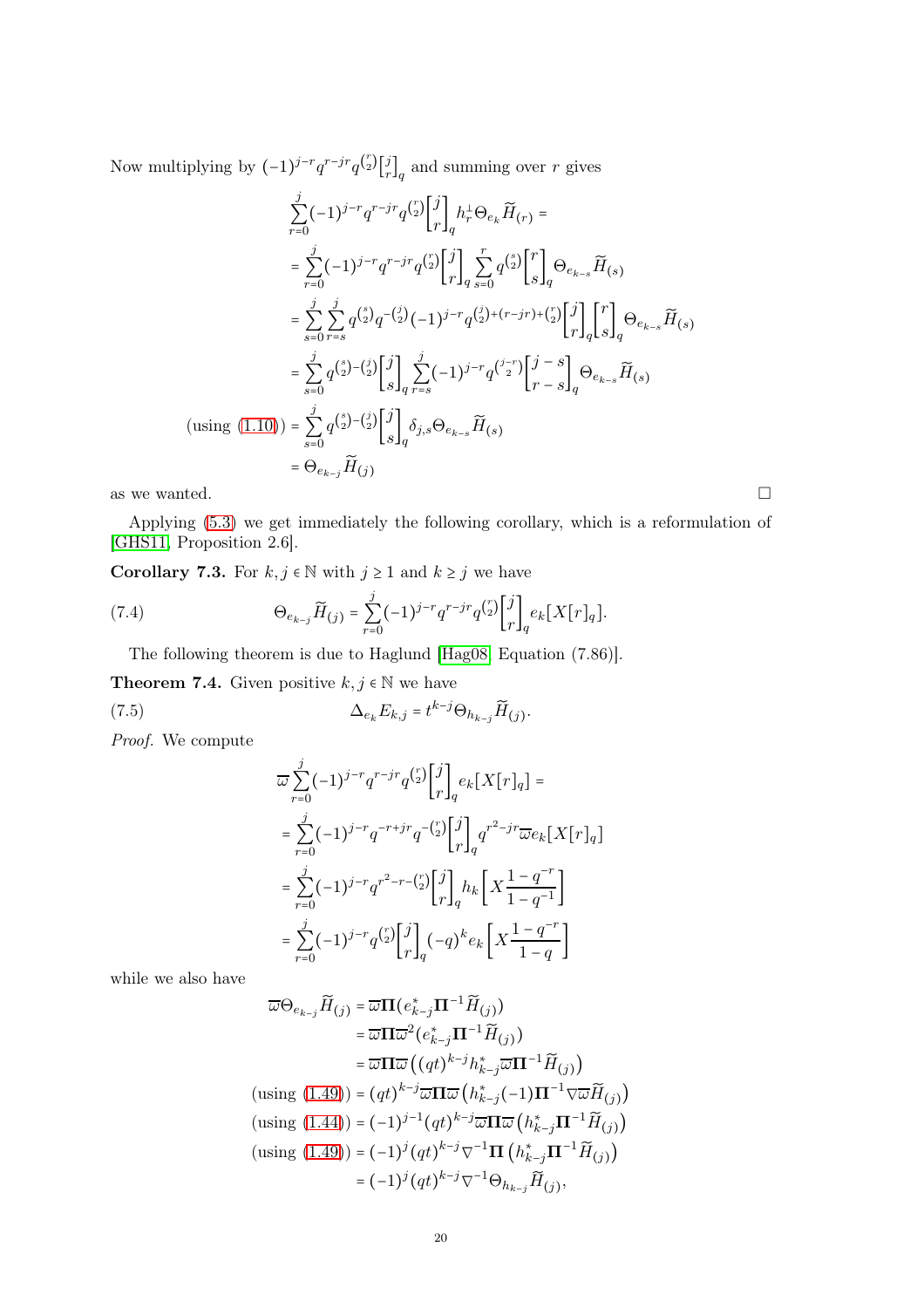Now multiplying by $(-1)^{j-r}q^{r-jr}q^{\binom{r}{2}}\begin{bmatrix} j \\ r \end{bmatrix}_q$ and summing over $r$ gives

$$
\begin{aligned}
&\sum_{r=0}^{j}(-1)^{j-r}q^{r-jr}q^{\binom{r}{2}}\begin{bmatrix} j \\ r \end{bmatrix}_q h_r^\perp \Theta_{e_k}\widetilde{H}_{(r)} = \\
&= \sum_{r=0}^{j}(-1)^{j-r}q^{r-jr}q^{\binom{r}{2}}\begin{bmatrix} j \\ r \end{bmatrix}_q \sum_{s=0}^{r} q^{\binom{s}{2}}\begin{bmatrix} r \\ s \end{bmatrix}_q \Theta_{e_{k-s}}\widetilde{H}_{(s)} \\
&= \sum_{s=0}^{j}\sum_{r=s}^{j} q^{\binom{s}{2}}q^{-\binom{j}{2}}(-1)^{j-r}q^{\binom{j}{2}+(r-jr)+\binom{r}{2}}\begin{bmatrix} j \\ r \end{bmatrix}_q\begin{bmatrix} r \\ s \end{bmatrix}_q \Theta_{e_{k-s}}\widetilde{H}_{(s)} \\
&= \sum_{s=0}^{j} q^{\binom{s}{2}-\binom{j}{2}}\begin{bmatrix} j \\ s \end{bmatrix}_q \sum_{r=s}^{j}(-1)^{j-r}q^{\binom{j-r}{2}}\begin{bmatrix} j-s \\ r-s \end{bmatrix}_q \Theta_{e_{k-s}}\widetilde{H}_{(s)} \\
\text{(using (1.10))} &= \sum_{s=0}^{j} q^{\binom{s}{2}-\binom{j}{2}}\begin{bmatrix} j \\ s \end{bmatrix}_q \delta_{j,s}\Theta_{e_{k-s}}\widetilde{H}_{(s)} \\
&= \Theta_{e_{k-j}}\widetilde{H}_{(j)}
\end{aligned}
$$

as we wanted. □

Applying (5.3) we get immediately the following corollary, which is a reformulation of [GHS11, Proposition 2.6].

**Corollary 7.3.** For $k, j \in \mathbb{N}$ with $j \geq 1$ and $k \geq j$ we have

$$
\Theta_{e_{k-j}}\widetilde{H}_{(j)} = \sum_{r=0}^{j}(-1)^{j-r}q^{r-jr}q^{\binom{r}{2}}\begin{bmatrix} j \\ r \end{bmatrix}_q e_k[X[r]_q]. \tag{7.4}
$$

The following theorem is due to Haglund [Hag08, Equation (7.86)].

**Theorem 7.4.** Given positive $k, j \in \mathbb{N}$ we have

$$
\Delta_{e_k}E_{k,j} = t^{k-j}\Theta_{h_{k-j}}\widetilde{H}_{(j)}. \tag{7.5}
$$

*Proof.* We compute

$$
\begin{aligned}
&\overline{\omega}\sum_{r=0}^{j}(-1)^{j-r}q^{r-jr}q^{\binom{r}{2}}\begin{bmatrix} j \\ r \end{bmatrix}_q e_k[X[r]_q] = \\
&= \sum_{r=0}^{j}(-1)^{j-r}q^{-r+jr}q^{-\binom{r}{2}}\begin{bmatrix} j \\ r \end{bmatrix}_q q^{r^2-jr}\overline{\omega}e_k[X[r]_q] \\
&= \sum_{r=0}^{j}(-1)^{j-r}q^{r^2-r-\binom{r}{2}}\begin{bmatrix} j \\ r \end{bmatrix}_q h_k\left[X\frac{1-q^{-r}}{1-q^{-1}}\right] \\
&= \sum_{r=0}^{j}(-1)^{j-r}q^{\binom{r}{2}}\begin{bmatrix} j \\ r \end{bmatrix}_q (-q)^k e_k\left[X\frac{1-q^{-r}}{1-q}\right]
\end{aligned}
$$

while we also have

$$
\begin{aligned}
\overline{\omega}\Theta_{e_{k-j}}\widetilde{H}_{(j)} &= \overline{\omega}\mathbf{\Pi}(e_{k-j}^*\mathbf{\Pi}^{-1}\widetilde{H}_{(j)}) \\
&= \overline{\omega}\mathbf{\Pi}\overline{\omega}^2(e_{k-j}^*\mathbf{\Pi}^{-1}\widetilde{H}_{(j)}) \\
&= \overline{\omega}\mathbf{\Pi}\overline{\omega}\left((qt)^{k-j}h_{k-j}^*\overline{\omega}\mathbf{\Pi}^{-1}\widetilde{H}_{(j)}\right) \\
\text{(using (1.49))} &= (qt)^{k-j}\overline{\omega}\mathbf{\Pi}\overline{\omega}\left(h_{k-j}^*(-1)\mathbf{\Pi}^{-1}\nabla\overline{\omega}\widetilde{H}_{(j)}\right) \\
\text{(using (1.44))} &= (-1)^{j-1}(qt)^{k-j}\overline{\omega}\mathbf{\Pi}\overline{\omega}\left(h_{k-j}^*\mathbf{\Pi}^{-1}\widetilde{H}_{(j)}\right) \\
\text{(using (1.49))} &= (-1)^{j}(qt)^{k-j}\nabla^{-1}\mathbf{\Pi}\left(h_{k-j}^*\mathbf{\Pi}^{-1}\widetilde{H}_{(j)}\right) \\
&= (-1)^{j}(qt)^{k-j}\nabla^{-1}\Theta_{h_{k-j}}\widetilde{H}_{(j)},
\end{aligned}
$$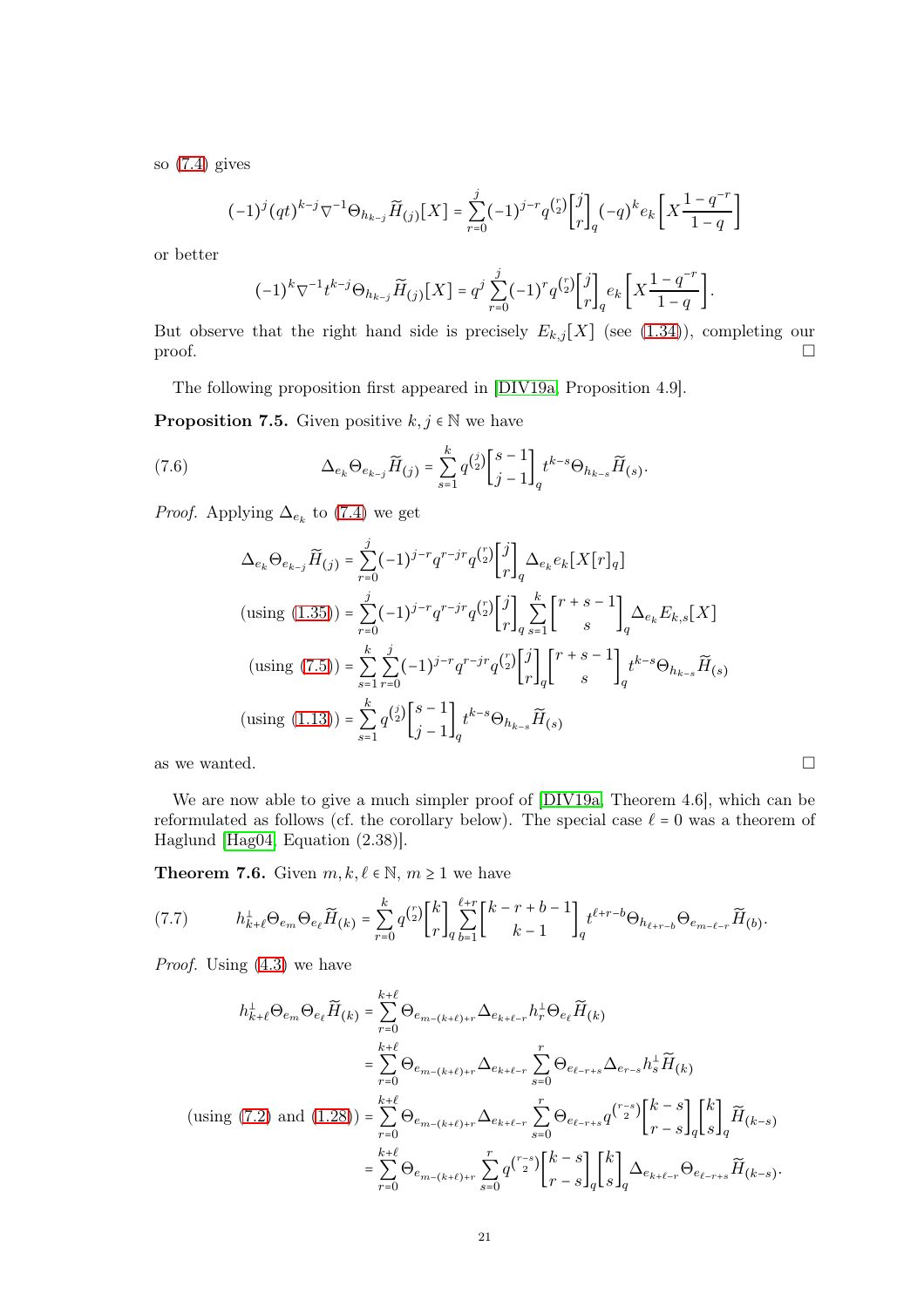so (7.4) gives

$$(-1)^j (qt)^{k-j} \nabla^{-1} \Theta_{h_{k-j}} \widetilde{H}_{(j)}[X] = \sum_{r=0}^{j} (-1)^{j-r} q^{\binom{r}{2}} \begin{bmatrix} j \\ r \end{bmatrix}_q (-q)^k e_k \left[ X \frac{1-q^{-r}}{1-q} \right]$$

or better

$$(-1)^k \nabla^{-1} t^{k-j} \Theta_{h_{k-j}} \widetilde{H}_{(j)}[X] = q^j \sum_{r=0}^{j} (-1)^r q^{\binom{r}{2}} \begin{bmatrix} j \\ r \end{bmatrix}_q e_k \left[ X \frac{1-q^{-r}}{1-q} \right].$$

But observe that the right hand side is precisely $E_{k,j}[X]$ (see (1.34)), completing our proof. ☐

The following proposition first appeared in [DIV19a, Proposition 4.9].

**Proposition 7.5.** Given positive $k, j \in \mathbb{N}$ we have

$$\Delta_{e_k} \Theta_{e_{k-j}} \widetilde{H}_{(j)} = \sum_{s=1}^{k} q^{\binom{j}{2}} \begin{bmatrix} s-1 \\ j-1 \end{bmatrix}_q t^{k-s} \Theta_{h_{k-s}} \widetilde{H}_{(s)}. \tag{7.6}$$

*Proof.* Applying $\Delta_{e_k}$ to (7.4) we get

$$\begin{aligned}
\Delta_{e_k} \Theta_{e_{k-j}} \widetilde{H}_{(j)} &= \sum_{r=0}^{j} (-1)^{j-r} q^{r-jr} q^{\binom{r}{2}} \begin{bmatrix} j \\ r \end{bmatrix}_q \Delta_{e_k} e_k [X[r]_q] \\
\text{(using (1.35))} &= \sum_{r=0}^{j} (-1)^{j-r} q^{r-jr} q^{\binom{r}{2}} \begin{bmatrix} j \\ r \end{bmatrix}_q \sum_{s=1}^{k} \begin{bmatrix} r+s-1 \\ s \end{bmatrix}_q \Delta_{e_k} E_{k,s}[X] \\
\text{(using (7.5))} &= \sum_{s=1}^{k} \sum_{r=0}^{j} (-1)^{j-r} q^{r-jr} q^{\binom{r}{2}} \begin{bmatrix} j \\ r \end{bmatrix}_q \begin{bmatrix} r+s-1 \\ s \end{bmatrix}_q t^{k-s} \Theta_{h_{k-s}} \widetilde{H}_{(s)} \\
\text{(using (1.13))} &= \sum_{s=1}^{k} q^{\binom{j}{2}} \begin{bmatrix} s-1 \\ j-1 \end{bmatrix}_q t^{k-s} \Theta_{h_{k-s}} \widetilde{H}_{(s)}
\end{aligned}$$

as we wanted. ☐

We are now able to give a much simpler proof of [DIV19a, Theorem 4.6], which can be reformulated as follows (cf. the corollary below). The special case $\ell = 0$ was a theorem of Haglund [Hag04, Equation (2.38)].

**Theorem 7.6.** Given $m, k, \ell \in \mathbb{N}$, $m \geq 1$ we have

$$h_{k+\ell}^{\perp} \Theta_{e_m} \Theta_{e_\ell} \widetilde{H}_{(k)} = \sum_{r=0}^{k} q^{\binom{r}{2}} \begin{bmatrix} k \\ r \end{bmatrix}_q \sum_{b=1}^{\ell+r} \begin{bmatrix} k-r+b-1 \\ k-1 \end{bmatrix}_q t^{\ell+r-b} \Theta_{h_{\ell+r-b}} \Theta_{e_{m-\ell-r}} \widetilde{H}_{(b)}. \tag{7.7}$$

*Proof.* Using (4.3) we have

$$\begin{aligned}
h_{k+\ell}^{\perp} \Theta_{e_m} \Theta_{e_\ell} \widetilde{H}_{(k)} &= \sum_{r=0}^{k+\ell} \Theta_{e_{m-(k+\ell)+r}} \Delta_{e_{k+\ell-r}} h_r^{\perp} \Theta_{e_\ell} \widetilde{H}_{(k)} \\
&= \sum_{r=0}^{k+\ell} \Theta_{e_{m-(k+\ell)+r}} \Delta_{e_{k+\ell-r}} \sum_{s=0}^{r} \Theta_{e_{\ell-r+s}} \Delta_{e_{r-s}} h_s^{\perp} \widetilde{H}_{(k)} \\
\text{(using (7.2) and (1.28))} &= \sum_{r=0}^{k+\ell} \Theta_{e_{m-(k+\ell)+r}} \Delta_{e_{k+\ell-r}} \sum_{s=0}^{r} \Theta_{e_{\ell-r+s}} q^{\binom{r-s}{2}} \begin{bmatrix} k-s \\ r-s \end{bmatrix}_q \begin{bmatrix} k \\ s \end{bmatrix}_q \widetilde{H}_{(k-s)} \\
&= \sum_{r=0}^{k+\ell} \Theta_{e_{m-(k+\ell)+r}} \sum_{s=0}^{r} q^{\binom{r-s}{2}} \begin{bmatrix} k-s \\ r-s \end{bmatrix}_q \begin{bmatrix} k \\ s \end{bmatrix}_q \Delta_{e_{k+\ell-r}} \Theta_{e_{\ell-r+s}} \widetilde{H}_{(k-s)}.
\end{aligned}$$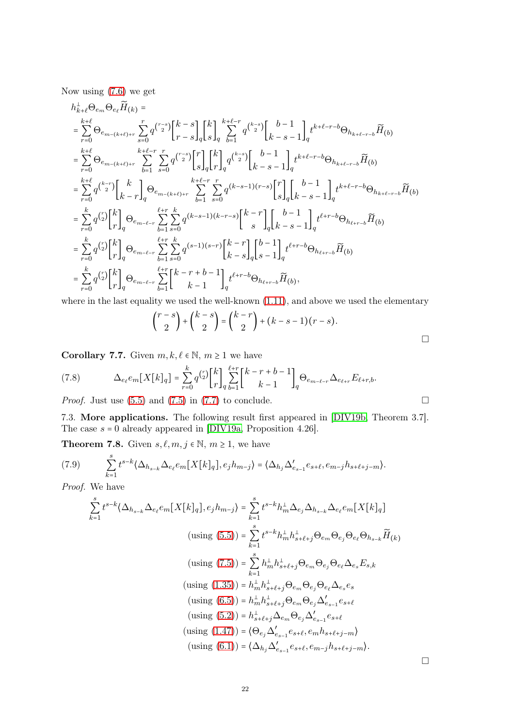Now using (7.6) we get

$$
\begin{aligned}
&h_{k+\ell}^{\perp}\Theta_{e_m}\Theta_{e_\ell}\widetilde{H}_{(k)} =\\
&= \sum_{r=0}^{k+\ell}\Theta_{e_{m-(k+\ell)+r}}\sum_{s=0}^{r} q^{\binom{r-s}{2}}\begin{bmatrix}k-s\\ r-s\end{bmatrix}_q\begin{bmatrix}k\\ s\end{bmatrix}_q\sum_{b=1}^{k+\ell-r} q^{\binom{k-s}{2}}\begin{bmatrix}b-1\\ k-s-1\end{bmatrix}_q t^{k+\ell-r-b}\Theta_{h_{k+\ell-r-b}}\widetilde{H}_{(b)}\\
&= \sum_{r=0}^{k+\ell}\Theta_{e_{m-(k+\ell)+r}}\sum_{b=1}^{k+\ell-r}\sum_{s=0}^{r} q^{\binom{r-s}{2}}\begin{bmatrix}r\\ s\end{bmatrix}_q\begin{bmatrix}k\\ r\end{bmatrix}_q q^{\binom{k-s}{2}}\begin{bmatrix}b-1\\ k-s-1\end{bmatrix}_q t^{k+\ell-r-b}\Theta_{h_{k+\ell-r-b}}\widetilde{H}_{(b)}\\
&= \sum_{r=0}^{k+\ell} q^{\binom{k-r}{2}}\begin{bmatrix}k\\ k-r\end{bmatrix}_q\Theta_{e_{m-(k+\ell)+r}}\sum_{b=1}^{k+\ell-r}\sum_{s=0}^{r} q^{(k-s-1)(r-s)}\begin{bmatrix}r\\ s\end{bmatrix}_q\begin{bmatrix}b-1\\ k-s-1\end{bmatrix}_q t^{k+\ell-r-b}\Theta_{h_{k+\ell-r-b}}\widetilde{H}_{(b)}\\
&= \sum_{r=0}^{k} q^{\binom{r}{2}}\begin{bmatrix}k\\ r\end{bmatrix}_q\Theta_{e_{m-\ell-r}}\sum_{b=1}^{\ell+r}\sum_{s=0}^{k} q^{(k-s-1)(k-r-s)}\begin{bmatrix}k-r\\ s\end{bmatrix}_q\begin{bmatrix}b-1\\ k-s-1\end{bmatrix}_q t^{\ell+r-b}\Theta_{h_{\ell+r-b}}\widetilde{H}_{(b)}\\
&= \sum_{r=0}^{k} q^{\binom{r}{2}}\begin{bmatrix}k\\ r\end{bmatrix}_q\Theta_{e_{m-\ell-r}}\sum_{b=1}^{\ell+r}\sum_{s=0}^{k} q^{(s-1)(s-r)}\begin{bmatrix}k-r\\ k-s\end{bmatrix}_q\begin{bmatrix}b-1\\ s-1\end{bmatrix}_q t^{\ell+r-b}\Theta_{h_{\ell+r-b}}\widetilde{H}_{(b)}\\
&= \sum_{r=0}^{k} q^{\binom{r}{2}}\begin{bmatrix}k\\ r\end{bmatrix}_q\Theta_{e_{m-\ell-r}}\sum_{b=1}^{\ell+r}\begin{bmatrix}k-r+b-1\\ k-1\end{bmatrix}_q t^{\ell+r-b}\Theta_{h_{\ell+r-b}}\widetilde{H}_{(b)},
\end{aligned}
$$

where in the last equality we used the well-known (1.11), and above we used the elementary

$$\binom{r-s}{2}+\binom{k-s}{2}=\binom{k-r}{2}+(k-s-1)(r-s).$$

□

**Corollary 7.7.** Given $m,k,\ell\in\mathbb{N}$, $m\geq 1$ we have

$$\Delta_{e_\ell}e_m[X[k]_q]=\sum_{r=0}^{k}q^{\binom{r}{2}}\begin{bmatrix}k\\ r\end{bmatrix}_q\sum_{b=1}^{\ell+r}\begin{bmatrix}k-r+b-1\\ k-1\end{bmatrix}_q\Theta_{e_{m-\ell-r}}\Delta_{e_{\ell+r}}E_{\ell+r,b}. \tag{7.8}$$

*Proof.* Just use (5.5) and (7.5) in (7.7) to conclude. □

7.3. **More applications.** The following result first appeared in [DIV19b, Theorem 3.7]. The case $s=0$ already appeared in [DIV19a, Proposition 4.26].

**Theorem 7.8.** Given $s,\ell,m,j\in\mathbb{N}$, $m\geq 1$, we have

$$\sum_{k=1}^{s}t^{s-k}\langle\Delta_{h_{s-k}}\Delta_{e_\ell}e_m[X[k]_q],e_jh_{m-j}\rangle=\langle\Delta_{h_j}\Delta'_{e_{s-1}}e_{s+\ell},e_{m-j}h_{s+\ell+j-m}\rangle. \tag{7.9}$$

*Proof.* We have

$$
\begin{aligned}
\sum_{k=1}^{s}t^{s-k}\langle\Delta_{h_{s-k}}\Delta_{e_\ell}e_m[X[k]_q],e_jh_{m-j}\rangle &= \sum_{k=1}^{s}t^{s-k}h_m^{\perp}\Delta_{e_j}\Delta_{h_{s-k}}\Delta_{e_\ell}e_m[X[k]_q]\\
(\text{using (5.5)}) &= \sum_{k=1}^{s}t^{s-k}h_m^{\perp}h_{s+\ell+j}^{\perp}\Theta_{e_m}\Theta_{e_j}\Theta_{e_\ell}\Theta_{h_{s-k}}\widetilde{H}_{(k)}\\
(\text{using (7.5)}) &= \sum_{k=1}^{s}h_m^{\perp}h_{s+\ell+j}^{\perp}\Theta_{e_m}\Theta_{e_j}\Theta_{e_\ell}\Delta_{e_s}E_{s,k}\\
(\text{using (1.35)}) &= h_m^{\perp}h_{s+\ell+j}^{\perp}\Theta_{e_m}\Theta_{e_j}\Theta_{e_\ell}\Delta_{e_s}e_s\\
(\text{using (6.5)}) &= h_m^{\perp}h_{s+\ell+j}^{\perp}\Theta_{e_m}\Theta_{e_j}\Delta'_{e_{s-1}}e_{s+\ell}\\
(\text{using (5.2)}) &= h_{s+\ell+j}^{\perp}\Delta_{e_m}\Theta_{e_j}\Delta'_{e_{s-1}}e_{s+\ell}\\
(\text{using (1.47)}) &= \langle\Theta_{e_j}\Delta'_{e_{s-1}}e_{s+\ell},e_mh_{s+\ell+j-m}\rangle\\
(\text{using (6.1)}) &= \langle\Delta_{h_j}\Delta'_{e_{s-1}}e_{s+\ell},e_{m-j}h_{s+\ell+j-m}\rangle.
\end{aligned}
$$

□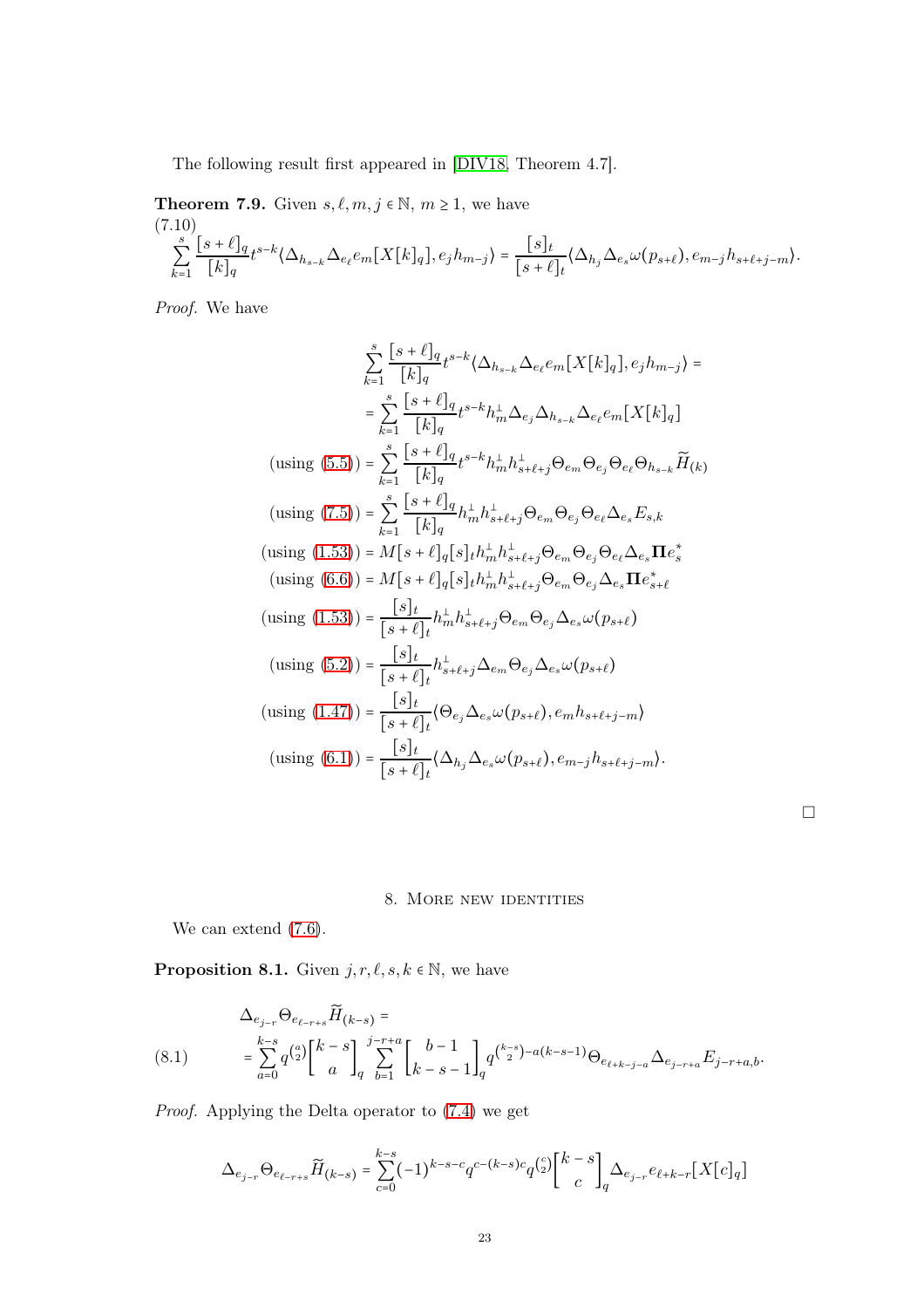The following result first appeared in [DIV18, Theorem 4.7].

**Theorem 7.9.** Given $s, \ell, m, j \in \mathbb{N}$, $m \geq 1$, we have

$$\sum_{k=1}^{s} \frac{[s+\ell]_q}{[k]_q} t^{s-k} \langle \Delta_{h_{s-k}} \Delta_{e_\ell} e_m[X[k]_q], e_j h_{m-j} \rangle = \frac{[s]_t}{[s+\ell]_t} \langle \Delta_{h_j} \Delta_{e_s} \omega(p_{s+\ell}), e_{m-j} h_{s+\ell+j-m} \rangle. \tag{7.10}$$

*Proof.* We have

$$\begin{aligned}
&\sum_{k=1}^{s} \frac{[s+\ell]_q}{[k]_q} t^{s-k} \langle \Delta_{h_{s-k}} \Delta_{e_\ell} e_m[X[k]_q], e_j h_{m-j} \rangle = \\
&= \sum_{k=1}^{s} \frac{[s+\ell]_q}{[k]_q} t^{s-k} h_m^\perp \Delta_{e_j} \Delta_{h_{s-k}} \Delta_{e_\ell} e_m[X[k]_q] \\
(\text{using (5.5)}) &= \sum_{k=1}^{s} \frac{[s+\ell]_q}{[k]_q} t^{s-k} h_m^\perp h_{s+\ell+j}^\perp \Theta_{e_m} \Theta_{e_j} \Theta_{e_\ell} \Theta_{h_{s-k}} \widetilde{H}_{(k)} \\
(\text{using (7.5)}) &= \sum_{k=1}^{s} \frac{[s+\ell]_q}{[k]_q} h_m^\perp h_{s+\ell+j}^\perp \Theta_{e_m} \Theta_{e_j} \Theta_{e_\ell} \Delta_{e_s} E_{s,k} \\
(\text{using (1.53)}) &= M[s+\ell]_q [s]_t h_m^\perp h_{s+\ell+j}^\perp \Theta_{e_m} \Theta_{e_j} \Theta_{e_\ell} \Delta_{e_s} \mathbf{\Pi} e_s^* \\
(\text{using (6.6)}) &= M[s+\ell]_q [s]_t h_m^\perp h_{s+\ell+j}^\perp \Theta_{e_m} \Theta_{e_j} \Delta_{e_s} \mathbf{\Pi} e_{s+\ell}^* \\
(\text{using (1.53)}) &= \frac{[s]_t}{[s+\ell]_t} h_m^\perp h_{s+\ell+j}^\perp \Theta_{e_m} \Theta_{e_j} \Delta_{e_s} \omega(p_{s+\ell}) \\
(\text{using (5.2)}) &= \frac{[s]_t}{[s+\ell]_t} h_{s+\ell+j}^\perp \Delta_{e_m} \Theta_{e_j} \Delta_{e_s} \omega(p_{s+\ell}) \\
(\text{using (1.47)}) &= \frac{[s]_t}{[s+\ell]_t} \langle \Theta_{e_j} \Delta_{e_s} \omega(p_{s+\ell}), e_m h_{s+\ell+j-m} \rangle \\
(\text{using (6.1)}) &= \frac{[s]_t}{[s+\ell]_t} \langle \Delta_{h_j} \Delta_{e_s} \omega(p_{s+\ell}), e_{m-j} h_{s+\ell+j-m} \rangle.
\end{aligned}$$

□

## 8. More new identities

We can extend (7.6).

**Proposition 8.1.** Given $j, r, \ell, s, k \in \mathbb{N}$, we have

$$\begin{aligned}
&\Delta_{e_{j-r}} \Theta_{e_{\ell-r+s}} \widetilde{H}_{(k-s)} = \\
&= \sum_{a=0}^{k-s} q^{\binom{a}{2}} \begin{bmatrix} k-s \\ a \end{bmatrix}_q \sum_{b=1}^{j-r+a} \begin{bmatrix} b-1 \\ k-s-1 \end{bmatrix}_q q^{\binom{k-s}{2} - a(k-s-1)} \Theta_{e_{\ell+k-j-a}} \Delta_{e_{j-r+a}} E_{j-r+a,b}.
\end{aligned} \tag{8.1}$$

*Proof.* Applying the Delta operator to (7.4) we get

$$\Delta_{e_{j-r}} \Theta_{e_{\ell-r+s}} \widetilde{H}_{(k-s)} = \sum_{c=0}^{k-s} (-1)^{k-s-c} q^{c-(k-s)c} q^{\binom{c}{2}} \begin{bmatrix} k-s \\ c \end{bmatrix}_q \Delta_{e_{j-r}} e_{\ell+k-r}[X[c]_q]$$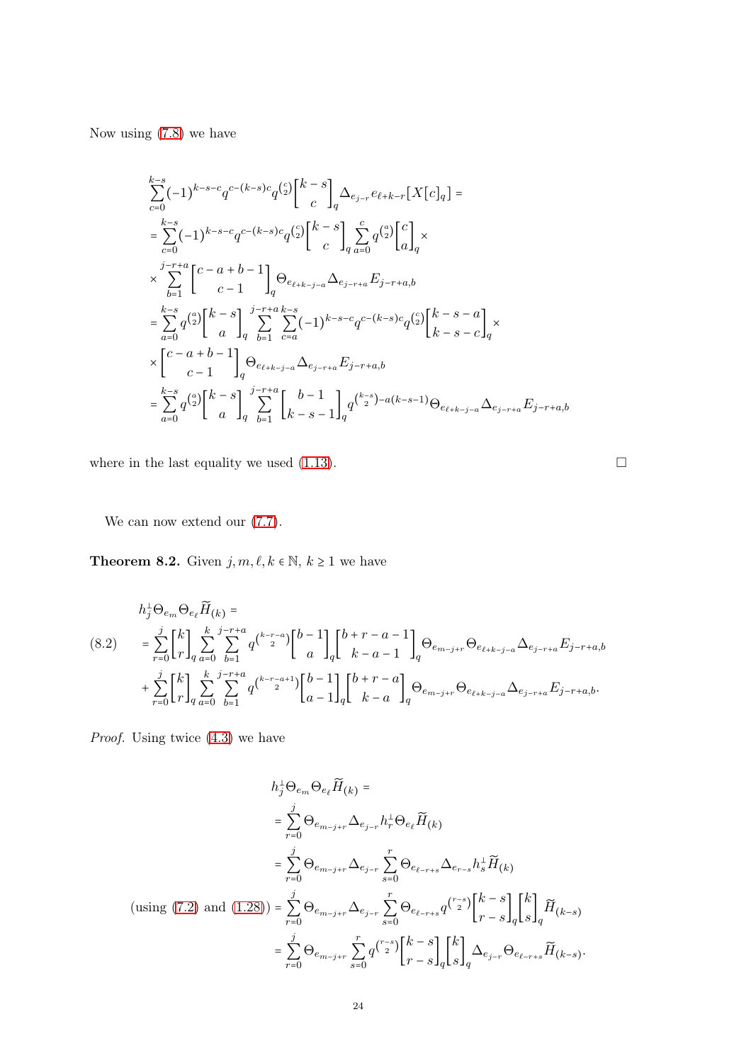Now using (7.8) we have

$$
\begin{aligned}
&\sum_{c=0}^{k-s}(-1)^{k-s-c}q^{c-(k-s)c}q^{\binom{c}{2}}\begin{bmatrix} k-s \\ c \end{bmatrix}_q \Delta_{e_{j-r}e_{\ell+k-r}}[X[c]_q] = \\
&= \sum_{c=0}^{k-s}(-1)^{k-s-c}q^{c-(k-s)c}q^{\binom{c}{2}}\begin{bmatrix} k-s \\ c \end{bmatrix}_q \sum_{a=0}^{c} q^{\binom{a}{2}}\begin{bmatrix} c \\ a \end{bmatrix}_q \times \\
&\times \sum_{b=1}^{j-r+a}\begin{bmatrix} c-a+b-1 \\ c-1 \end{bmatrix}_q \Theta_{e_{\ell+k-j-a}}\Delta_{e_{j-r+a}}E_{j-r+a,b} \\
&= \sum_{a=0}^{k-s} q^{\binom{a}{2}}\begin{bmatrix} k-s \\ a \end{bmatrix}_q \sum_{b=1}^{j-r+a}\sum_{c=a}^{k-s}(-1)^{k-s-c}q^{c-(k-s)c}q^{\binom{c}{2}}\begin{bmatrix} k-s-a \\ k-s-c \end{bmatrix}_q \times \\
&\times \begin{bmatrix} c-a+b-1 \\ c-1 \end{bmatrix}_q \Theta_{e_{\ell+k-j-a}}\Delta_{e_{j-r+a}}E_{j-r+a,b} \\
&= \sum_{a=0}^{k-s} q^{\binom{a}{2}}\begin{bmatrix} k-s \\ a \end{bmatrix}_q \sum_{b=1}^{j-r+a}\begin{bmatrix} b-1 \\ k-s-1 \end{bmatrix}_q q^{\binom{k-s}{2}-a(k-s-1)}\Theta_{e_{\ell+k-j-a}}\Delta_{e_{j-r+a}}E_{j-r+a,b}
\end{aligned}
$$

where in the last equality we used (1.13). □

We can now extend our (7.7).

**Theorem 8.2.** Given $j,m,\ell,k\in\mathbb{N}$, $k\geq 1$ we have

$$
\begin{aligned}
&h_j^\perp\Theta_{e_m}\Theta_{e_\ell}\widetilde{H}_{(k)} = \\
&= \sum_{r=0}^{j}\begin{bmatrix} k \\ r \end{bmatrix}_q \sum_{a=0}^{k}\sum_{b=1}^{j-r+a} q^{\binom{k-r-a}{2}}\begin{bmatrix} b-1 \\ a \end{bmatrix}_q \begin{bmatrix} b+r-a-1 \\ k-a-1 \end{bmatrix}_q \Theta_{e_{m-j+r}}\Theta_{e_{\ell+k-j-a}}\Delta_{e_{j-r+a}}E_{j-r+a,b} \\
&+ \sum_{r=0}^{j}\begin{bmatrix} k \\ r \end{bmatrix}_q \sum_{a=0}^{k}\sum_{b=1}^{j-r+a} q^{\binom{k-r-a+1}{2}}\begin{bmatrix} b-1 \\ a-1 \end{bmatrix}_q \begin{bmatrix} b+r-a \\ k-a \end{bmatrix}_q \Theta_{e_{m-j+r}}\Theta_{e_{\ell+k-j-a}}\Delta_{e_{j-r+a}}E_{j-r+a,b}.
\end{aligned}
\tag{8.2}
$$

*Proof.* Using twice (4.3) we have

$$
\begin{aligned}
&h_j^\perp\Theta_{e_m}\Theta_{e_\ell}\widetilde{H}_{(k)} = \\
&= \sum_{r=0}^{j}\Theta_{e_{m-j+r}}\Delta_{e_{j-r}}h_r^\perp\Theta_{e_\ell}\widetilde{H}_{(k)} \\
&= \sum_{r=0}^{j}\Theta_{e_{m-j+r}}\Delta_{e_{j-r}}\sum_{s=0}^{r}\Theta_{e_{\ell-r+s}}\Delta_{e_{r-s}}h_s^\perp\widetilde{H}_{(k)} \\
\text{(using (7.2) and (1.28))} &= \sum_{r=0}^{j}\Theta_{e_{m-j+r}}\Delta_{e_{j-r}}\sum_{s=0}^{r}\Theta_{e_{\ell-r+s}}q^{\binom{r-s}{2}}\begin{bmatrix} k-s \\ r-s \end{bmatrix}_q \begin{bmatrix} k \\ s \end{bmatrix}_q \widetilde{H}_{(k-s)} \\
&= \sum_{r=0}^{j}\Theta_{e_{m-j+r}}\sum_{s=0}^{r}q^{\binom{r-s}{2}}\begin{bmatrix} k-s \\ r-s \end{bmatrix}_q \begin{bmatrix} k \\ s \end{bmatrix}_q \Delta_{e_{j-r}}\Theta_{e_{\ell-r+s}}\widetilde{H}_{(k-s)}.
\end{aligned}
$$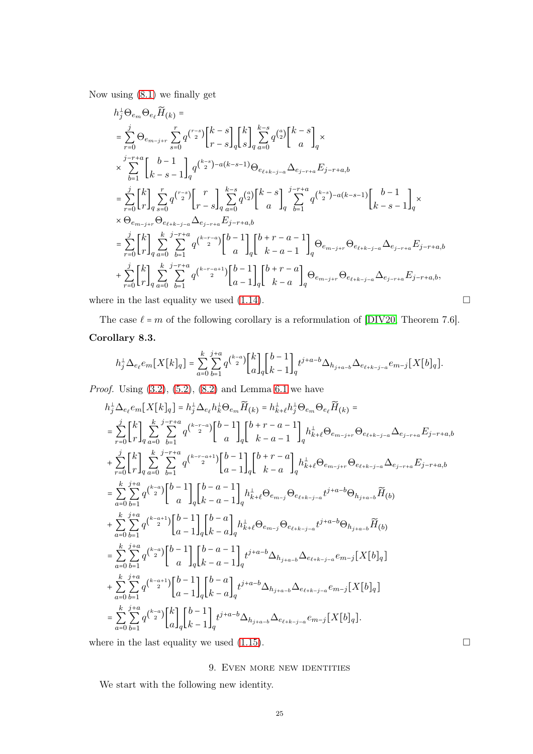Now using (8.1) we finally get

$$
\begin{aligned}
&h_j^\perp \Theta_{e_m}\Theta_{e_\ell}\widetilde{H}_{(k)} = \\
&= \sum_{r=0}^{j} \Theta_{e_{m-j+r}} \sum_{s=0}^{r} q^{\binom{r-s}{2}} \begin{bmatrix} k-s \\ r-s \end{bmatrix}_q \begin{bmatrix} k \\ s \end{bmatrix}_q \sum_{a=0}^{k-s} q^{\binom{a}{2}} \begin{bmatrix} k-s \\ a \end{bmatrix}_q \times \\
&\times \sum_{b=1}^{j-r+a} \begin{bmatrix} b-1 \\ k-s-1 \end{bmatrix}_q q^{\binom{k-s}{2}-a(k-s-1)} \Theta_{e_{\ell+k-j-a}} \Delta_{e_{j-r+a}} E_{j-r+a,b} \\
&= \sum_{r=0}^{j} \begin{bmatrix} k \\ r \end{bmatrix}_q \sum_{s=0}^{r} q^{\binom{r-s}{2}} \begin{bmatrix} r \\ r-s \end{bmatrix}_q \sum_{a=0}^{k-s} q^{\binom{a}{2}} \begin{bmatrix} k-s \\ a \end{bmatrix}_q \sum_{b=1}^{j-r+a} q^{\binom{k-s}{2}-a(k-s-1)} \begin{bmatrix} b-1 \\ k-s-1 \end{bmatrix}_q \times \\
&\times \Theta_{e_{m-j+r}} \Theta_{e_{\ell+k-j-a}} \Delta_{e_{j-r+a}} E_{j-r+a,b} \\
&= \sum_{r=0}^{j} \begin{bmatrix} k \\ r \end{bmatrix}_q \sum_{a=0}^{k} \sum_{b=1}^{j-r+a} q^{\binom{k-r-a}{2}} \begin{bmatrix} b-1 \\ a \end{bmatrix}_q \begin{bmatrix} b+r-a-1 \\ k-a-1 \end{bmatrix}_q \Theta_{e_{m-j+r}} \Theta_{e_{\ell+k-j-a}} \Delta_{e_{j-r+a}} E_{j-r+a,b} \\
&+ \sum_{r=0}^{j} \begin{bmatrix} k \\ r \end{bmatrix}_q \sum_{a=0}^{k} \sum_{b=1}^{j-r+a} q^{\binom{k-r-a+1}{2}} \begin{bmatrix} b-1 \\ a-1 \end{bmatrix}_q \begin{bmatrix} b+r-a \\ k-a \end{bmatrix}_q \Theta_{e_{m-j+r}} \Theta_{e_{\ell+k-j-a}} \Delta_{e_{j-r+a}} E_{j-r+a,b},
\end{aligned}
$$

where in the last equality we used (1.14). ☐

The case $\ell = m$ of the following corollary is a reformulation of [DIV20, Theorem 7.6].

**Corollary 8.3.**

$$
h_j^\perp \Delta_{e_\ell} e_m[X[k]_q] = \sum_{a=0}^{k} \sum_{b=1}^{j+a} q^{\binom{k-a}{2}} \begin{bmatrix} k \\ a \end{bmatrix}_q \begin{bmatrix} b-1 \\ k-1 \end{bmatrix}_q t^{j+a-b} \Delta_{h_{j+a-b}} \Delta_{e_{\ell+k-j-a}} e_{m-j}[X[b]_q].
$$

*Proof.* Using (3.2), (5.2), (8.2) and Lemma 6.1 we have

$$
\begin{aligned}
&h_j^\perp \Delta_{e_\ell} e_m[X[k]_q] = h_j^\perp \Delta_{e_\ell} h_k^\perp \Theta_{e_m} \widetilde{H}_{(k)} = h_{k+\ell}^\perp h_j^\perp \Theta_{e_m}\Theta_{e_\ell} \widetilde{H}_{(k)} = \\
&= \sum_{r=0}^{j} \begin{bmatrix} k \\ r \end{bmatrix}_q \sum_{a=0}^{k} \sum_{b=1}^{j-r+a} q^{\binom{k-r-a}{2}} \begin{bmatrix} b-1 \\ a \end{bmatrix}_q \begin{bmatrix} b+r-a-1 \\ k-a-1 \end{bmatrix}_q h_{k+\ell}^\perp \Theta_{e_{m-j+r}} \Theta_{e_{\ell+k-j-a}} \Delta_{e_{j-r+a}} E_{j-r+a,b} \\
&+ \sum_{r=0}^{j} \begin{bmatrix} k \\ r \end{bmatrix}_q \sum_{a=0}^{k} \sum_{b=1}^{j-r+a} q^{\binom{k-r-a+1}{2}} \begin{bmatrix} b-1 \\ a-1 \end{bmatrix}_q \begin{bmatrix} b+r-a \\ k-a \end{bmatrix}_q h_{k+\ell}^\perp \Theta_{e_{m-j+r}} \Theta_{e_{\ell+k-j-a}} \Delta_{e_{j-r+a}} E_{j-r+a,b} \\
&= \sum_{a=0}^{k} \sum_{b=1}^{j+a} q^{\binom{k-a}{2}} \begin{bmatrix} b-1 \\ a \end{bmatrix}_q \begin{bmatrix} b-a-1 \\ k-a-1 \end{bmatrix}_q h_{k+\ell}^\perp \Theta_{e_{m-j}} \Theta_{e_{\ell+k-j-a}} t^{j+a-b} \Theta_{h_{j+a-b}} \widetilde{H}_{(b)} \\
&+ \sum_{a=0}^{k} \sum_{b=1}^{j+a} q^{\binom{k-a+1}{2}} \begin{bmatrix} b-1 \\ a-1 \end{bmatrix}_q \begin{bmatrix} b-a \\ k-a \end{bmatrix}_q h_{k+\ell}^\perp \Theta_{e_{m-j}} \Theta_{e_{\ell+k-j-a}} t^{j+a-b} \Theta_{h_{j+a-b}} \widetilde{H}_{(b)} \\
&= \sum_{a=0}^{k} \sum_{b=1}^{j+a} q^{\binom{k-a}{2}} \begin{bmatrix} b-1 \\ a \end{bmatrix}_q \begin{bmatrix} b-a-1 \\ k-a-1 \end{bmatrix}_q t^{j+a-b} \Delta_{h_{j+a-b}} \Delta_{e_{\ell+k-j-a}} e_{m-j}[X[b]_q] \\
&+ \sum_{a=0}^{k} \sum_{b=1}^{j+a} q^{\binom{k-a+1}{2}} \begin{bmatrix} b-1 \\ a-1 \end{bmatrix}_q \begin{bmatrix} b-a \\ k-a \end{bmatrix}_q t^{j+a-b} \Delta_{h_{j+a-b}} \Delta_{e_{\ell+k-j-a}} e_{m-j}[X[b]_q] \\
&= \sum_{a=0}^{k} \sum_{b=1}^{j+a} q^{\binom{k-a}{2}} \begin{bmatrix} k \\ a \end{bmatrix}_q \begin{bmatrix} b-1 \\ k-1 \end{bmatrix}_q t^{j+a-b} \Delta_{h_{j+a-b}} \Delta_{e_{\ell+k-j-a}} e_{m-j}[X[b]_q].
\end{aligned}
$$

where in the last equality we used (1.15). ☐

## 9. Even more new identities

We start with the following new identity.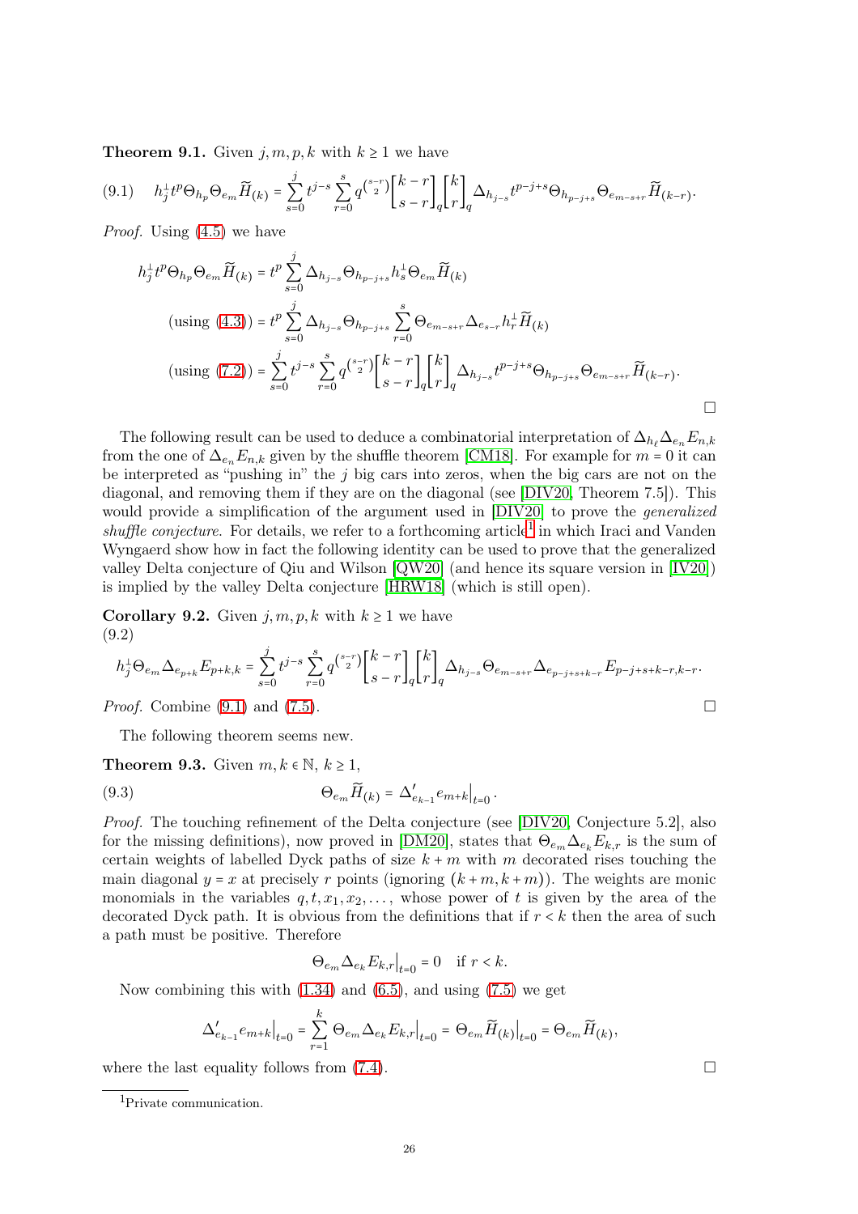**Theorem 9.1.** Given $j, m, p, k$ with $k \geq 1$ we have

$$h_j^\perp t^p \Theta_{h_p} \Theta_{e_m} \widetilde{H}_{(k)} = \sum_{s=0}^{j} t^{j-s} \sum_{r=0}^{s} q^{\binom{s-r}{2}} \begin{bmatrix} k-r \\ s-r \end{bmatrix}_q \begin{bmatrix} k \\ r \end{bmatrix}_q \Delta_{h_{j-s}} t^{p-j+s} \Theta_{h_{p-j+s}} \Theta_{e_{m-s+r}} \widetilde{H}_{(k-r)}. \tag{9.1}$$

*Proof.* Using (4.5) we have

$$\begin{aligned}
h_j^\perp t^p \Theta_{h_p} \Theta_{e_m} \widetilde{H}_{(k)} &= t^p \sum_{s=0}^{j} \Delta_{h_{j-s}} \Theta_{h_{p-j+s}} h_s^\perp \Theta_{e_m} \widetilde{H}_{(k)} \\
\text{(using (4.3))} &= t^p \sum_{s=0}^{j} \Delta_{h_{j-s}} \Theta_{h_{p-j+s}} \sum_{r=0}^{s} \Theta_{e_{m-s+r}} \Delta_{e_{s-r}} h_r^\perp \widetilde{H}_{(k)} \\
\text{(using (7.2))} &= \sum_{s=0}^{j} t^{j-s} \sum_{r=0}^{s} q^{\binom{s-r}{2}} \begin{bmatrix} k-r \\ s-r \end{bmatrix}_q \begin{bmatrix} k \\ r \end{bmatrix}_q \Delta_{h_{j-s}} t^{p-j+s} \Theta_{h_{p-j+s}} \Theta_{e_{m-s+r}} \widetilde{H}_{(k-r)}.
\end{aligned}$$

□

The following result can be used to deduce a combinatorial interpretation of $\Delta_{h_\ell} \Delta_{e_n} E_{n,k}$ from the one of $\Delta_{e_n} E_{n,k}$ given by the shuffle theorem [CM18]. For example for $m = 0$ it can be interpreted as "pushing in" the $j$ big cars into zeros, when the big cars are not on the diagonal, and removing them if they are on the diagonal (see [DIV20, Theorem 7.5]). This would provide a simplification of the argument used in [DIV20] to prove the *generalized shuffle conjecture*. For details, we refer to a forthcoming article[1] in which Iraci and Vanden Wyngaerd show how in fact the following identity can be used to prove that the generalized valley Delta conjecture of Qiu and Wilson [QW20] (and hence its square version in [IV20]) is implied by the valley Delta conjecture [HRW18] (which is still open).

**Corollary 9.2.** Given $j, m, p, k$ with $k \geq 1$ we have
(9.2)

$$h_j^\perp \Theta_{e_m} \Delta_{e_{p+k}} E_{p+k,k} = \sum_{s=0}^{j} t^{j-s} \sum_{r=0}^{s} q^{\binom{s-r}{2}} \begin{bmatrix} k-r \\ s-r \end{bmatrix}_q \begin{bmatrix} k \\ r \end{bmatrix}_q \Delta_{h_{j-s}} \Theta_{e_{m-s+r}} \Delta_{e_{p-j+s+k-r}} E_{p-j+s+k-r,k-r}.$$

*Proof.* Combine (9.1) and (7.5). □

The following theorem seems new.

**Theorem 9.3.** Given $m, k \in \mathbb{N}$, $k \geq 1$,

$$\Theta_{e_m} \widetilde{H}_{(k)} = \Delta'_{e_{k-1}} e_{m+k}\big|_{t=0}. \tag{9.3}$$

*Proof.* The touching refinement of the Delta conjecture (see [DIV20, Conjecture 5.2], also for the missing definitions), now proved in [DM20], states that $\Theta_{e_m} \Delta_{e_k} E_{k,r}$ is the sum of certain weights of labelled Dyck paths of size $k+m$ with $m$ decorated rises touching the main diagonal $y = x$ at precisely $r$ points (ignoring $(k+m, k+m)$). The weights are monic monomials in the variables $q, t, x_1, x_2, \dots$, whose power of $t$ is given by the area of the decorated Dyck path. It is obvious from the definitions that if $r < k$ then the area of such a path must be positive. Therefore

$$\Theta_{e_m} \Delta_{e_k} E_{k,r}\big|_{t=0} = 0 \quad \text{if } r < k.$$

Now combining this with (1.34) and (6.5), and using (7.5) we get

$$\Delta'_{e_{k-1}} e_{m+k}\big|_{t=0} = \sum_{r=1}^{k} \Theta_{e_m} \Delta_{e_k} E_{k,r}\big|_{t=0} = \Theta_{e_m} \widetilde{H}_{(k)}\big|_{t=0} = \Theta_{e_m} \widetilde{H}_{(k)},$$

where the last equality follows from (7.4). □

[1] Private communication.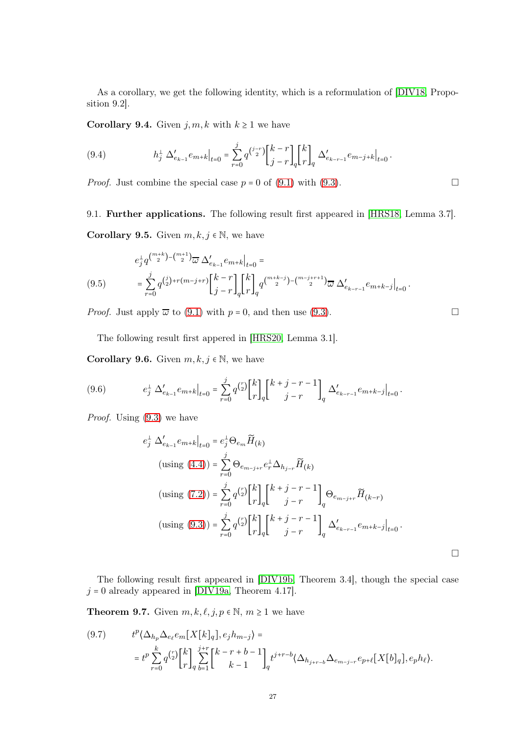As a corollary, we get the following identity, which is a reformulation of [DIV18, Proposition 9.2].

**Corollary 9.4.** Given $j,m,k$ with $k\geq 1$ we have

$$h_j^\perp \, \Delta'_{e_{k-1}} e_{m+k}\big|_{t=0} = \sum_{r=0}^{j} q^{\binom{j-r}{2}} \begin{bmatrix} k-r \\ j-r \end{bmatrix}_q \begin{bmatrix} k \\ r \end{bmatrix}_q \Delta'_{e_{k-r-1}} e_{m-j+k}\big|_{t=0}. \tag{9.4}$$

*Proof.* Just combine the special case $p=0$ of (9.1) with (9.3). ☐

## 9.1. Further applications.

The following result first appeared in [HRS18, Lemma 3.7].

**Corollary 9.5.** Given $m,k,j\in\mathbb{N}$, we have

$$\begin{aligned} &e_j^\perp q^{\binom{m+k}{2}-\binom{m+1}{2}} \overline{\omega}\, \Delta'_{e_{k-1}} e_{m+k}\big|_{t=0} = \\ &= \sum_{r=0}^{j} q^{\binom{j}{2}+r(m-j+r)} \begin{bmatrix} k-r \\ j-r \end{bmatrix}_q \begin{bmatrix} k \\ r \end{bmatrix}_q q^{\binom{m+k-j}{2}-\binom{m-j+r+1}{2}} \overline{\omega}\, \Delta'_{e_{k-r-1}} e_{m+k-j}\big|_{t=0}. \end{aligned} \tag{9.5}$$

*Proof.* Just apply $\overline{\omega}$ to (9.1) with $p=0$, and then use (9.3). ☐

The following result first appered in [HRS20, Lemma 3.1].

**Corollary 9.6.** Given $m,k,j\in\mathbb{N}$, we have

$$e_j^\perp \, \Delta'_{e_{k-1}} e_{m+k}\big|_{t=0} = \sum_{r=0}^{j} q^{\binom{r}{2}} \begin{bmatrix} k \\ r \end{bmatrix}_q \begin{bmatrix} k+j-r-1 \\ j-r \end{bmatrix}_q \Delta'_{e_{k-r-1}} e_{m+k-j}\big|_{t=0}. \tag{9.6}$$

*Proof.* Using (9.3) we have

$$\begin{aligned} e_j^\perp \, \Delta'_{e_{k-1}} e_{m+k}\big|_{t=0} &= e_j^\perp \Theta_{e_m} \widetilde{H}_{(k)} \\ \text{(using (4.4))} &= \sum_{r=0}^{j} \Theta_{e_{m-j+r}} e_r^\perp \Delta_{h_{j-r}} \widetilde{H}_{(k)} \\ \text{(using (7.2))} &= \sum_{r=0}^{j} q^{\binom{r}{2}} \begin{bmatrix} k \\ r \end{bmatrix}_q \begin{bmatrix} k+j-r-1 \\ j-r \end{bmatrix}_q \Theta_{e_{m-j+r}} \widetilde{H}_{(k-r)} \\ \text{(using (9.3))} &= \sum_{r=0}^{j} q^{\binom{r}{2}} \begin{bmatrix} k \\ r \end{bmatrix}_q \begin{bmatrix} k+j-r-1 \\ j-r \end{bmatrix}_q \Delta'_{e_{k-r-1}} e_{m+k-j}\big|_{t=0}. \end{aligned}$$

☐

The following result first appeared in [DIV19b, Theorem 3.4], though the special case $j=0$ already appeared in [DIV19a, Theorem 4.17].

**Theorem 9.7.** Given $m,k,\ell,j,p\in\mathbb{N}$, $m\geq 1$ we have

$$\begin{aligned} &t^p \langle \Delta_{h_p} \Delta_{e_\ell} e_m[X[k]_q], e_j h_{m-j}\rangle = \\ &= t^p \sum_{r=0}^{k} q^{\binom{r}{2}} \begin{bmatrix} k \\ r \end{bmatrix}_q \sum_{b=1}^{j+r} \begin{bmatrix} k-r+b-1 \\ k-1 \end{bmatrix}_q t^{j+r-b} \langle \Delta_{h_{j+r-b}} \Delta_{e_{m-j-r}} e_{p+\ell}[X[b]_q], e_p h_\ell\rangle. \end{aligned} \tag{9.7}$$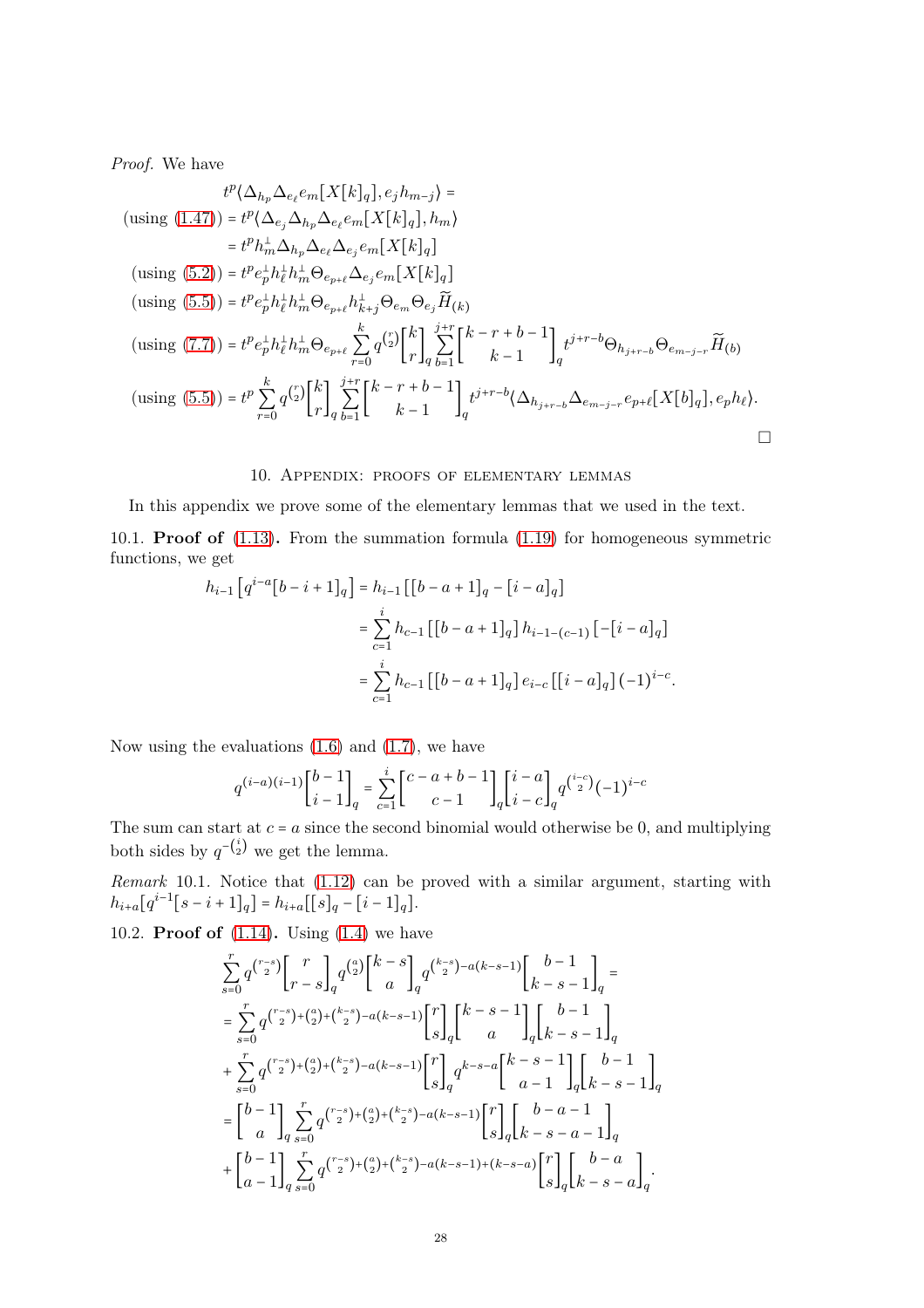*Proof.* We have

$$
\begin{aligned}
& t^p\langle \Delta_{h_p}\Delta_{e_\ell}e_m[X[k]_q], e_j h_{m-j}\rangle = \\
(\text{using (1.47)}) &= t^p\langle \Delta_{e_j}\Delta_{h_p}\Delta_{e_\ell}e_m[X[k]_q], h_m\rangle \\
&= t^p h_m^\perp \Delta_{h_p}\Delta_{e_\ell}\Delta_{e_j}e_m[X[k]_q] \\
(\text{using (5.2)}) &= t^p e_p^\perp h_\ell^\perp h_m^\perp \Theta_{e_{p+\ell}}\Delta_{e_j}e_m[X[k]_q] \\
(\text{using (5.5)}) &= t^p e_p^\perp h_\ell^\perp h_m^\perp \Theta_{e_{p+\ell}} h_{k+j}^\perp \Theta_{e_m}\Theta_{e_j}\widetilde{H}_{(k)} \\
(\text{using (7.7)}) &= t^p e_p^\perp h_\ell^\perp h_m^\perp \Theta_{e_{p+\ell}} \sum_{r=0}^{k} q^{\binom{r}{2}} \begin{bmatrix} k \\ r \end{bmatrix}_q \sum_{b=1}^{j+r} \begin{bmatrix} k-r+b-1 \\ k-1 \end{bmatrix}_q t^{j+r-b}\Theta_{h_{j+r-b}}\Theta_{e_{m-j-r}}\widetilde{H}_{(b)} \\
(\text{using (5.5)}) &= t^p \sum_{r=0}^{k} q^{\binom{r}{2}} \begin{bmatrix} k \\ r \end{bmatrix}_q \sum_{b=1}^{j+r} \begin{bmatrix} k-r+b-1 \\ k-1 \end{bmatrix}_q t^{j+r-b}\langle \Delta_{h_{j+r-b}}\Delta_{e_{m-j-r}}e_{p+\ell}[X[b]_q], e_p h_\ell\rangle.
\end{aligned}
$$

□

## 10. Appendix: proofs of elementary lemmas

In this appendix we prove some of the elementary lemmas that we used in the text.

**10.1. Proof of (1.13).** From the summation formula (1.19) for homogeneous symmetric functions, we get

$$
\begin{aligned}
h_{i-1}\left[q^{i-a}[b-i+1]_q\right] &= h_{i-1}\left[[b-a+1]_q - [i-a]_q\right] \\
&= \sum_{c=1}^{i} h_{c-1}\left[[b-a+1]_q\right] h_{i-1-(c-1)}\left[-[i-a]_q\right] \\
&= \sum_{c=1}^{i} h_{c-1}\left[[b-a+1]_q\right] e_{i-c}\left[[i-a]_q\right](-1)^{i-c}.
\end{aligned}
$$

Now using the evaluations (1.6) and (1.7), we have

$$
q^{(i-a)(i-1)}\begin{bmatrix} b-1 \\ i-1 \end{bmatrix}_q = \sum_{c=1}^{i} \begin{bmatrix} c-a+b-1 \\ c-1 \end{bmatrix}_q \begin{bmatrix} i-a \\ i-c \end{bmatrix}_q q^{\binom{i-c}{2}}(-1)^{i-c}
$$

The sum can start at $c=a$ since the second binomial would otherwise be 0, and multiplying both sides by $q^{-\binom{i}{2}}$ we get the lemma.

*Remark* 10.1. Notice that (1.12) can be proved with a similar argument, starting with $h_{i+a}[q^{i-1}[s-i+1]_q] = h_{i+a}[[s]_q - [i-1]_q]$.

**10.2. Proof of (1.14).** Using (1.4) we have

$$
\begin{aligned}
& \sum_{s=0}^{r} q^{\binom{r-s}{2}} \begin{bmatrix} r \\ r-s \end{bmatrix}_q q^{\binom{a}{2}} \begin{bmatrix} k-s \\ a \end{bmatrix}_q q^{\binom{k-s}{2}-a(k-s-1)} \begin{bmatrix} b-1 \\ k-s-1 \end{bmatrix}_q = \\
&= \sum_{s=0}^{r} q^{\binom{r-s}{2}+\binom{a}{2}+\binom{k-s}{2}-a(k-s-1)} \begin{bmatrix} r \\ s \end{bmatrix}_q \begin{bmatrix} k-s-1 \\ a \end{bmatrix}_q \begin{bmatrix} b-1 \\ k-s-1 \end{bmatrix}_q \\
&+ \sum_{s=0}^{r} q^{\binom{r-s}{2}+\binom{a}{2}+\binom{k-s}{2}-a(k-s-1)} \begin{bmatrix} r \\ s \end{bmatrix}_q q^{k-s-a} \begin{bmatrix} k-s-1 \\ a-1 \end{bmatrix}_q \begin{bmatrix} b-1 \\ k-s-1 \end{bmatrix}_q \\
&= \begin{bmatrix} b-1 \\ a \end{bmatrix}_q \sum_{s=0}^{r} q^{\binom{r-s}{2}+\binom{a}{2}+\binom{k-s}{2}-a(k-s-1)} \begin{bmatrix} r \\ s \end{bmatrix}_q \begin{bmatrix} b-a-1 \\ k-s-a-1 \end{bmatrix}_q \\
&+ \begin{bmatrix} b-1 \\ a-1 \end{bmatrix}_q \sum_{s=0}^{r} q^{\binom{r-s}{2}+\binom{a}{2}+\binom{k-s}{2}-a(k-s-1)+(k-s-a)} \begin{bmatrix} r \\ s \end{bmatrix}_q \begin{bmatrix} b-a \\ k-s-a \end{bmatrix}_q.
\end{aligned}
$$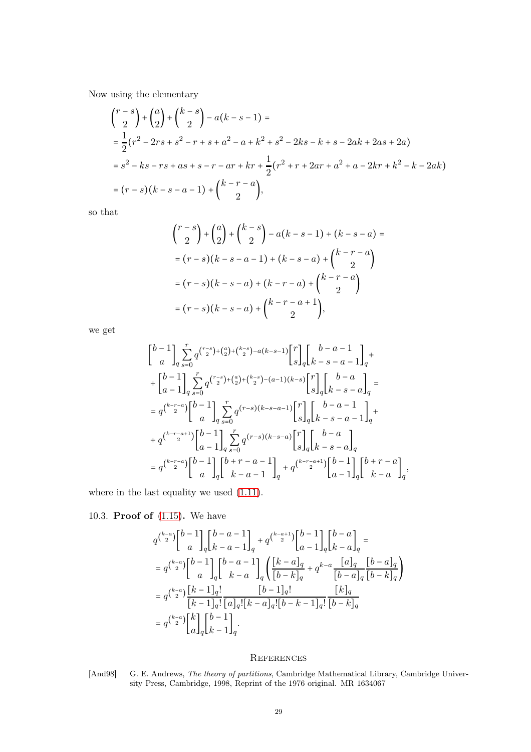Now using the elementary

$$
\begin{aligned}
&\binom{r-s}{2}+\binom{a}{2}+\binom{k-s}{2}-a(k-s-1)= \\
&=\frac{1}{2}(r^2-2rs+s^2-r+s+a^2-a+k^2+s^2-2ks-k+s-2ak+2as+2a) \\
&=s^2-ks-rs+as+s-r-ar+kr+\frac{1}{2}(r^2+r+2ar+a^2+a-2kr+k^2-k-2ak) \\
&=(r-s)(k-s-a-1)+\binom{k-r-a}{2},
\end{aligned}
$$

so that

$$
\begin{aligned}
&\binom{r-s}{2}+\binom{a}{2}+\binom{k-s}{2}-a(k-s-1)+(k-s-a)= \\
&=(r-s)(k-s-a-1)+(k-s-a)+\binom{k-r-a}{2} \\
&=(r-s)(k-s-a)+(k-r-a)+\binom{k-r-a}{2} \\
&=(r-s)(k-s-a)+\binom{k-r-a+1}{2},
\end{aligned}
$$

we get

$$
\begin{aligned}
&\begin{bmatrix}b-1\\a\end{bmatrix}_q\sum_{s=0}^{r}q^{\binom{r-s}{2}+\binom{a}{2}+\binom{k-s}{2}-a(k-s-1)}\begin{bmatrix}r\\s\end{bmatrix}_q\begin{bmatrix}b-a-1\\k-s-a-1\end{bmatrix}_q+ \\
&+\begin{bmatrix}b-1\\a-1\end{bmatrix}_q\sum_{s=0}^{r}q^{\binom{r-s}{2}+\binom{a}{2}+\binom{k-s}{2}-(a-1)(k-s)}\begin{bmatrix}r\\s\end{bmatrix}_q\begin{bmatrix}b-a\\k-s-a\end{bmatrix}_q= \\
&=q^{\binom{k-r-a}{2}}\begin{bmatrix}b-1\\a\end{bmatrix}_q\sum_{s=0}^{r}q^{(r-s)(k-s-a-1)}\begin{bmatrix}r\\s\end{bmatrix}_q\begin{bmatrix}b-a-1\\k-s-a-1\end{bmatrix}_q+ \\
&+q^{\binom{k-r-a+1}{2}}\begin{bmatrix}b-1\\a-1\end{bmatrix}_q\sum_{s=0}^{r}q^{(r-s)(k-s-a)}\begin{bmatrix}r\\s\end{bmatrix}_q\begin{bmatrix}b-a\\k-s-a\end{bmatrix}_q \\
&=q^{\binom{k-r-a}{2}}\begin{bmatrix}b-1\\a\end{bmatrix}_q\begin{bmatrix}b+r-a-1\\k-a-1\end{bmatrix}_q+q^{\binom{k-r-a+1}{2}}\begin{bmatrix}b-1\\a-1\end{bmatrix}_q\begin{bmatrix}b+r-a\\k-a\end{bmatrix}_q,
\end{aligned}
$$

where in the last equality we used (1.11).

### 10.3. Proof of (1.15).

We have

$$
\begin{aligned}
&q^{\binom{k-a}{2}}\begin{bmatrix}b-1\\a\end{bmatrix}_q\begin{bmatrix}b-a-1\\k-a-1\end{bmatrix}_q+q^{\binom{k-a+1}{2}}\begin{bmatrix}b-1\\a-1\end{bmatrix}_q\begin{bmatrix}b-a\\k-a\end{bmatrix}_q= \\
&=q^{\binom{k-a}{2}}\begin{bmatrix}b-1\\a\end{bmatrix}_q\begin{bmatrix}b-a-1\\k-a\end{bmatrix}_q\left(\frac{[k-a]_q}{[b-k]_q}+q^{k-a}\frac{[a]_q}{[b-a]_q}\frac{[b-a]_q}{[b-k]_q}\right) \\
&=q^{\binom{k-a}{2}}\frac{[k-1]_q!}{[k-1]_q!}\frac{[b-1]_q!}{[a]_q![k-a]_q![b-k-1]_q!}\frac{[k]_q}{[b-k]_q} \\
&=q^{\binom{k-a}{2}}\begin{bmatrix}k\\a\end{bmatrix}_q\begin{bmatrix}b-1\\k-1\end{bmatrix}_q.
\end{aligned}
$$

## References

[And98] G. E. Andrews, *The theory of partitions*, Cambridge Mathematical Library, Cambridge University Press, Cambridge, 1998, Reprint of the 1976 original. MR 1634067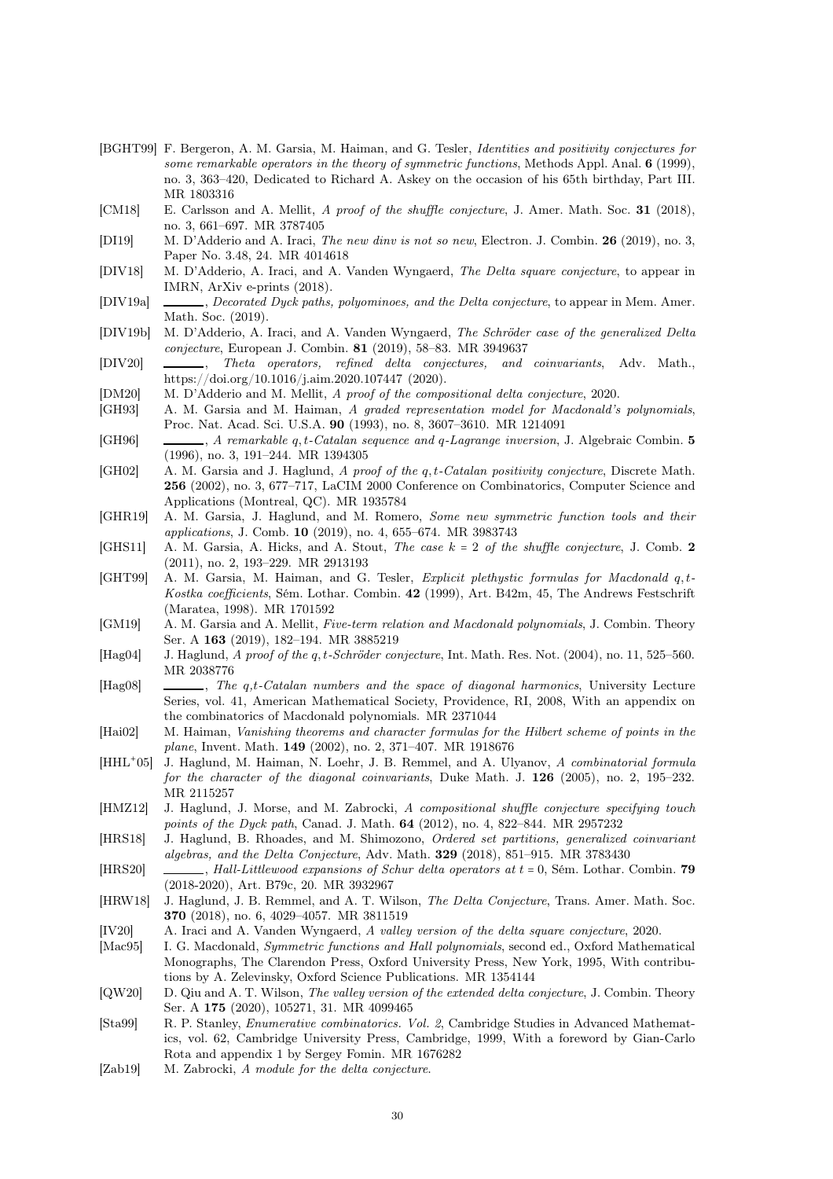- [BGHT99] F. Bergeron, A. M. Garsia, M. Haiman, and G. Tesler, *Identities and positivity conjectures for some remarkable operators in the theory of symmetric functions*, Methods Appl. Anal. **6** (1999), no. 3, 363–420, Dedicated to Richard A. Askey on the occasion of his 65th birthday, Part III. MR 1803316
- [CM18] E. Carlsson and A. Mellit, *A proof of the shuffle conjecture*, J. Amer. Math. Soc. **31** (2018), no. 3, 661–697. MR 3787405
- [DI19] M. D'Adderio and A. Iraci, *The new dinv is not so new*, Electron. J. Combin. **26** (2019), no. 3, Paper No. 3.48, 24. MR 4014618
- [DIV18] M. D'Adderio, A. Iraci, and A. Vanden Wyngaerd, *The Delta square conjecture*, to appear in IMRN, ArXiv e-prints (2018).
- [DIV19a] ———, *Decorated Dyck paths, polyominoes, and the Delta conjecture*, to appear in Mem. Amer. Math. Soc. (2019).
- [DIV19b] M. D'Adderio, A. Iraci, and A. Vanden Wyngaerd, *The Schröder case of the generalized Delta conjecture*, European J. Combin. **81** (2019), 58–83. MR 3949637
- [DIV20] ———, *Theta operators, refined delta conjectures, and coinvariants*, Adv. Math., https://doi.org/10.1016/j.aim.2020.107447 (2020).
- [DM20] M. D'Adderio and M. Mellit, *A proof of the compositional delta conjecture*, 2020.
- [GH93] A. M. Garsia and M. Haiman, *A graded representation model for Macdonald's polynomials*, Proc. Nat. Acad. Sci. U.S.A. **90** (1993), no. 8, 3607–3610. MR 1214091
- [GH96] ———, *A remarkable $q,t$-Catalan sequence and $q$-Lagrange inversion*, J. Algebraic Combin. **5** (1996), no. 3, 191–244. MR 1394305
- [GH02] A. M. Garsia and J. Haglund, *A proof of the $q,t$-Catalan positivity conjecture*, Discrete Math. **256** (2002), no. 3, 677–717, LaCIM 2000 Conference on Combinatorics, Computer Science and Applications (Montreal, QC). MR 1935784
- [GHR19] A. M. Garsia, J. Haglund, and M. Romero, *Some new symmetric function tools and their applications*, J. Comb. **10** (2019), no. 4, 655–674. MR 3983743
- [GHS11] A. M. Garsia, A. Hicks, and A. Stout, *The case $k = 2$ of the shuffle conjecture*, J. Comb. **2** (2011), no. 2, 193–229. MR 2913193
- [GHT99] A. M. Garsia, M. Haiman, and G. Tesler, *Explicit plethystic formulas for Macdonald $q,t$-Kostka coefficients*, Sém. Lothar. Combin. **42** (1999), Art. B42m, 45, The Andrews Festschrift (Maratea, 1998). MR 1701592
- [GM19] A. M. Garsia and A. Mellit, *Five-term relation and Macdonald polynomials*, J. Combin. Theory Ser. A **163** (2019), 182–194. MR 3885219
- [Hag04] J. Haglund, *A proof of the $q,t$-Schröder conjecture*, Int. Math. Res. Not. (2004), no. 11, 525–560. MR 2038776
- [Hag08] ———, *The q,t-Catalan numbers and the space of diagonal harmonics*, University Lecture Series, vol. 41, American Mathematical Society, Providence, RI, 2008, With an appendix on the combinatorics of Macdonald polynomials. MR 2371044
- [Hai02] M. Haiman, *Vanishing theorems and character formulas for the Hilbert scheme of points in the plane*, Invent. Math. **149** (2002), no. 2, 371–407. MR 1918676
- [HHL+05] J. Haglund, M. Haiman, N. Loehr, J. B. Remmel, and A. Ulyanov, *A combinatorial formula for the character of the diagonal coinvariants*, Duke Math. J. **126** (2005), no. 2, 195–232. MR 2115257
- [HMZ12] J. Haglund, J. Morse, and M. Zabrocki, *A compositional shuffle conjecture specifying touch points of the Dyck path*, Canad. J. Math. **64** (2012), no. 4, 822–844. MR 2957232
- [HRS18] J. Haglund, B. Rhoades, and M. Shimozono, *Ordered set partitions, generalized coinvariant algebras, and the Delta Conjecture*, Adv. Math. **329** (2018), 851–915. MR 3783430
- [HRS20] ———, *Hall-Littlewood expansions of Schur delta operators at $t = 0$*, Sém. Lothar. Combin. **79** (2018-2020), Art. B79c, 20. MR 3932967
- [HRW18] J. Haglund, J. B. Remmel, and A. T. Wilson, *The Delta Conjecture*, Trans. Amer. Math. Soc. **370** (2018), no. 6, 4029–4057. MR 3811519
- [IV20] A. Iraci and A. Vanden Wyngaerd, *A valley version of the delta square conjecture*, 2020.
- [Mac95] I. G. Macdonald, *Symmetric functions and Hall polynomials*, second ed., Oxford Mathematical Monographs, The Clarendon Press, Oxford University Press, New York, 1995, With contributions by A. Zelevinsky, Oxford Science Publications. MR 1354144
- [QW20] D. Qiu and A. T. Wilson, *The valley version of the extended delta conjecture*, J. Combin. Theory Ser. A **175** (2020), 105271, 31. MR 4099465
- [Sta99] R. P. Stanley, *Enumerative combinatorics. Vol. 2*, Cambridge Studies in Advanced Mathematics, vol. 62, Cambridge University Press, Cambridge, 1999, With a foreword by Gian-Carlo Rota and appendix 1 by Sergey Fomin. MR 1676282
- [Zab19] M. Zabrocki, *A module for the delta conjecture*.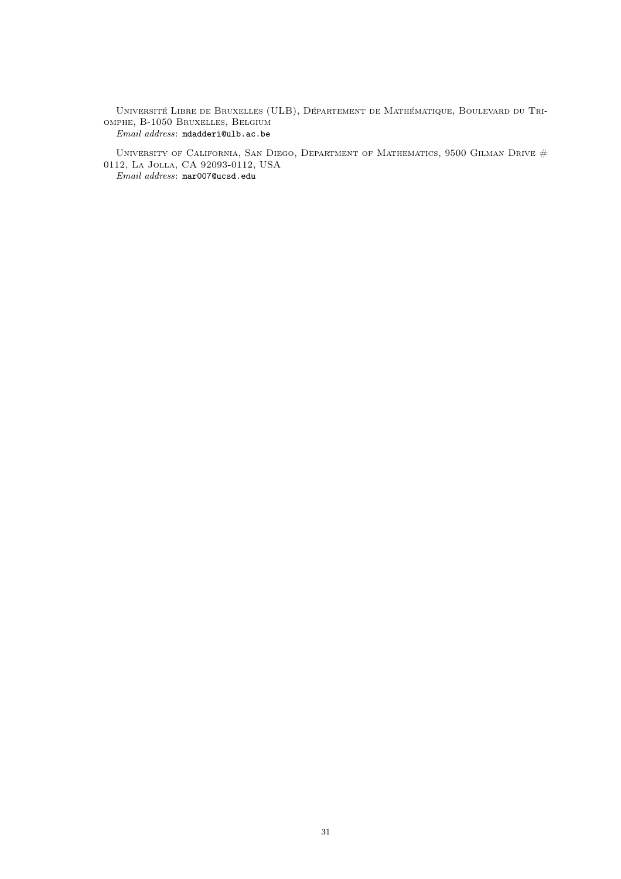Université Libre de Bruxelles (ULB), Département de Mathématique, Boulevard du Triomphe, B-1050 Bruxelles, Belgium
*Email address*: mdadderi@ulb.ac.be

University of California, San Diego, Department of Mathematics, 9500 Gilman Drive # 0112, La Jolla, CA 92093-0112, USA
*Email address*: mar007@ucsd.edu